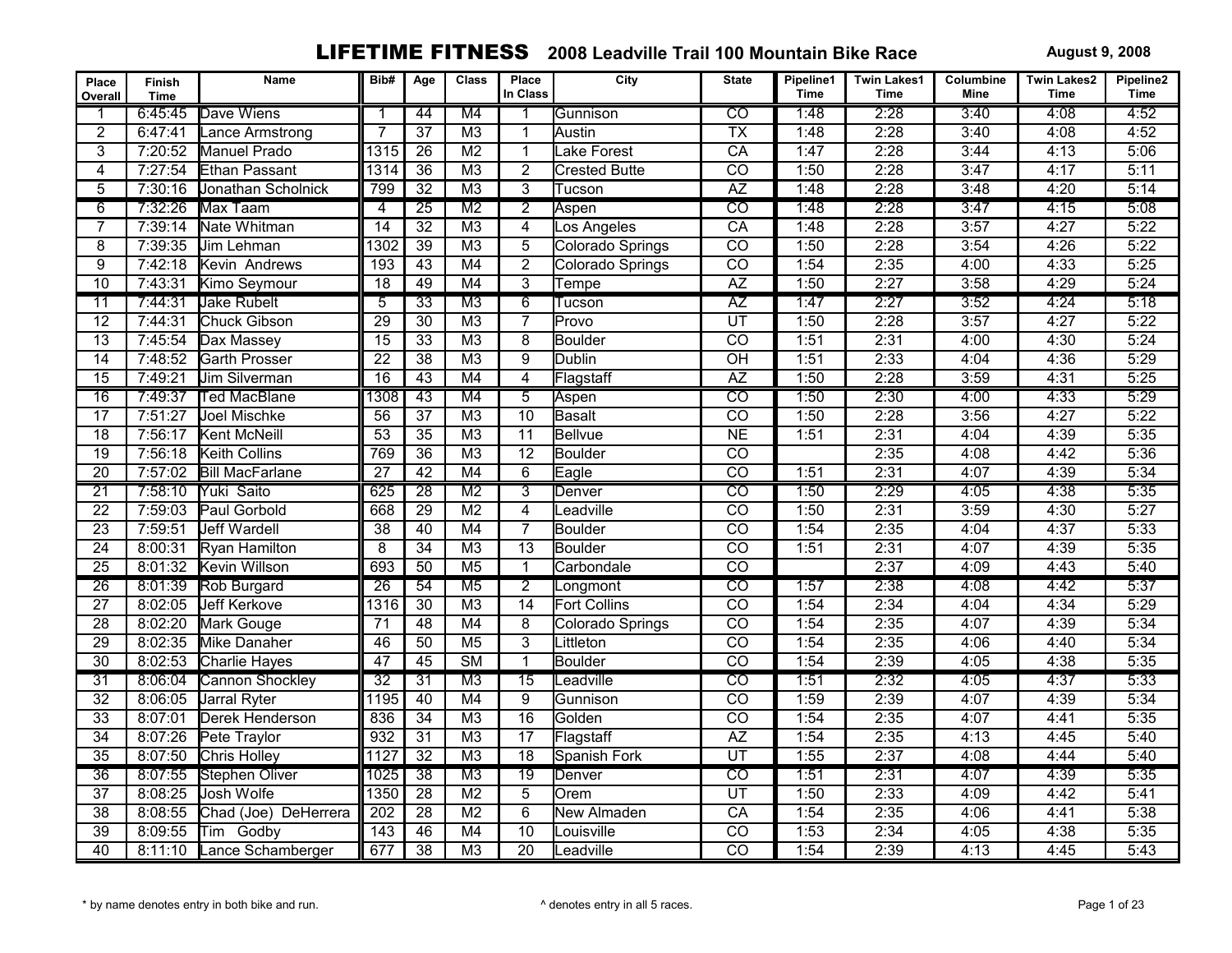# LIFETIME FITNESS 2008 Leadville Trail 100 Mountain Bike Race

August 9, 2008

| Place Overall | Finish Time | Name | Bib# | Age | Class | Place In Class | City | State | Pipeline1 Time | Twin Lakes1 Time | Columbine Mine | Twin Lakes2 Time | Pipeline2 Time |
|---|---|---|---|---|---|---|---|---|---|---|---|---|---|
| 1 | 6:45:45 | Dave Wiens | 1 | 44 | M4 | 1 | Gunnison | CO | 1:48 | 2:28 | 3:40 | 4:08 | 4:52 |
| 2 | 6:47:41 | Lance Armstrong | 7 | 37 | M3 | 1 | Austin | TX | 1:48 | 2:28 | 3:40 | 4:08 | 4:52 |
| 3 | 7:20:52 | Manuel Prado | 1315 | 26 | M2 | 1 | Lake Forest | CA | 1:47 | 2:28 | 3:44 | 4:13 | 5:06 |
| 4 | 7:27:54 | Ethan Passant | 1314 | 36 | M3 | 2 | Crested Butte | CO | 1:50 | 2:28 | 3:47 | 4:17 | 5:11 |
| 5 | 7:30:16 | Jonathan Scholnick | 799 | 32 | M3 | 3 | Tucson | AZ | 1:48 | 2:28 | 3:48 | 4:20 | 5:14 |
| 6 | 7:32:26 | Max Taam | 4 | 25 | M2 | 2 | Aspen | CO | 1:48 | 2:28 | 3:47 | 4:15 | 5:08 |
| 7 | 7:39:14 | Nate Whitman | 14 | 32 | M3 | 4 | Los Angeles | CA | 1:48 | 2:28 | 3:57 | 4:27 | 5:22 |
| 8 | 7:39:35 | Jim Lehman | 1302 | 39 | M3 | 5 | Colorado Springs | CO | 1:50 | 2:28 | 3:54 | 4:26 | 5:22 |
| 9 | 7:42:18 | Kevin Andrews | 193 | 43 | M4 | 2 | Colorado Springs | CO | 1:54 | 2:35 | 4:00 | 4:33 | 5:25 |
| 10 | 7:43:31 | Kimo Seymour | 18 | 49 | M4 | 3 | Tempe | AZ | 1:50 | 2:27 | 3:58 | 4:29 | 5:24 |
| 11 | 7:44:31 | Jake Rubelt | 5 | 33 | M3 | 6 | Tucson | AZ | 1:47 | 2:27 | 3:52 | 4:24 | 5:18 |
| 12 | 7:44:31 | Chuck Gibson | 29 | 30 | M3 | 7 | Provo | UT | 1:50 | 2:28 | 3:57 | 4:27 | 5:22 |
| 13 | 7:45:54 | Dax Massey | 15 | 33 | M3 | 8 | Boulder | CO | 1:51 | 2:31 | 4:00 | 4:30 | 5:24 |
| 14 | 7:48:52 | Garth Prosser | 22 | 38 | M3 | 9 | Dublin | OH | 1:51 | 2:33 | 4:04 | 4:36 | 5:29 |
| 15 | 7:49:21 | Jim Silverman | 16 | 43 | M4 | 4 | Flagstaff | AZ | 1:50 | 2:28 | 3:59 | 4:31 | 5:25 |
| 16 | 7:49:37 | Ted MacBlane | 1308 | 43 | M4 | 5 | Aspen | CO | 1:50 | 2:30 | 4:00 | 4:33 | 5:29 |
| 17 | 7:51:27 | Joel Mischke | 56 | 37 | M3 | 10 | Basalt | CO | 1:50 | 2:28 | 3:56 | 4:27 | 5:22 |
| 18 | 7:56:17 | Kent McNeill | 53 | 35 | M3 | 11 | Bellvue | NE | 1:51 | 2:31 | 4:04 | 4:39 | 5:35 |
| 19 | 7:56:18 | Keith Collins | 769 | 36 | M3 | 12 | Boulder | CO | | 2:35 | 4:08 | 4:42 | 5:36 |
| 20 | 7:57:02 | Bill MacFarlane | 27 | 42 | M4 | 6 | Eagle | CO | 1:51 | 2:31 | 4:07 | 4:39 | 5:34 |
| 21 | 7:58:10 | Yuki Saito | 625 | 28 | M2 | 3 | Denver | CO | 1:50 | 2:29 | 4:05 | 4:38 | 5:35 |
| 22 | 7:59:03 | Paul Gorbold | 668 | 29 | M2 | 4 | Leadville | CO | 1:50 | 2:31 | 3:59 | 4:30 | 5:27 |
| 23 | 7:59:51 | Jeff Wardell | 38 | 40 | M4 | 7 | Boulder | CO | 1:54 | 2:35 | 4:04 | 4:37 | 5:33 |
| 24 | 8:00:31 | Ryan Hamilton | 8 | 34 | M3 | 13 | Boulder | CO | 1:51 | 2:31 | 4:07 | 4:39 | 5:35 |
| 25 | 8:01:32 | Kevin Willson | 693 | 50 | M5 | 1 | Carbondale | CO | | 2:37 | 4:09 | 4:43 | 5:40 |
| 26 | 8:01:39 | Rob Burgard | 26 | 54 | M5 | 2 | Longmont | CO | 1:57 | 2:38 | 4:08 | 4:42 | 5:37 |
| 27 | 8:02:05 | Jeff Kerkove | 1316 | 30 | M3 | 14 | Fort Collins | CO | 1:54 | 2:34 | 4:04 | 4:34 | 5:29 |
| 28 | 8:02:20 | Mark Gouge | 71 | 48 | M4 | 8 | Colorado Springs | CO | 1:54 | 2:35 | 4:07 | 4:39 | 5:34 |
| 29 | 8:02:35 | Mike Danaher | 46 | 50 | M5 | 3 | Littleton | CO | 1:54 | 2:35 | 4:06 | 4:40 | 5:34 |
| 30 | 8:02:53 | Charlie Hayes | 47 | 45 | SM | 1 | Boulder | CO | 1:54 | 2:39 | 4:05 | 4:38 | 5:35 |
| 31 | 8:06:04 | Cannon Shockley | 32 | 31 | M3 | 15 | Leadville | CO | 1:51 | 2:32 | 4:05 | 4:37 | 5:33 |
| 32 | 8:06:05 | Jarral Ryter | 1195 | 40 | M4 | 9 | Gunnison | CO | 1:59 | 2:39 | 4:07 | 4:39 | 5:34 |
| 33 | 8:07:01 | Derek Henderson | 836 | 34 | M3 | 16 | Golden | CO | 1:54 | 2:35 | 4:07 | 4:41 | 5:35 |
| 34 | 8:07:26 | Pete Traylor | 932 | 31 | M3 | 17 | Flagstaff | AZ | 1:54 | 2:35 | 4:13 | 4:45 | 5:40 |
| 35 | 8:07:50 | Chris Holley | 1127 | 32 | M3 | 18 | Spanish Fork | UT | 1:55 | 2:37 | 4:08 | 4:44 | 5:40 |
| 36 | 8:07:55 | Stephen Oliver | 1025 | 38 | M3 | 19 | Denver | CO | 1:51 | 2:31 | 4:07 | 4:39 | 5:35 |
| 37 | 8:08:25 | Josh Wolfe | 1350 | 28 | M2 | 5 | Orem | UT | 1:50 | 2:33 | 4:09 | 4:42 | 5:41 |
| 38 | 8:08:55 | Chad (Joe) DeHerrera | 202 | 28 | M2 | 6 | New Almaden | CA | 1:54 | 2:35 | 4:06 | 4:41 | 5:38 |
| 39 | 8:09:55 | Tim Godby | 143 | 46 | M4 | 10 | Louisville | CO | 1:53 | 2:34 | 4:05 | 4:38 | 5:35 |
| 40 | 8:11:10 | Lance Schamberger | 677 | 38 | M3 | 20 | Leadville | CO | 1:54 | 2:39 | 4:13 | 4:45 | 5:43 |

* by name denotes entry in both bike and run.

^ denotes entry in all 5 races.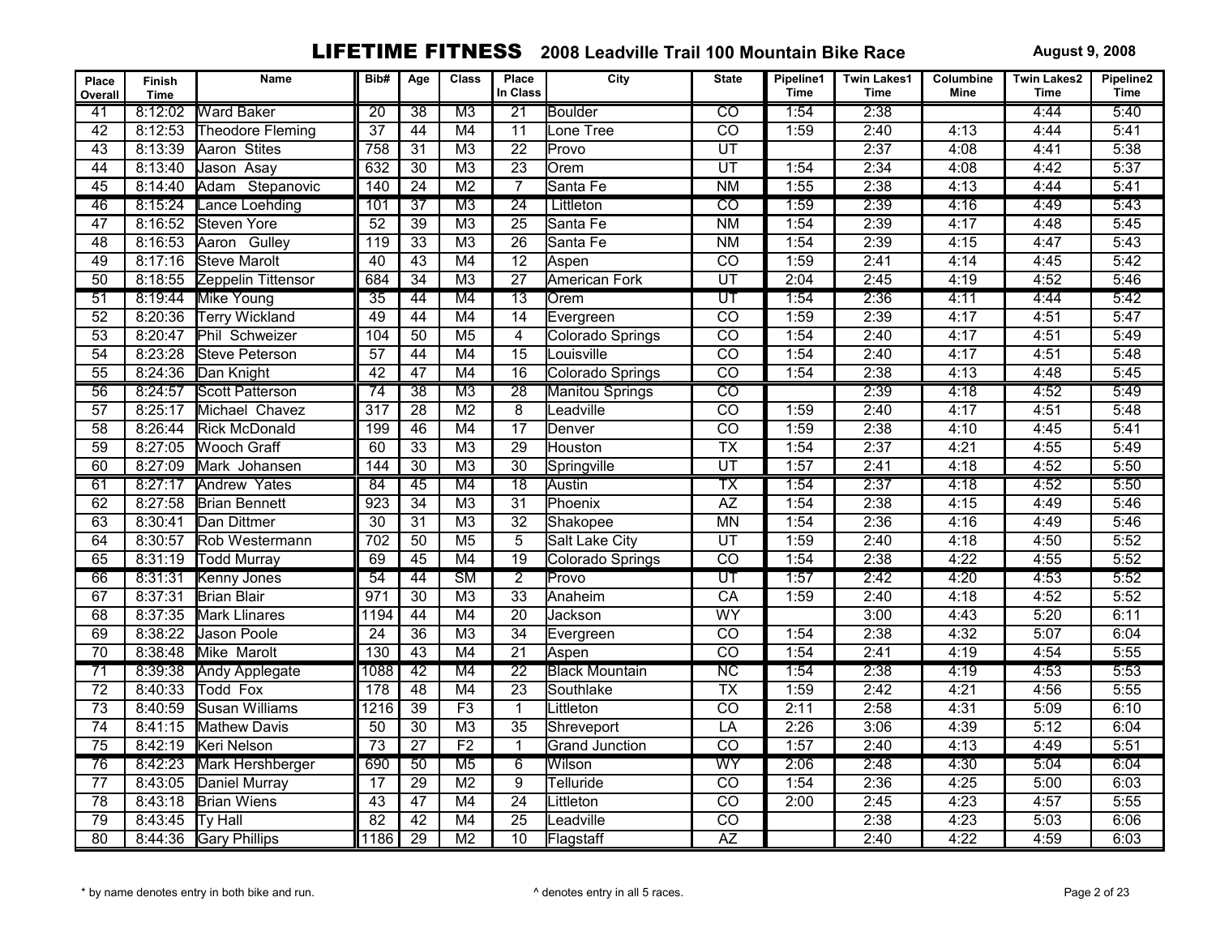# LIFETIME FITNESS 2008 Leadville Trail 100 Mountain Bike Race

**August 9, 2008**

| Place Overall | Finish Time | Name | Bib# | Age | Class | Place In Class | City | State | Pipeline1 Time | Twin Lakes1 Time | Columbine Mine | Twin Lakes2 Time | Pipeline2 Time |
|---|---|---|---|---|---|---|---|---|---|---|---|---|---|
| 41 | 8:12:02 | Ward Baker | 20 | 38 | M3 | 21 | Boulder | CO | 1:54 | 2:38 | | 4:44 | 5:40 |
| 42 | 8:12:53 | Theodore Fleming | 37 | 44 | M4 | 11 | Lone Tree | CO | 1:59 | 2:40 | 4:13 | 4:44 | 5:41 |
| 43 | 8:13:39 | Aaron Stites | 758 | 31 | M3 | 22 | Provo | UT | | 2:37 | 4:08 | 4:41 | 5:38 |
| 44 | 8:13:40 | Jason Asay | 632 | 30 | M3 | 23 | Orem | UT | 1:54 | 2:34 | 4:08 | 4:42 | 5:37 |
| 45 | 8:14:40 | Adam Stepanovic | 140 | 24 | M2 | 7 | Santa Fe | NM | 1:55 | 2:38 | 4:13 | 4:44 | 5:41 |
| 46 | 8:15:24 | Lance Loehding | 101 | 37 | M3 | 24 | Littleton | CO | 1:59 | 2:39 | 4:16 | 4:49 | 5:43 |
| 47 | 8:16:52 | Steven Yore | 52 | 39 | M3 | 25 | Santa Fe | NM | 1:54 | 2:39 | 4:17 | 4:48 | 5:45 |
| 48 | 8:16:53 | Aaron Gulley | 119 | 33 | M3 | 26 | Santa Fe | NM | 1:54 | 2:39 | 4:15 | 4:47 | 5:43 |
| 49 | 8:17:16 | Steve Marolt | 40 | 43 | M4 | 12 | Aspen | CO | 1:59 | 2:41 | 4:14 | 4:45 | 5:42 |
| 50 | 8:18:55 | Zeppelin Tittensor | 684 | 34 | M3 | 27 | American Fork | UT | 2:04 | 2:45 | 4:19 | 4:52 | 5:46 |
| 51 | 8:19:44 | Mike Young | 35 | 44 | M4 | 13 | Orem | UT | 1:54 | 2:36 | 4:11 | 4:44 | 5:42 |
| 52 | 8:20:36 | Terry Wickland | 49 | 44 | M4 | 14 | Evergreen | CO | 1:59 | 2:39 | 4:17 | 4:51 | 5:47 |
| 53 | 8:20:47 | Phil Schweizer | 104 | 50 | M5 | 4 | Colorado Springs | CO | 1:54 | 2:40 | 4:17 | 4:51 | 5:49 |
| 54 | 8:23:28 | Steve Peterson | 57 | 44 | M4 | 15 | Louisville | CO | 1:54 | 2:40 | 4:17 | 4:51 | 5:48 |
| 55 | 8:24:36 | Dan Knight | 42 | 47 | M4 | 16 | Colorado Springs | CO | 1:54 | 2:38 | 4:13 | 4:48 | 5:45 |
| 56 | 8:24:57 | Scott Patterson | 74 | 38 | M3 | 28 | Manitou Springs | CO | | 2:39 | 4:18 | 4:52 | 5:49 |
| 57 | 8:25:17 | Michael Chavez | 317 | 28 | M2 | 8 | Leadville | CO | 1:59 | 2:40 | 4:17 | 4:51 | 5:48 |
| 58 | 8:26:44 | Rick McDonald | 199 | 46 | M4 | 17 | Denver | CO | 1:59 | 2:38 | 4:10 | 4:45 | 5:41 |
| 59 | 8:27:05 | Wooch Graff | 60 | 33 | M3 | 29 | Houston | TX | 1:54 | 2:37 | 4:21 | 4:55 | 5:49 |
| 60 | 8:27:09 | Mark Johansen | 144 | 30 | M3 | 30 | Springville | UT | 1:57 | 2:41 | 4:18 | 4:52 | 5:50 |
| 61 | 8:27:17 | Andrew Yates | 84 | 45 | M4 | 18 | Austin | TX | 1:54 | 2:37 | 4:18 | 4:52 | 5:50 |
| 62 | 8:27:58 | Brian Bennett | 923 | 34 | M3 | 31 | Phoenix | AZ | 1:54 | 2:38 | 4:15 | 4:49 | 5:46 |
| 63 | 8:30:41 | Dan Dittmer | 30 | 31 | M3 | 32 | Shakopee | MN | 1:54 | 2:36 | 4:16 | 4:49 | 5:46 |
| 64 | 8:30:57 | Rob Westermann | 702 | 50 | M5 | 5 | Salt Lake City | UT | 1:59 | 2:40 | 4:18 | 4:50 | 5:52 |
| 65 | 8:31:19 | Todd Murray | 69 | 45 | M4 | 19 | Colorado Springs | CO | 1:54 | 2:38 | 4:22 | 4:55 | 5:52 |
| 66 | 8:31:31 | Kenny Jones | 54 | 44 | SM | 2 | Provo | UT | 1:57 | 2:42 | 4:20 | 4:53 | 5:52 |
| 67 | 8:37:31 | Brian Blair | 971 | 30 | M3 | 33 | Anaheim | CA | 1:59 | 2:40 | 4:18 | 4:52 | 5:52 |
| 68 | 8:37:35 | Mark Llinares | 1194 | 44 | M4 | 20 | Jackson | WY | | 3:00 | 4:43 | 5:20 | 6:11 |
| 69 | 8:38:22 | Jason Poole | 24 | 36 | M3 | 34 | Evergreen | CO | 1:54 | 2:38 | 4:32 | 5:07 | 6:04 |
| 70 | 8:38:48 | Mike Marolt | 130 | 43 | M4 | 21 | Aspen | CO | 1:54 | 2:41 | 4:19 | 4:54 | 5:55 |
| 71 | 8:39:38 | Andy Applegate | 1088 | 42 | M4 | 22 | Black Mountain | NC | 1:54 | 2:38 | 4:19 | 4:53 | 5:53 |
| 72 | 8:40:33 | Todd Fox | 178 | 48 | M4 | 23 | Southlake | TX | 1:59 | 2:42 | 4:21 | 4:56 | 5:55 |
| 73 | 8:40:59 | Susan Williams | 1216 | 39 | F3 | 1 | Littleton | CO | 2:11 | 2:58 | 4:31 | 5:09 | 6:10 |
| 74 | 8:41:15 | Mathew Davis | 50 | 30 | M3 | 35 | Shreveport | LA | 2:26 | 3:06 | 4:39 | 5:12 | 6:04 |
| 75 | 8:42:19 | Keri Nelson | 73 | 27 | F2 | 1 | Grand Junction | CO | 1:57 | 2:40 | 4:13 | 4:49 | 5:51 |
| 76 | 8:42:23 | Mark Hershberger | 690 | 50 | M5 | 6 | Wilson | WY | 2:06 | 2:48 | 4:30 | 5:04 | 6:04 |
| 77 | 8:43:05 | Daniel Murray | 17 | 29 | M2 | 9 | Telluride | CO | 1:54 | 2:36 | 4:25 | 5:00 | 6:03 |
| 78 | 8:43:18 | Brian Wiens | 43 | 47 | M4 | 24 | Littleton | CO | 2:00 | 2:45 | 4:23 | 4:57 | 5:55 |
| 79 | 8:43:45 | Ty Hall | 82 | 42 | M4 | 25 | Leadville | CO | | 2:38 | 4:23 | 5:03 | 6:06 |
| 80 | 8:44:36 | Gary Phillips | 1186 | 29 | M2 | 10 | Flagstaff | AZ | | 2:40 | 4:22 | 4:59 | 6:03 |

* by name denotes entry in both bike and run.

^ denotes entry in all 5 races.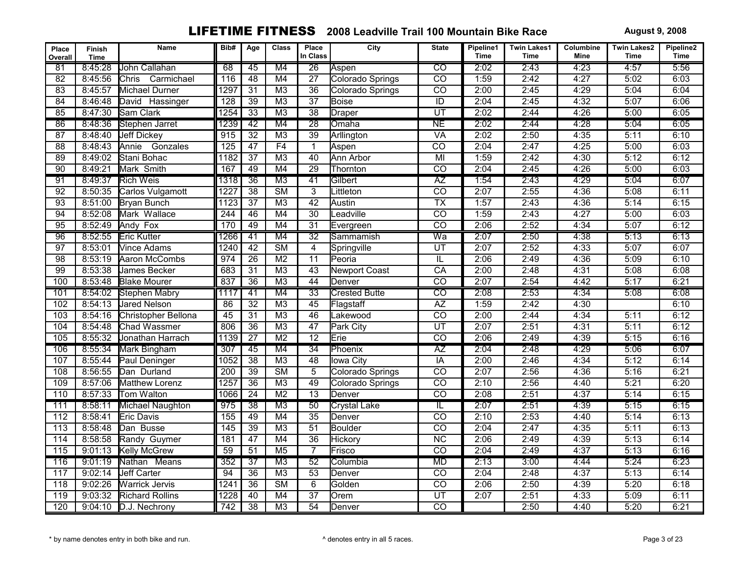# LIFETIME FITNESS 2008 Leadville Trail 100 Mountain Bike Race

August 9, 2008

| Place Overall | Finish Time | Name | Bib# | Age | Class | Place In Class | City | State | Pipeline1 Time | Twin Lakes1 Time | Columbine Mine | Twin Lakes2 Time | Pipeline2 Time |
|---|---|---|---|---|---|---|---|---|---|---|---|---|---|
| 81 | 8:45:28 | John Callahan | 68 | 45 | M4 | 26 | Aspen | CO | 2:02 | 2:43 | 4:23 | 4:57 | 5:56 |
| 82 | 8:45:56 | Chris Carmichael | 116 | 48 | M4 | 27 | Colorado Springs | CO | 1:59 | 2:42 | 4:27 | 5:02 | 6:03 |
| 83 | 8:45:57 | Michael Durner | 1297 | 31 | M3 | 36 | Colorado Springs | CO | 2:00 | 2:45 | 4:29 | 5:04 | 6:04 |
| 84 | 8:46:48 | David Hassinger | 128 | 39 | M3 | 37 | Boise | ID | 2:04 | 2:45 | 4:32 | 5:07 | 6:06 |
| 85 | 8:47:30 | Sam Clark | 1254 | 33 | M3 | 38 | Draper | UT | 2:02 | 2:44 | 4:26 | 5:00 | 6:05 |
| 86 | 8:48:36 | Stephen Jarret | 1239 | 42 | M4 | 28 | Omaha | NE | 2:02 | 2:44 | 4:28 | 5:04 | 6:05 |
| 87 | 8:48:40 | Jeff Dickey | 915 | 32 | M3 | 39 | Arllington | VA | 2:02 | 2:50 | 4:35 | 5:11 | 6:10 |
| 88 | 8:48:43 | Annie Gonzales | 125 | 47 | F4 | 1 | Aspen | CO | 2:04 | 2:47 | 4:25 | 5:00 | 6:03 |
| 89 | 8:49:02 | Stani Bohac | 1182 | 37 | M3 | 40 | Ann Arbor | MI | 1:59 | 2:42 | 4:30 | 5:12 | 6:12 |
| 90 | 8:49:21 | Mark Smith | 167 | 49 | M4 | 29 | Thornton | CO | 2:04 | 2:45 | 4:26 | 5:00 | 6:03 |
| 91 | 8:49:37 | Rich Weis | 1318 | 36 | M3 | 41 | Gilbert | AZ | 1:54 | 2:43 | 4:29 | 5:04 | 6:07 |
| 92 | 8:50:35 | Carlos Vulgamott | 1227 | 38 | SM | 3 | Littleton | CO | 2:07 | 2:55 | 4:36 | 5:08 | 6:11 |
| 93 | 8:51:00 | Bryan Bunch | 1123 | 37 | M3 | 42 | Austin | TX | 1:57 | 2:43 | 4:36 | 5:14 | 6:15 |
| 94 | 8:52:08 | Mark Wallace | 244 | 46 | M4 | 30 | Leadville | CO | 1:59 | 2:43 | 4:27 | 5:00 | 6:03 |
| 95 | 8:52:49 | Andy Fox | 170 | 49 | M4 | 31 | Evergreen | CO | 2:06 | 2:52 | 4:34 | 5:07 | 6:12 |
| 96 | 8:52:55 | Eric Kutter | 1266 | 41 | M4 | 32 | Sammamish | Wa | 2:07 | 2:50 | 4:38 | 5:13 | 6:13 |
| 97 | 8:53:01 | Vince Adams | 1240 | 42 | SM | 4 | Springville | UT | 2:07 | 2:52 | 4:33 | 5:07 | 6:07 |
| 98 | 8:53:19 | Aaron McCombs | 974 | 26 | M2 | 11 | Peoria | IL | 2:06 | 2:49 | 4:36 | 5:09 | 6:10 |
| 99 | 8:53:38 | James Becker | 683 | 31 | M3 | 43 | Newport Coast | CA | 2:00 | 2:48 | 4:31 | 5:08 | 6:08 |
| 100 | 8:53:48 | Blake Mourer | 837 | 36 | M3 | 44 | Denver | CO | 2:07 | 2:54 | 4:42 | 5:17 | 6:21 |
| 101 | 8:54:02 | Stephen Mabry | 1117 | 41 | M4 | 33 | Crested Butte | CO | 2:08 | 2:53 | 4:34 | 5:08 | 6:08 |
| 102 | 8:54:13 | Jared Nelson | 86 | 32 | M3 | 45 | Flagstaff | AZ | 1:59 | 2:42 | 4:30 | | 6:10 |
| 103 | 8:54:16 | Christopher Bellona | 45 | 31 | M3 | 46 | Lakewood | CO | 2:00 | 2:44 | 4:34 | 5:11 | 6:12 |
| 104 | 8:54:48 | Chad Wassmer | 806 | 36 | M3 | 47 | Park City | UT | 2:07 | 2:51 | 4:31 | 5:11 | 6:12 |
| 105 | 8:55:32 | Jonathan Harrach | 1139 | 27 | M2 | 12 | Erie | CO | 2:06 | 2:49 | 4:39 | 5:15 | 6:16 |
| 106 | 8:55:34 | Mark Bingham | 307 | 45 | M4 | 34 | Phoenix | AZ | 2:04 | 2:48 | 4:29 | 5:06 | 6:07 |
| 107 | 8:55:44 | Paul Deninger | 1052 | 38 | M3 | 48 | Iowa City | IA | 2:00 | 2:46 | 4:34 | 5:12 | 6:14 |
| 108 | 8:56:55 | Dan Durland | 200 | 39 | SM | 5 | Colorado Springs | CO | 2:07 | 2:56 | 4:36 | 5:16 | 6:21 |
| 109 | 8:57:06 | Matthew Lorenz | 1257 | 36 | M3 | 49 | Colorado Springs | CO | 2:10 | 2:56 | 4:40 | 5:21 | 6:20 |
| 110 | 8:57:33 | Tom Walton | 1066 | 24 | M2 | 13 | Denver | CO | 2:08 | 2:51 | 4:37 | 5:14 | 6:15 |
| 111 | 8:58:11 | Michael Naughton | 975 | 38 | M3 | 50 | Crystal Lake | IL | 2:07 | 2:51 | 4:39 | 5:15 | 6:15 |
| 112 | 8:58:41 | Eric Davis | 155 | 49 | M4 | 35 | Denver | CO | 2:10 | 2:53 | 4:40 | 5:14 | 6:13 |
| 113 | 8:58:48 | Dan Busse | 145 | 39 | M3 | 51 | Boulder | CO | 2:04 | 2:47 | 4:35 | 5:11 | 6:13 |
| 114 | 8:58:58 | Randy Guymer | 181 | 47 | M4 | 36 | Hickory | NC | 2:06 | 2:49 | 4:39 | 5:13 | 6:14 |
| 115 | 9:01:13 | Kelly McGrew | 59 | 51 | M5 | 7 | Frisco | CO | 2:04 | 2:49 | 4:37 | 5:13 | 6:16 |
| 116 | 9:01:19 | Nathan Means | 352 | 37 | M3 | 52 | Columbia | MD | 2:13 | 3:00 | 4:44 | 5:24 | 6:23 |
| 117 | 9:02:14 | Jeff Carter | 94 | 36 | M3 | 53 | Denver | CO | 2:04 | 2:48 | 4:37 | 5:13 | 6:14 |
| 118 | 9:02:26 | Warrick Jervis | 1241 | 36 | SM | 6 | Golden | CO | 2:06 | 2:50 | 4:39 | 5:20 | 6:18 |
| 119 | 9:03:32 | Richard Rollins | 1228 | 40 | M4 | 37 | Orem | UT | 2:07 | 2:51 | 4:33 | 5:09 | 6:11 |
| 120 | 9:04:10 | D.J. Nechrony | 742 | 38 | M3 | 54 | Denver | CO | | 2:50 | 4:40 | 5:20 | 6:21 |

\* by name denotes entry in both bike and run.

^ denotes entry in all 5 races.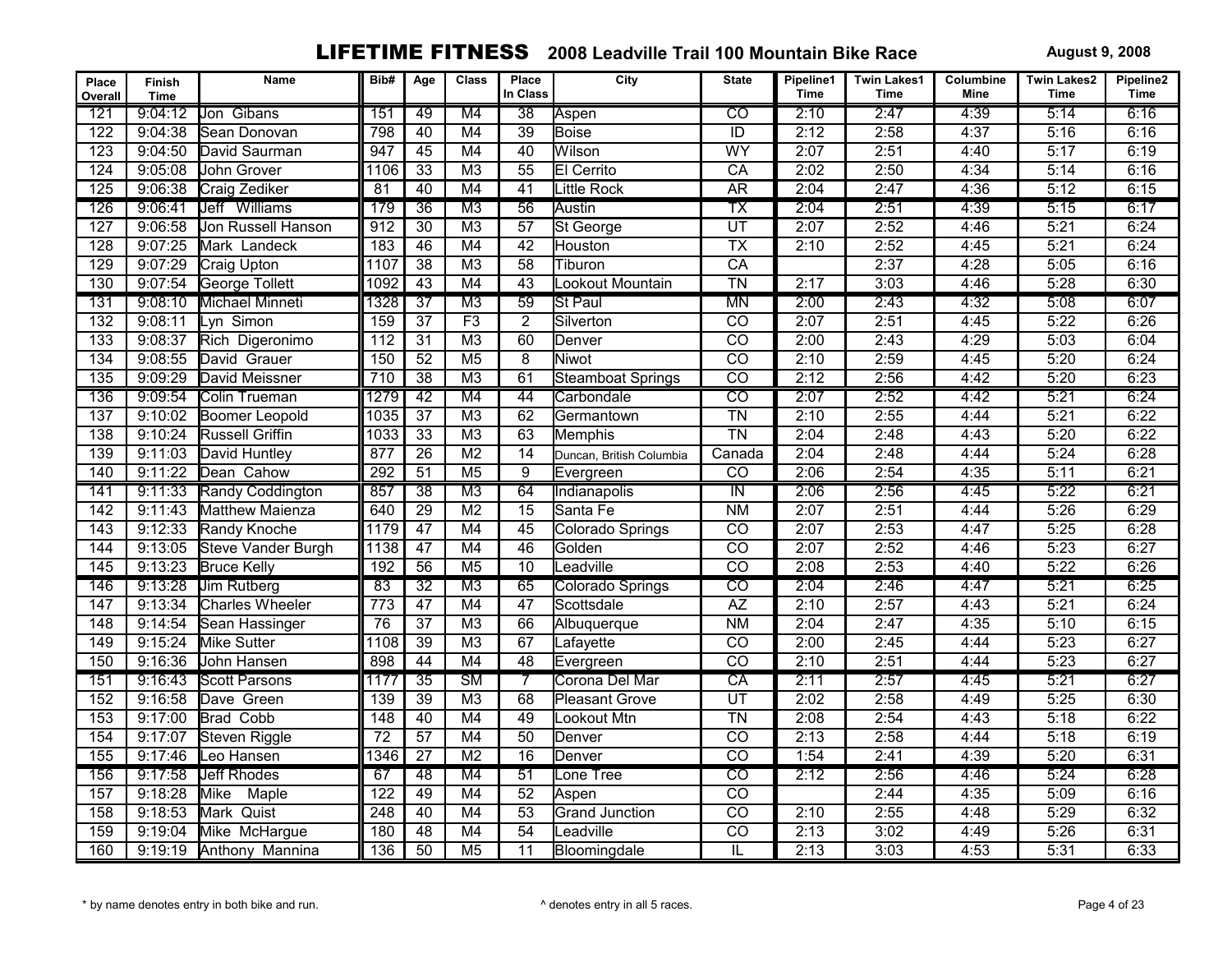# LIFETIME FITNESS 2008 Leadville Trail 100 Mountain Bike Race

**August 9, 2008**

| Place Overall | Finish Time | Name | Bib# | Age | Class | Place In Class | City | State | Pipeline1 Time | Twin Lakes1 Time | Columbine Mine | Twin Lakes2 Time | Pipeline2 Time |
|---|---|---|---|---|---|---|---|---|---|---|---|---|---|
| 121 | 9:04:12 | Jon Gibans | 151 | 49 | M4 | 38 | Aspen | CO | 2:10 | 2:47 | 4:39 | 5:14 | 6:16 |
| 122 | 9:04:38 | Sean Donovan | 798 | 40 | M4 | 39 | Boise | ID | 2:12 | 2:58 | 4:37 | 5:16 | 6:16 |
| 123 | 9:04:50 | David Saurman | 947 | 45 | M4 | 40 | Wilson | WY | 2:07 | 2:51 | 4:40 | 5:17 | 6:19 |
| 124 | 9:05:08 | John Grover | 1106 | 33 | M3 | 55 | El Cerrito | CA | 2:02 | 2:50 | 4:34 | 5:14 | 6:16 |
| 125 | 9:06:38 | Craig Zediker | 81 | 40 | M4 | 41 | Little Rock | AR | 2:04 | 2:47 | 4:36 | 5:12 | 6:15 |
| 126 | 9:06:41 | Jeff Williams | 179 | 36 | M3 | 56 | Austin | TX | 2:04 | 2:51 | 4:39 | 5:15 | 6:17 |
| 127 | 9:06:58 | Jon Russell Hanson | 912 | 30 | M3 | 57 | St George | UT | 2:07 | 2:52 | 4:46 | 5:21 | 6:24 |
| 128 | 9:07:25 | Mark Landeck | 183 | 46 | M4 | 42 | Houston | TX | 2:10 | 2:52 | 4:45 | 5:21 | 6:24 |
| 129 | 9:07:29 | Craig Upton | 1107 | 38 | M3 | 58 | Tiburon | CA | | 2:37 | 4:28 | 5:05 | 6:16 |
| 130 | 9:07:54 | George Tollett | 1092 | 43 | M4 | 43 | Lookout Mountain | TN | 2:17 | 3:03 | 4:46 | 5:28 | 6:30 |
| 131 | 9:08:10 | Michael Minneti | 1328 | 37 | M3 | 59 | St Paul | MN | 2:00 | 2:43 | 4:32 | 5:08 | 6:07 |
| 132 | 9:08:11 | Lyn Simon | 159 | 37 | F3 | 2 | Silverton | CO | 2:07 | 2:51 | 4:45 | 5:22 | 6:26 |
| 133 | 9:08:37 | Rich Digeronimo | 112 | 31 | M3 | 60 | Denver | CO | 2:00 | 2:43 | 4:29 | 5:03 | 6:04 |
| 134 | 9:08:55 | David Grauer | 150 | 52 | M5 | 8 | Niwot | CO | 2:10 | 2:59 | 4:45 | 5:20 | 6:24 |
| 135 | 9:09:29 | David Meissner | 710 | 38 | M3 | 61 | Steamboat Springs | CO | 2:12 | 2:56 | 4:42 | 5:20 | 6:23 |
| 136 | 9:09:54 | Colin Trueman | 1279 | 42 | M4 | 44 | Carbondale | CO | 2:07 | 2:52 | 4:42 | 5:21 | 6:24 |
| 137 | 9:10:02 | Boomer Leopold | 1035 | 37 | M3 | 62 | Germantown | TN | 2:10 | 2:55 | 4:44 | 5:21 | 6:22 |
| 138 | 9:10:24 | Russell Griffin | 1033 | 33 | M3 | 63 | Memphis | TN | 2:04 | 2:48 | 4:43 | 5:20 | 6:22 |
| 139 | 9:11:03 | David Huntley | 877 | 26 | M2 | 14 | Duncan, British Columbia | Canada | 2:04 | 2:48 | 4:44 | 5:24 | 6:28 |
| 140 | 9:11:22 | Dean Cahow | 292 | 51 | M5 | 9 | Evergreen | CO | 2:06 | 2:54 | 4:35 | 5:11 | 6:21 |
| 141 | 9:11:33 | Randy Coddington | 857 | 38 | M3 | 64 | Indianapolis | IN | 2:06 | 2:56 | 4:45 | 5:22 | 6:21 |
| 142 | 9:11:43 | Matthew Maienza | 640 | 29 | M2 | 15 | Santa Fe | NM | 2:07 | 2:51 | 4:44 | 5:26 | 6:29 |
| 143 | 9:12:33 | Randy Knoche | 1179 | 47 | M4 | 45 | Colorado Springs | CO | 2:07 | 2:53 | 4:47 | 5:25 | 6:28 |
| 144 | 9:13:05 | Steve Vander Burgh | 1138 | 47 | M4 | 46 | Golden | CO | 2:07 | 2:52 | 4:46 | 5:23 | 6:27 |
| 145 | 9:13:23 | Bruce Kelly | 192 | 56 | M5 | 10 | Leadville | CO | 2:08 | 2:53 | 4:40 | 5:22 | 6:26 |
| 146 | 9:13:28 | Jim Rutberg | 83 | 32 | M3 | 65 | Colorado Springs | CO | 2:04 | 2:46 | 4:47 | 5:21 | 6:25 |
| 147 | 9:13:34 | Charles Wheeler | 773 | 47 | M4 | 47 | Scottsdale | AZ | 2:10 | 2:57 | 4:43 | 5:21 | 6:24 |
| 148 | 9:14:54 | Sean Hassinger | 76 | 37 | M3 | 66 | Albuquerque | NM | 2:04 | 2:47 | 4:35 | 5:10 | 6:15 |
| 149 | 9:15:24 | Mike Sutter | 1108 | 39 | M3 | 67 | Lafayette | CO | 2:00 | 2:45 | 4:44 | 5:23 | 6:27 |
| 150 | 9:16:36 | John Hansen | 898 | 44 | M4 | 48 | Evergreen | CO | 2:10 | 2:51 | 4:44 | 5:23 | 6:27 |
| 151 | 9:16:43 | Scott Parsons | 1177 | 35 | SM | 7 | Corona Del Mar | CA | 2:11 | 2:57 | 4:45 | 5:21 | 6:27 |
| 152 | 9:16:58 | Dave Green | 139 | 39 | M3 | 68 | Pleasant Grove | UT | 2:02 | 2:58 | 4:49 | 5:25 | 6:30 |
| 153 | 9:17:00 | Brad Cobb | 148 | 40 | M4 | 49 | Lookout Mtn | TN | 2:08 | 2:54 | 4:43 | 5:18 | 6:22 |
| 154 | 9:17:07 | Steven Riggle | 72 | 57 | M4 | 50 | Denver | CO | 2:13 | 2:58 | 4:44 | 5:18 | 6:19 |
| 155 | 9:17:46 | Leo Hansen | 1346 | 27 | M2 | 16 | Denver | CO | 1:54 | 2:41 | 4:39 | 5:20 | 6:31 |
| 156 | 9:17:58 | Jeff Rhodes | 67 | 48 | M4 | 51 | Lone Tree | CO | 2:12 | 2:56 | 4:46 | 5:24 | 6:28 |
| 157 | 9:18:28 | Mike Maple | 122 | 49 | M4 | 52 | Aspen | CO | | 2:44 | 4:35 | 5:09 | 6:16 |
| 158 | 9:18:53 | Mark Quist | 248 | 40 | M4 | 53 | Grand Junction | CO | 2:10 | 2:55 | 4:48 | 5:29 | 6:32 |
| 159 | 9:19:04 | Mike McHargue | 180 | 48 | M4 | 54 | Leadville | CO | 2:13 | 3:02 | 4:49 | 5:26 | 6:31 |
| 160 | 9:19:19 | Anthony Mannina | 136 | 50 | M5 | 11 | Bloomingdale | IL | 2:13 | 3:03 | 4:53 | 5:31 | 6:33 |

\* by name denotes entry in both bike and run.

^ denotes entry in all 5 races.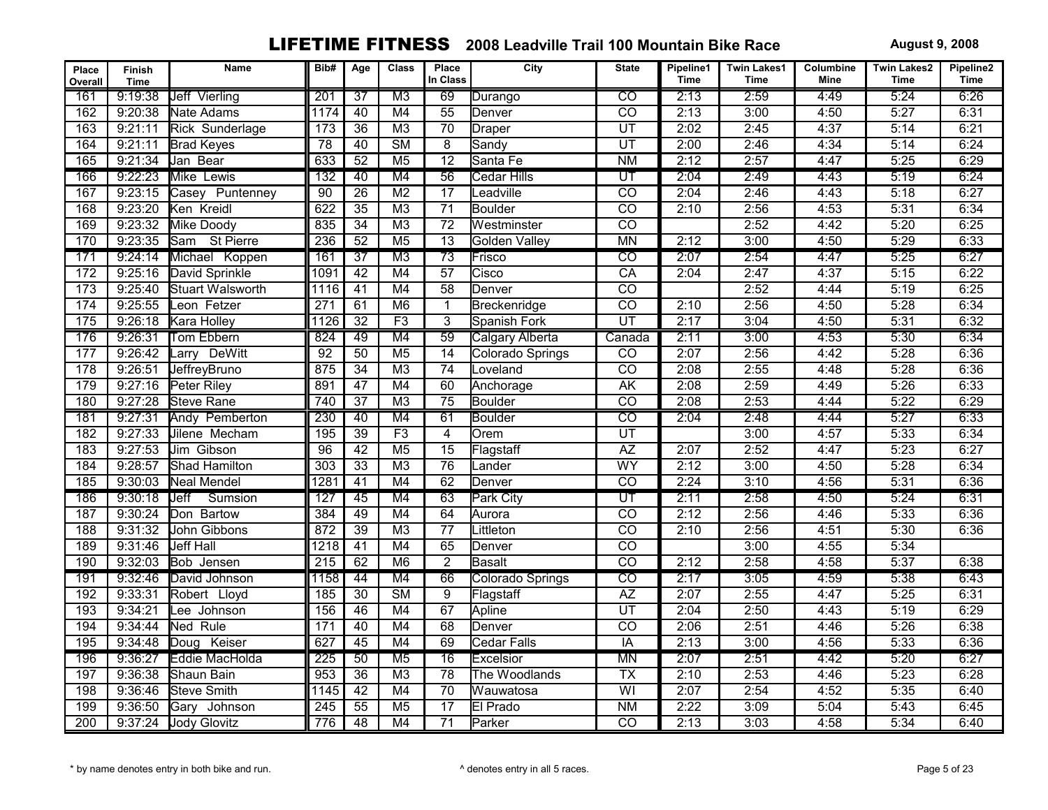# LIFETIME FITNESS 2008 Leadville Trail 100 Mountain Bike Race

**August 9, 2008**

| Place Overall | Finish Time | Name | Bib# | Age | Class | Place In Class | City | State | Pipeline1 Time | Twin Lakes1 Time | Columbine Mine | Twin Lakes2 Time | Pipeline2 Time |
|---|---|---|---|---|---|---|---|---|---|---|---|---|---|
| 161 | 9:19:38 | Jeff Vierling | 201 | 37 | M3 | 69 | Durango | CO | 2:13 | 2:59 | 4:49 | 5:24 | 6:26 |
| 162 | 9:20:38 | Nate Adams | 1174 | 40 | M4 | 55 | Denver | CO | 2:13 | 3:00 | 4:50 | 5:27 | 6:31 |
| 163 | 9:21:11 | Rick Sunderlage | 173 | 36 | M3 | 70 | Draper | UT | 2:02 | 2:45 | 4:37 | 5:14 | 6:21 |
| 164 | 9:21:11 | Brad Keyes | 78 | 40 | SM | 8 | Sandy | UT | 2:00 | 2:46 | 4:34 | 5:14 | 6:24 |
| 165 | 9:21:34 | Jan Bear | 633 | 52 | M5 | 12 | Santa Fe | NM | 2:12 | 2:57 | 4:47 | 5:25 | 6:29 |
| 166 | 9:22:23 | Mike Lewis | 132 | 40 | M4 | 56 | Cedar Hills | UT | 2:04 | 2:49 | 4:43 | 5:19 | 6:24 |
| 167 | 9:23:15 | Casey Puntenney | 90 | 26 | M2 | 17 | Leadville | CO | 2:04 | 2:46 | 4:43 | 5:18 | 6:27 |
| 168 | 9:23:20 | Ken Kreidl | 622 | 35 | M3 | 71 | Boulder | CO | 2:10 | 2:56 | 4:53 | 5:31 | 6:34 |
| 169 | 9:23:32 | Mike Doody | 835 | 34 | M3 | 72 | Westminster | CO | | 2:52 | 4:42 | 5:20 | 6:25 |
| 170 | 9:23:35 | Sam St Pierre | 236 | 52 | M5 | 13 | Golden Valley | MN | 2:12 | 3:00 | 4:50 | 5:29 | 6:33 |
| 171 | 9:24:14 | Michael Koppen | 161 | 37 | M3 | 73 | Frisco | CO | 2:07 | 2:54 | 4:47 | 5:25 | 6:27 |
| 172 | 9:25:16 | David Sprinkle | 1091 | 42 | M4 | 57 | Cisco | CA | 2:04 | 2:47 | 4:37 | 5:15 | 6:22 |
| 173 | 9:25:40 | Stuart Walsworth | 1116 | 41 | M4 | 58 | Denver | CO | | 2:52 | 4:44 | 5:19 | 6:25 |
| 174 | 9:25:55 | Leon Fetzer | 271 | 61 | M6 | 1 | Breckenridge | CO | 2:10 | 2:56 | 4:50 | 5:28 | 6:34 |
| 175 | 9:26:18 | Kara Holley | 1126 | 32 | F3 | 3 | Spanish Fork | UT | 2:17 | 3:04 | 4:50 | 5:31 | 6:32 |
| 176 | 9:26:31 | Tom Ebbern | 824 | 49 | M4 | 59 | Calgary Alberta | Canada | 2:11 | 3:00 | 4:53 | 5:30 | 6:34 |
| 177 | 9:26:42 | Larry DeWitt | 92 | 50 | M5 | 14 | Colorado Springs | CO | 2:07 | 2:56 | 4:42 | 5:28 | 6:36 |
| 178 | 9:26:51 | JeffreyBruno | 875 | 34 | M3 | 74 | Loveland | CO | 2:08 | 2:55 | 4:48 | 5:28 | 6:36 |
| 179 | 9:27:16 | Peter Riley | 891 | 47 | M4 | 60 | Anchorage | AK | 2:08 | 2:59 | 4:49 | 5:26 | 6:33 |
| 180 | 9:27:28 | Steve Rane | 740 | 37 | M3 | 75 | Boulder | CO | 2:08 | 2:53 | 4:44 | 5:22 | 6:29 |
| 181 | 9:27:31 | Andy Pemberton | 230 | 40 | M4 | 61 | Boulder | CO | 2:04 | 2:48 | 4:44 | 5:27 | 6:33 |
| 182 | 9:27:33 | Jilene Mecham | 195 | 39 | F3 | 4 | Orem | UT | | 3:00 | 4:57 | 5:33 | 6:34 |
| 183 | 9:27:53 | Jim Gibson | 96 | 42 | M5 | 15 | Flagstaff | AZ | 2:07 | 2:52 | 4:47 | 5:23 | 6:27 |
| 184 | 9:28:57 | Shad Hamilton | 303 | 33 | M3 | 76 | Lander | WY | 2:12 | 3:00 | 4:50 | 5:28 | 6:34 |
| 185 | 9:30:03 | Neal Mendel | 1281 | 41 | M4 | 62 | Denver | CO | 2:24 | 3:10 | 4:56 | 5:31 | 6:36 |
| 186 | 9:30:18 | Jeff Sumsion | 127 | 45 | M4 | 63 | Park City | UT | 2:11 | 2:58 | 4:50 | 5:24 | 6:31 |
| 187 | 9:30:24 | Don Bartow | 384 | 49 | M4 | 64 | Aurora | CO | 2:12 | 2:56 | 4:46 | 5:33 | 6:36 |
| 188 | 9:31:32 | John Gibbons | 872 | 39 | M3 | 77 | Littleton | CO | 2:10 | 2:56 | 4:51 | 5:30 | 6:36 |
| 189 | 9:31:46 | Jeff Hall | 1218 | 41 | M4 | 65 | Denver | CO | | 3:00 | 4:55 | 5:34 | |
| 190 | 9:32:03 | Bob Jensen | 215 | 62 | M6 | 2 | Basalt | CO | 2:12 | 2:58 | 4:58 | 5:37 | 6:38 |
| 191 | 9:32:46 | David Johnson | 1158 | 44 | M4 | 66 | Colorado Springs | CO | 2:17 | 3:05 | 4:59 | 5:38 | 6:43 |
| 192 | 9:33:31 | Robert Lloyd | 185 | 30 | SM | 9 | Flagstaff | AZ | 2:07 | 2:55 | 4:47 | 5:25 | 6:31 |
| 193 | 9:34:21 | Lee Johnson | 156 | 46 | M4 | 67 | Apline | UT | 2:04 | 2:50 | 4:43 | 5:19 | 6:29 |
| 194 | 9:34:44 | Ned Rule | 171 | 40 | M4 | 68 | Denver | CO | 2:06 | 2:51 | 4:46 | 5:26 | 6:38 |
| 195 | 9:34:48 | Doug Keiser | 627 | 45 | M4 | 69 | Cedar Falls | IA | 2:13 | 3:00 | 4:56 | 5:33 | 6:36 |
| 196 | 9:36:27 | Eddie MacHolda | 225 | 50 | M5 | 16 | Excelsior | MN | 2:07 | 2:51 | 4:42 | 5:20 | 6:27 |
| 197 | 9:36:38 | Shaun Bain | 953 | 36 | M3 | 78 | The Woodlands | TX | 2:10 | 2:53 | 4:46 | 5:23 | 6:28 |
| 198 | 9:36:46 | Steve Smith | 1145 | 42 | M4 | 70 | Wauwatosa | WI | 2:07 | 2:54 | 4:52 | 5:35 | 6:40 |
| 199 | 9:36:50 | Gary Johnson | 245 | 55 | M5 | 17 | El Prado | NM | 2:22 | 3:09 | 5:04 | 5:43 | 6:45 |
| 200 | 9:37:24 | Jody Glovitz | 776 | 48 | M4 | 71 | Parker | CO | 2:13 | 3:03 | 4:58 | 5:34 | 6:40 |

* by name denotes entry in both bike and run.

^ denotes entry in all 5 races.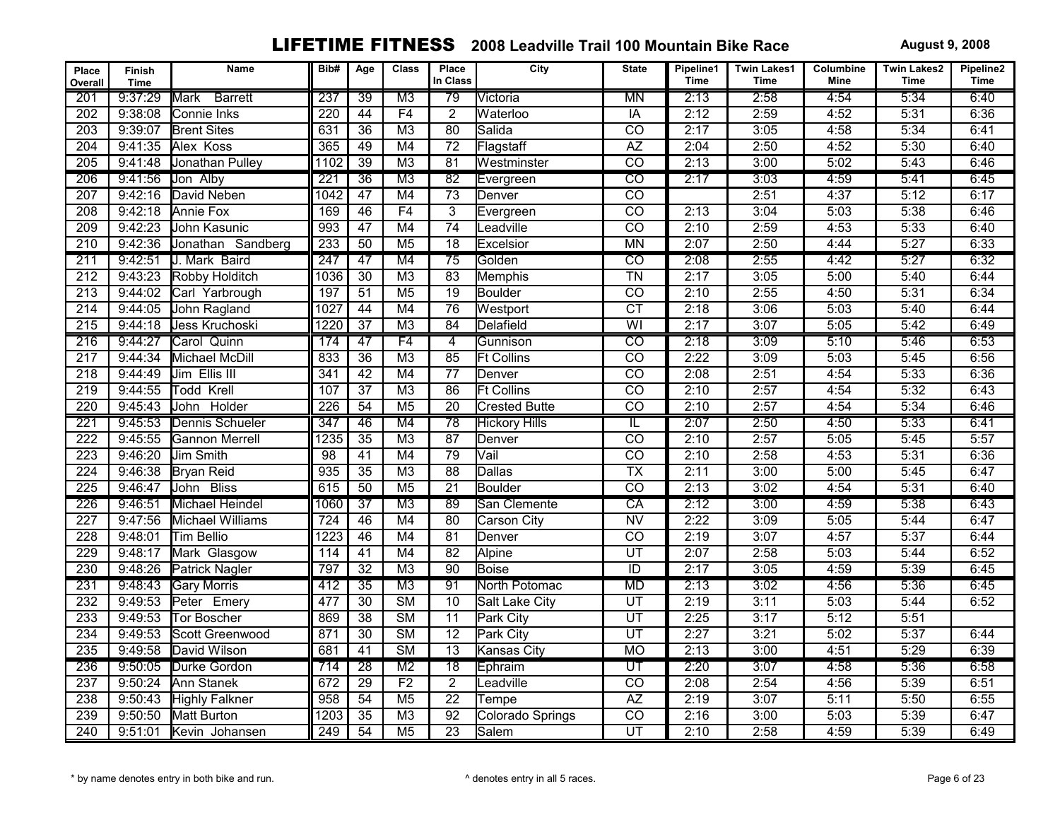# LIFETIME FITNESS 2008 Leadville Trail 100 Mountain Bike Race

August 9, 2008

| Place Overall | Finish Time | Name | Bib# | Age | Class | Place In Class | City | State | Pipeline1 Time | Twin Lakes1 Time | Columbine Mine | Twin Lakes2 Time | Pipeline2 Time |
|---|---|---|---|---|---|---|---|---|---|---|---|---|---|
| 201 | 9:37:29 | Mark Barrett | 237 | 39 | M3 | 79 | Victoria | MN | 2:13 | 2:58 | 4:54 | 5:34 | 6:40 |
| 202 | 9:38:08 | Connie Inks | 220 | 44 | F4 | 2 | Waterloo | IA | 2:12 | 2:59 | 4:52 | 5:31 | 6:36 |
| 203 | 9:39:07 | Brent Sites | 631 | 36 | M3 | 80 | Salida | CO | 2:17 | 3:05 | 4:58 | 5:34 | 6:41 |
| 204 | 9:41:35 | Alex Koss | 365 | 49 | M4 | 72 | Flagstaff | AZ | 2:04 | 2:50 | 4:52 | 5:30 | 6:40 |
| 205 | 9:41:48 | Jonathan Pulley | 1102 | 39 | M3 | 81 | Westminster | CO | 2:13 | 3:00 | 5:02 | 5:43 | 6:46 |
| 206 | 9:41:56 | Jon Alby | 221 | 36 | M3 | 82 | Evergreen | CO | 2:17 | 3:03 | 4:59 | 5:41 | 6:45 |
| 207 | 9:42:16 | David Neben | 1042 | 47 | M4 | 73 | Denver | CO | | 2:51 | 4:37 | 5:12 | 6:17 |
| 208 | 9:42:18 | Annie Fox | 169 | 46 | F4 | 3 | Evergreen | CO | 2:13 | 3:04 | 5:03 | 5:38 | 6:46 |
| 209 | 9:42:23 | John Kasunic | 993 | 47 | M4 | 74 | Leadville | CO | 2:10 | 2:59 | 4:53 | 5:33 | 6:40 |
| 210 | 9:42:36 | Jonathan Sandberg | 233 | 50 | M5 | 18 | Excelsior | MN | 2:07 | 2:50 | 4:44 | 5:27 | 6:33 |
| 211 | 9:42:51 | J. Mark Baird | 247 | 47 | M4 | 75 | Golden | CO | 2:08 | 2:55 | 4:42 | 5:27 | 6:32 |
| 212 | 9:43:23 | Robby Holditch | 1036 | 30 | M3 | 83 | Memphis | TN | 2:17 | 3:05 | 5:00 | 5:40 | 6:44 |
| 213 | 9:44:02 | Carl Yarbrough | 197 | 51 | M5 | 19 | Boulder | CO | 2:10 | 2:55 | 4:50 | 5:31 | 6:34 |
| 214 | 9:44:05 | John Ragland | 1027 | 44 | M4 | 76 | Westport | CT | 2:18 | 3:06 | 5:03 | 5:40 | 6:44 |
| 215 | 9:44:18 | Jess Kruchoski | 1220 | 37 | M3 | 84 | Delafield | WI | 2:17 | 3:07 | 5:05 | 5:42 | 6:49 |
| 216 | 9:44:27 | Carol Quinn | 174 | 47 | F4 | 4 | Gunnison | CO | 2:18 | 3:09 | 5:10 | 5:46 | 6:53 |
| 217 | 9:44:34 | Michael McDill | 833 | 36 | M3 | 85 | Ft Collins | CO | 2:22 | 3:09 | 5:03 | 5:45 | 6:56 |
| 218 | 9:44:49 | Jim Ellis III | 341 | 42 | M4 | 77 | Denver | CO | 2:08 | 2:51 | 4:54 | 5:33 | 6:36 |
| 219 | 9:44:55 | Todd Krell | 107 | 37 | M3 | 86 | Ft Collins | CO | 2:10 | 2:57 | 4:54 | 5:32 | 6:43 |
| 220 | 9:45:43 | John Holder | 226 | 54 | M5 | 20 | Crested Butte | CO | 2:10 | 2:57 | 4:54 | 5:34 | 6:46 |
| 221 | 9:45:53 | Dennis Schueler | 347 | 46 | M4 | 78 | Hickory Hills | IL | 2:07 | 2:50 | 4:50 | 5:33 | 6:41 |
| 222 | 9:45:55 | Gannon Merrell | 1235 | 35 | M3 | 87 | Denver | CO | 2:10 | 2:57 | 5:05 | 5:45 | 5:57 |
| 223 | 9:46:20 | Jim Smith | 98 | 41 | M4 | 79 | Vail | CO | 2:10 | 2:58 | 4:53 | 5:31 | 6:36 |
| 224 | 9:46:38 | Bryan Reid | 935 | 35 | M3 | 88 | Dallas | TX | 2:11 | 3:00 | 5:00 | 5:45 | 6:47 |
| 225 | 9:46:47 | John Bliss | 615 | 50 | M5 | 21 | Boulder | CO | 2:13 | 3:02 | 4:54 | 5:31 | 6:40 |
| 226 | 9:46:51 | Michael Heindel | 1060 | 37 | M3 | 89 | San Clemente | CA | 2:12 | 3:00 | 4:59 | 5:38 | 6:43 |
| 227 | 9:47:56 | Michael Williams | 724 | 46 | M4 | 80 | Carson City | NV | 2:22 | 3:09 | 5:05 | 5:44 | 6:47 |
| 228 | 9:48:01 | Tim Bellio | 1223 | 46 | M4 | 81 | Denver | CO | 2:19 | 3:07 | 4:57 | 5:37 | 6:44 |
| 229 | 9:48:17 | Mark Glasgow | 114 | 41 | M4 | 82 | Alpine | UT | 2:07 | 2:58 | 5:03 | 5:44 | 6:52 |
| 230 | 9:48:26 | Patrick Nagler | 797 | 32 | M3 | 90 | Boise | ID | 2:17 | 3:05 | 4:59 | 5:39 | 6:45 |
| 231 | 9:48:43 | Gary Morris | 412 | 35 | M3 | 91 | North Potomac | MD | 2:13 | 3:02 | 4:56 | 5:36 | 6:45 |
| 232 | 9:49:53 | Peter Emery | 477 | 30 | SM | 10 | Salt Lake City | UT | 2:19 | 3:11 | 5:03 | 5:44 | 6:52 |
| 233 | 9:49:53 | Tor Boscher | 869 | 38 | SM | 11 | Park City | UT | 2:25 | 3:17 | 5:12 | 5:51 | |
| 234 | 9:49:53 | Scott Greenwood | 871 | 30 | SM | 12 | Park City | UT | 2:27 | 3:21 | 5:02 | 5:37 | 6:44 |
| 235 | 9:49:58 | David Wilson | 681 | 41 | SM | 13 | Kansas City | MO | 2:13 | 3:00 | 4:51 | 5:29 | 6:39 |
| 236 | 9:50:05 | Durke Gordon | 714 | 28 | M2 | 18 | Ephraim | UT | 2:20 | 3:07 | 4:58 | 5:36 | 6:58 |
| 237 | 9:50:24 | Ann Stanek | 672 | 29 | F2 | 2 | Leadville | CO | 2:08 | 2:54 | 4:56 | 5:39 | 6:51 |
| 238 | 9:50:43 | Highly Falkner | 958 | 54 | M5 | 22 | Tempe | AZ | 2:19 | 3:07 | 5:11 | 5:50 | 6:55 |
| 239 | 9:50:50 | Matt Burton | 1203 | 35 | M3 | 92 | Colorado Springs | CO | 2:16 | 3:00 | 5:03 | 5:39 | 6:47 |
| 240 | 9:51:01 | Kevin Johansen | 249 | 54 | M5 | 23 | Salem | UT | 2:10 | 2:58 | 4:59 | 5:39 | 6:49 |

* by name denotes entry in both bike and run. ^ denotes entry in all 5 races.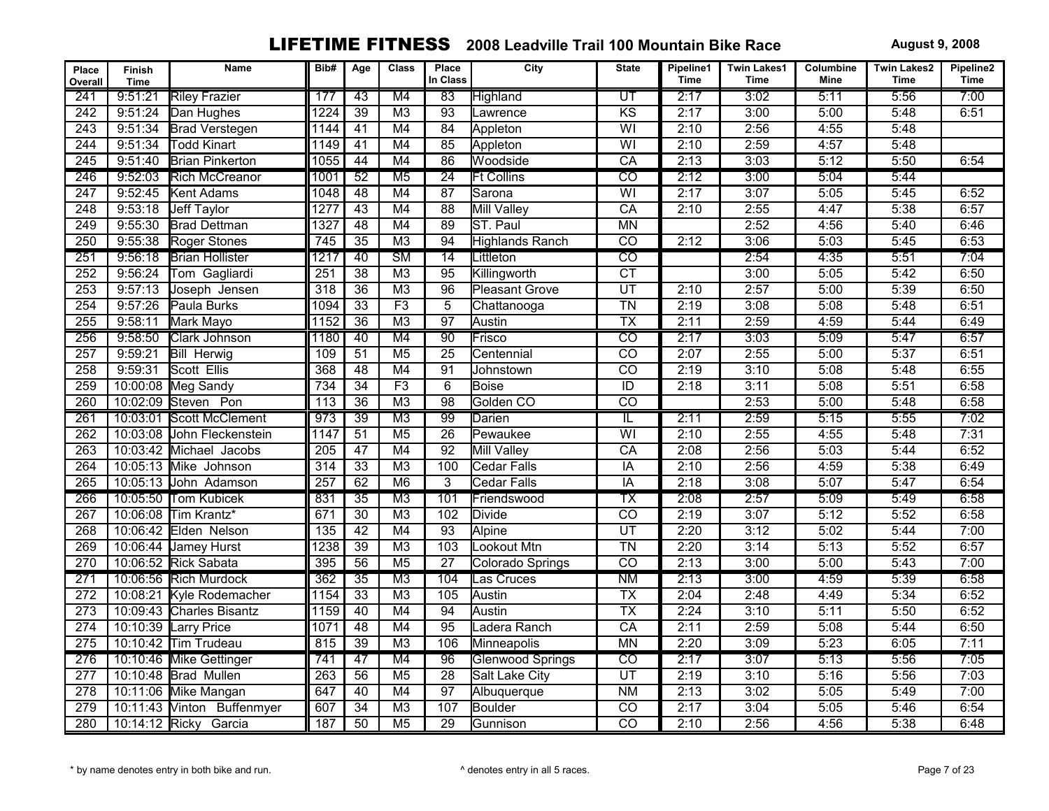# LIFETIME FITNESS 2008 Leadville Trail 100 Mountain Bike Race

**August 9, 2008**

| Place Overall | Finish Time | Name | Bib# | Age | Class | Place In Class | City | State | Pipeline1 Time | Twin Lakes1 Time | Columbine Mine | Twin Lakes2 Time | Pipeline2 Time |
|---|---|---|---|---|---|---|---|---|---|---|---|---|---|
| 241 | 9:51:21 | Riley Frazier | 177 | 43 | M4 | 83 | Highland | UT | 2:17 | 3:02 | 5:11 | 5:56 | 7:00 |
| 242 | 9:51:24 | Dan Hughes | 1224 | 39 | M3 | 93 | Lawrence | KS | 2:17 | 3:00 | 5:00 | 5:48 | 6:51 |
| 243 | 9:51:34 | Brad Verstegen | 1144 | 41 | M4 | 84 | Appleton | WI | 2:10 | 2:56 | 4:55 | 5:48 | |
| 244 | 9:51:34 | Todd Kinart | 1149 | 41 | M4 | 85 | Appleton | WI | 2:10 | 2:59 | 4:57 | 5:48 | |
| 245 | 9:51:40 | Brian Pinkerton | 1055 | 44 | M4 | 86 | Woodside | CA | 2:13 | 3:03 | 5:12 | 5:50 | 6:54 |
| 246 | 9:52:03 | Rich McCreanor | 1001 | 52 | M5 | 24 | Ft Collins | CO | 2:12 | 3:00 | 5:04 | 5:44 | |
| 247 | 9:52:45 | Kent Adams | 1048 | 48 | M4 | 87 | Sarona | WI | 2:17 | 3:07 | 5:05 | 5:45 | 6:52 |
| 248 | 9:53:18 | Jeff Taylor | 1277 | 43 | M4 | 88 | Mill Valley | CA | 2:10 | 2:55 | 4:47 | 5:38 | 6:57 |
| 249 | 9:55:30 | Brad Dettman | 1327 | 48 | M4 | 89 | ST. Paul | MN | | 2:52 | 4:56 | 5:40 | 6:46 |
| 250 | 9:55:38 | Roger Stones | 745 | 35 | M3 | 94 | Highlands Ranch | CO | 2:12 | 3:06 | 5:03 | 5:45 | 6:53 |
| 251 | 9:56:18 | Brian Hollister | 1217 | 40 | SM | 14 | Littleton | CO | | 2:54 | 4:35 | 5:51 | 7:04 |
| 252 | 9:56:24 | Tom Gagliardi | 251 | 38 | M3 | 95 | Killingworth | CT | | 3:00 | 5:05 | 5:42 | 6:50 |
| 253 | 9:57:13 | Joseph Jensen | 318 | 36 | M3 | 96 | Pleasant Grove | UT | 2:10 | 2:57 | 5:00 | 5:39 | 6:50 |
| 254 | 9:57:26 | Paula Burks | 1094 | 33 | F3 | 5 | Chattanooga | TN | 2:19 | 3:08 | 5:08 | 5:48 | 6:51 |
| 255 | 9:58:11 | Mark Mayo | 1152 | 36 | M3 | 97 | Austin | TX | 2:11 | 2:59 | 4:59 | 5:44 | 6:49 |
| 256 | 9:58:50 | Clark Johnson | 1180 | 40 | M4 | 90 | Frisco | CO | 2:17 | 3:03 | 5:09 | 5:47 | 6:57 |
| 257 | 9:59:21 | Bill Herwig | 109 | 51 | M5 | 25 | Centennial | CO | 2:07 | 2:55 | 5:00 | 5:37 | 6:51 |
| 258 | 9:59:31 | Scott Ellis | 368 | 48 | M4 | 91 | Johnstown | CO | 2:19 | 3:10 | 5:08 | 5:48 | 6:55 |
| 259 | 10:00:08 | Meg Sandy | 734 | 34 | F3 | 6 | Boise | ID | 2:18 | 3:11 | 5:08 | 5:51 | 6:58 |
| 260 | 10:02:09 | Steven Pon | 113 | 36 | M3 | 98 | Golden CO | CO | | 2:53 | 5:00 | 5:48 | 6:58 |
| 261 | 10:03:01 | Scott McClement | 973 | 39 | M3 | 99 | Darien | IL | 2:11 | 2:59 | 5:15 | 5:55 | 7:02 |
| 262 | 10:03:08 | John Fleckenstein | 1147 | 51 | M5 | 26 | Pewaukee | WI | 2:10 | 2:55 | 4:55 | 5:48 | 7:31 |
| 263 | 10:03:42 | Michael Jacobs | 205 | 47 | M4 | 92 | Mill Valley | CA | 2:08 | 2:56 | 5:03 | 5:44 | 6:52 |
| 264 | 10:05:13 | Mike Johnson | 314 | 33 | M3 | 100 | Cedar Falls | IA | 2:10 | 2:56 | 4:59 | 5:38 | 6:49 |
| 265 | 10:05:13 | John Adamson | 257 | 62 | M6 | 3 | Cedar Falls | IA | 2:18 | 3:08 | 5:07 | 5:47 | 6:54 |
| 266 | 10:05:50 | Tom Kubicek | 831 | 35 | M3 | 101 | Friendswood | TX | 2:08 | 2:57 | 5:09 | 5:49 | 6:58 |
| 267 | 10:06:08 | Tim Krantz* | 671 | 30 | M3 | 102 | Divide | CO | 2:19 | 3:07 | 5:12 | 5:52 | 6:58 |
| 268 | 10:06:42 | Elden Nelson | 135 | 42 | M4 | 93 | Alpine | UT | 2:20 | 3:12 | 5:02 | 5:44 | 7:00 |
| 269 | 10:06:44 | Jamey Hurst | 1238 | 39 | M3 | 103 | Lookout Mtn | TN | 2:20 | 3:14 | 5:13 | 5:52 | 6:57 |
| 270 | 10:06:52 | Rick Sabata | 395 | 56 | M5 | 27 | Colorado Springs | CO | 2:13 | 3:00 | 5:00 | 5:43 | 7:00 |
| 271 | 10:06:56 | Rich Murdock | 362 | 35 | M3 | 104 | Las Cruces | NM | 2:13 | 3:00 | 4:59 | 5:39 | 6:58 |
| 272 | 10:08:21 | Kyle Rodemacher | 1154 | 33 | M3 | 105 | Austin | TX | 2:04 | 2:48 | 4:49 | 5:34 | 6:52 |
| 273 | 10:09:43 | Charles Bisantz | 1159 | 40 | M4 | 94 | Austin | TX | 2:24 | 3:10 | 5:11 | 5:50 | 6:52 |
| 274 | 10:10:39 | Larry Price | 1071 | 48 | M4 | 95 | Ladera Ranch | CA | 2:11 | 2:59 | 5:08 | 5:44 | 6:50 |
| 275 | 10:10:42 | Tim Trudeau | 815 | 39 | M3 | 106 | Minneapolis | MN | 2:20 | 3:09 | 5:23 | 6:05 | 7:11 |
| 276 | 10:10:46 | Mike Gettinger | 741 | 47 | M4 | 96 | Glenwood Springs | CO | 2:17 | 3:07 | 5:13 | 5:56 | 7:05 |
| 277 | 10:10:48 | Brad Mullen | 263 | 56 | M5 | 28 | Salt Lake City | UT | 2:19 | 3:10 | 5:16 | 5:56 | 7:03 |
| 278 | 10:11:06 | Mike Mangan | 647 | 40 | M4 | 97 | Albuquerque | NM | 2:13 | 3:02 | 5:05 | 5:49 | 7:00 |
| 279 | 10:11:43 | Vinton Buffenmyer | 607 | 34 | M3 | 107 | Boulder | CO | 2:17 | 3:04 | 5:05 | 5:46 | 6:54 |
| 280 | 10:14:12 | Ricky Garcia | 187 | 50 | M5 | 29 | Gunnison | CO | 2:10 | 2:56 | 4:56 | 5:38 | 6:48 |

* by name denotes entry in both bike and run.

^ denotes entry in all 5 races.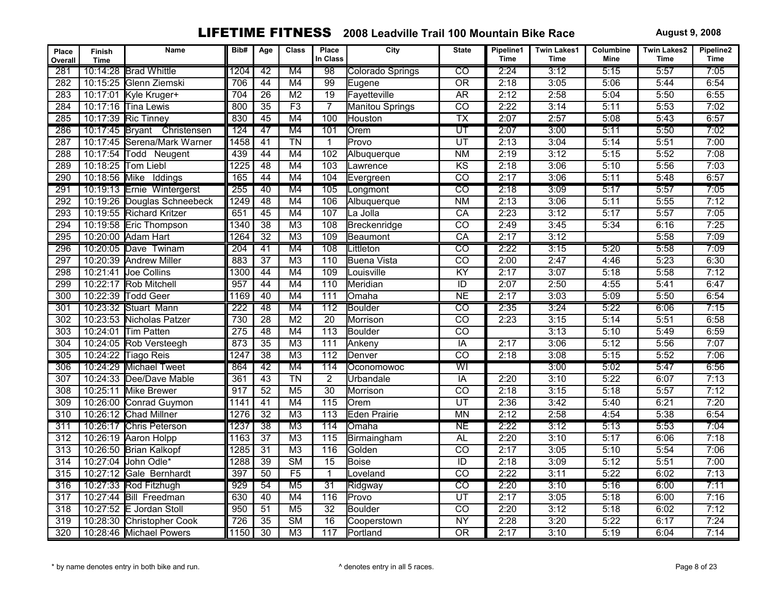# LIFETIME FITNESS 2008 Leadville Trail 100 Mountain Bike Race

August 9, 2008

| Place Overall | Finish Time | Name | Bib# | Age | Class | Place In Class | City | State | Pipeline1 Time | Twin Lakes1 Time | Columbine Mine | Twin Lakes2 Time | Pipeline2 Time |
|---|---|---|---|---|---|---|---|---|---|---|---|---|---|
| 281 | 10:14:28 | Brad Whittle | 1204 | 42 | M4 | 98 | Colorado Springs | CO | 2:24 | 3:12 | 5:15 | 5:57 | 7:05 |
| 282 | 10:15:25 | Glenn Ziemski | 706 | 44 | M4 | 99 | Eugene | OR | 2:18 | 3:05 | 5:06 | 5:44 | 6:54 |
| 283 | 10:17:01 | Kyle Kruger+ | 704 | 26 | M2 | 19 | Fayetteville | AR | 2:12 | 2:58 | 5:04 | 5:50 | 6:55 |
| 284 | 10:17:16 | Tina Lewis | 800 | 35 | F3 | 7 | Manitou Springs | CO | 2:22 | 3:14 | 5:11 | 5:53 | 7:02 |
| 285 | 10:17:39 | Ric Tinney | 830 | 45 | M4 | 100 | Houston | TX | 2:07 | 2:57 | 5:08 | 5:43 | 6:57 |
| 286 | 10:17:45 | Bryant Christensen | 124 | 47 | M4 | 101 | Orem | UT | 2:07 | 3:00 | 5:11 | 5:50 | 7:02 |
| 287 | 10:17:45 | Serena/Mark Warner | 1458 | 41 | TN | 1 | Provo | UT | 2:13 | 3:04 | 5:14 | 5:51 | 7:00 |
| 288 | 10:17:54 | Todd Neugent | 439 | 44 | M4 | 102 | Albuquerque | NM | 2:19 | 3:12 | 5:15 | 5:52 | 7:08 |
| 289 | 10:18:25 | Tom Liebl | 1225 | 48 | M4 | 103 | Lawrence | KS | 2:18 | 3:06 | 5:10 | 5:56 | 7:03 |
| 290 | 10:18:56 | Mike Iddings | 165 | 44 | M4 | 104 | Evergreen | CO | 2:17 | 3:06 | 5:11 | 5:48 | 6:57 |
| 291 | 10:19:13 | Ernie Wintergerst | 255 | 40 | M4 | 105 | Longmont | CO | 2:18 | 3:09 | 5:17 | 5:57 | 7:05 |
| 292 | 10:19:26 | Douglas Schneebeck | 1249 | 48 | M4 | 106 | Albuquerque | NM | 2:13 | 3:06 | 5:11 | 5:55 | 7:12 |
| 293 | 10:19:55 | Richard Kritzer | 651 | 45 | M4 | 107 | La Jolla | CA | 2:23 | 3:12 | 5:17 | 5:57 | 7:05 |
| 294 | 10:19:58 | Eric Thompson | 1340 | 38 | M3 | 108 | Breckenridge | CO | 2:49 | 3:45 | 5:34 | 6:16 | 7:25 |
| 295 | 10:20:00 | Adam Hart | 1264 | 32 | M3 | 109 | Beaumont | CA | 2:17 | 3:12 | | 5:58 | 7:09 |
| 296 | 10:20:05 | Dave Twinam | 204 | 41 | M4 | 108 | Littleton | CO | 2:22 | 3:15 | 5:20 | 5:58 | 7:09 |
| 297 | 10:20:39 | Andrew Miller | 883 | 37 | M3 | 110 | Buena Vista | CO | 2:00 | 2:47 | 4:46 | 5:23 | 6:30 |
| 298 | 10:21:41 | Joe Collins | 1300 | 44 | M4 | 109 | Louisville | KY | 2:17 | 3:07 | 5:18 | 5:58 | 7:12 |
| 299 | 10:22:17 | Rob Mitchell | 957 | 44 | M4 | 110 | Meridian | ID | 2:07 | 2:50 | 4:55 | 5:41 | 6:47 |
| 300 | 10:22:39 | Todd Geer | 1169 | 40 | M4 | 111 | Omaha | NE | 2:17 | 3:03 | 5:09 | 5:50 | 6:54 |
| 301 | 10:23:32 | Stuart Mann | 222 | 48 | M4 | 112 | Boulder | CO | 2:35 | 3:24 | 5:22 | 6:06 | 7:15 |
| 302 | 10:23:53 | Nicholas Patzer | 730 | 28 | M2 | 20 | Morrison | CO | 2:23 | 3:15 | 5:14 | 5:51 | 6:58 |
| 303 | 10:24:01 | Tim Patten | 275 | 48 | M4 | 113 | Boulder | CO | | 3:13 | 5:10 | 5:49 | 6:59 |
| 304 | 10:24:05 | Rob Versteegh | 873 | 35 | M3 | 111 | Ankeny | IA | 2:17 | 3:06 | 5:12 | 5:56 | 7:07 |
| 305 | 10:24:22 | Tiago Reis | 1247 | 38 | M3 | 112 | Denver | CO | 2:18 | 3:08 | 5:15 | 5:52 | 7:06 |
| 306 | 10:24:29 | Michael Tweet | 864 | 42 | M4 | 114 | Oconomowoc | WI | | 3:00 | 5:02 | 5:47 | 6:56 |
| 307 | 10:24:33 | Dee/Dave Mable | 361 | 43 | TN | 2 | Urbandale | IA | 2:20 | 3:10 | 5:22 | 6:07 | 7:13 |
| 308 | 10:25:11 | Mike Brewer | 917 | 52 | M5 | 30 | Morrison | CO | 2:18 | 3:15 | 5:18 | 5:57 | 7:12 |
| 309 | 10:26:00 | Conrad Guymon | 1141 | 41 | M4 | 115 | Orem | UT | 2:36 | 3:42 | 5:40 | 6:21 | 7:20 |
| 310 | 10:26:12 | Chad Millner | 1276 | 32 | M3 | 113 | Eden Prairie | MN | 2:12 | 2:58 | 4:54 | 5:38 | 6:54 |
| 311 | 10:26:17 | Chris Peterson | 1237 | 38 | M3 | 114 | Omaha | NE | 2:22 | 3:12 | 5:13 | 5:53 | 7:04 |
| 312 | 10:26:19 | Aaron Holpp | 1163 | 37 | M3 | 115 | Birmaingham | AL | 2:20 | 3:10 | 5:17 | 6:06 | 7:18 |
| 313 | 10:26:50 | Brian Kalkopf | 1285 | 31 | M3 | 116 | Golden | CO | 2:17 | 3:05 | 5:10 | 5:54 | 7:06 |
| 314 | 10:27:04 | John Odle* | 1288 | 39 | SM | 15 | Boise | ID | 2:18 | 3:09 | 5:12 | 5:51 | 7:00 |
| 315 | 10:27:12 | Gale Bernhardt | 397 | 50 | F5 | 1 | Loveland | CO | 2:22 | 3:11 | 5:22 | 6:02 | 7:13 |
| 316 | 10:27:33 | Rod Fitzhugh | 929 | 54 | M5 | 31 | Ridgway | CO | 2:20 | 3:10 | 5:16 | 6:00 | 7:11 |
| 317 | 10:27:44 | Bill Freedman | 630 | 40 | M4 | 116 | Provo | UT | 2:17 | 3:05 | 5:18 | 6:00 | 7:16 |
| 318 | 10:27:52 | E Jordan Stoll | 950 | 51 | M5 | 32 | Boulder | CO | 2:20 | 3:12 | 5:18 | 6:02 | 7:12 |
| 319 | 10:28:30 | Christopher Cook | 726 | 35 | SM | 16 | Cooperstown | NY | 2:28 | 3:20 | 5:22 | 6:17 | 7:24 |
| 320 | 10:28:46 | Michael Powers | 1150 | 30 | M3 | 117 | Portland | OR | 2:17 | 3:10 | 5:19 | 6:04 | 7:14 |

* by name denotes entry in both bike and run.

^ denotes entry in all 5 races.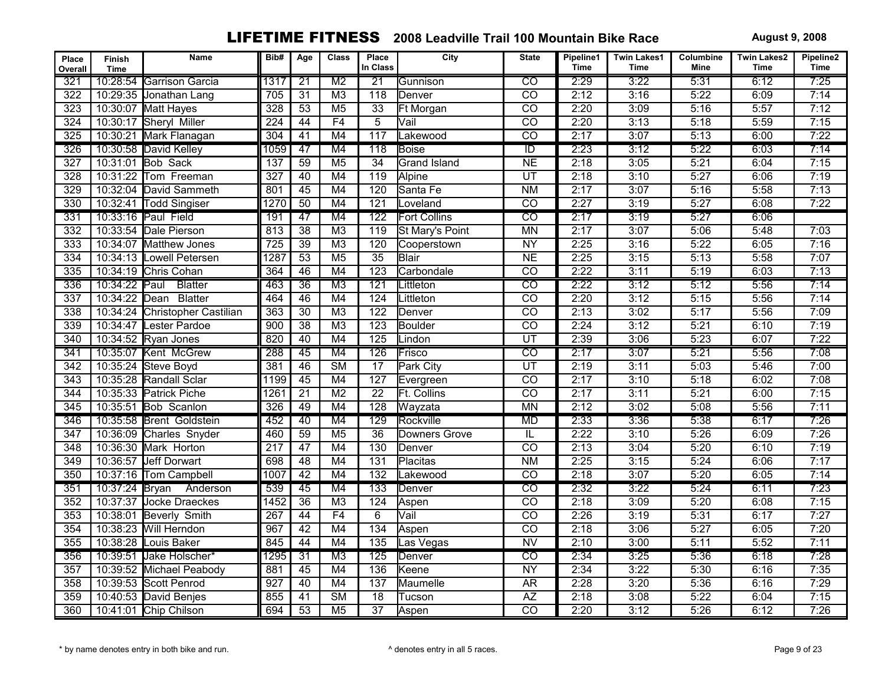# LIFETIME FITNESS 2008 Leadville Trail 100 Mountain Bike Race

**August 9, 2008**

| Place Overall | Finish Time | Name | Bib# | Age | Class | Place In Class | City | State | Pipeline1 Time | Twin Lakes1 Time | Columbine Mine | Twin Lakes2 Time | Pipeline2 Time |
|---|---|---|---|---|---|---|---|---|---|---|---|---|---|
| 321 | 10:28:54 | Garrison Garcia | 1317 | 21 | M2 | 21 | Gunnison | CO | 2:29 | 3:22 | 5:31 | 6:12 | 7:25 |
| 322 | 10:29:35 | Jonathan Lang | 705 | 31 | M3 | 118 | Denver | CO | 2:12 | 3:16 | 5:22 | 6:09 | 7:14 |
| 323 | 10:30:07 | Matt Hayes | 328 | 53 | M5 | 33 | Ft Morgan | CO | 2:20 | 3:09 | 5:16 | 5:57 | 7:12 |
| 324 | 10:30:17 | Sheryl Miller | 224 | 44 | F4 | 5 | Vail | CO | 2:20 | 3:13 | 5:18 | 5:59 | 7:15 |
| 325 | 10:30:21 | Mark Flanagan | 304 | 41 | M4 | 117 | Lakewood | CO | 2:17 | 3:07 | 5:13 | 6:00 | 7:22 |
| 326 | 10:30:58 | David Kelley | 1059 | 47 | M4 | 118 | Boise | ID | 2:23 | 3:12 | 5:22 | 6:03 | 7:14 |
| 327 | 10:31:01 | Bob Sack | 137 | 59 | M5 | 34 | Grand Island | NE | 2:18 | 3:05 | 5:21 | 6:04 | 7:15 |
| 328 | 10:31:22 | Tom Freeman | 327 | 40 | M4 | 119 | Alpine | UT | 2:18 | 3:10 | 5:27 | 6:06 | 7:19 |
| 329 | 10:32:04 | David Sammeth | 801 | 45 | M4 | 120 | Santa Fe | NM | 2:17 | 3:07 | 5:16 | 5:58 | 7:13 |
| 330 | 10:32:41 | Todd Singiser | 1270 | 50 | M4 | 121 | Loveland | CO | 2:27 | 3:19 | 5:27 | 6:08 | 7:22 |
| 331 | 10:33:16 | Paul Field | 191 | 47 | M4 | 122 | Fort Collins | CO | 2:17 | 3:19 | 5:27 | 6:06 | |
| 332 | 10:33:54 | Dale Pierson | 813 | 38 | M3 | 119 | St Mary's Point | MN | 2:17 | 3:07 | 5:06 | 5:48 | 7:03 |
| 333 | 10:34:07 | Matthew Jones | 725 | 39 | M3 | 120 | Cooperstown | NY | 2:25 | 3:16 | 5:22 | 6:05 | 7:16 |
| 334 | 10:34:13 | Lowell Petersen | 1287 | 53 | M5 | 35 | Blair | NE | 2:25 | 3:15 | 5:13 | 5:58 | 7:07 |
| 335 | 10:34:19 | Chris Cohan | 364 | 46 | M4 | 123 | Carbondale | CO | 2:22 | 3:11 | 5:19 | 6:03 | 7:13 |
| 336 | 10:34:22 | Paul Blatter | 463 | 36 | M3 | 121 | Littleton | CO | 2:22 | 3:12 | 5:12 | 5:56 | 7:14 |
| 337 | 10:34:22 | Dean Blatter | 464 | 46 | M4 | 124 | Littleton | CO | 2:20 | 3:12 | 5:15 | 5:56 | 7:14 |
| 338 | 10:34:24 | Christopher Castilian | 363 | 30 | M3 | 122 | Denver | CO | 2:13 | 3:02 | 5:17 | 5:56 | 7:09 |
| 339 | 10:34:47 | Lester Pardoe | 900 | 38 | M3 | 123 | Boulder | CO | 2:24 | 3:12 | 5:21 | 6:10 | 7:19 |
| 340 | 10:34:52 | Ryan Jones | 820 | 40 | M4 | 125 | Lindon | UT | 2:39 | 3:06 | 5:23 | 6:07 | 7:22 |
| 341 | 10:35:07 | Kent McGrew | 288 | 45 | M4 | 126 | Frisco | CO | 2:17 | 3:07 | 5:21 | 5:56 | 7:08 |
| 342 | 10:35:24 | Steve Boyd | 381 | 46 | SM | 17 | Park City | UT | 2:19 | 3:11 | 5:03 | 5:46 | 7:00 |
| 343 | 10:35:28 | Randall Sclar | 1199 | 45 | M4 | 127 | Evergreen | CO | 2:17 | 3:10 | 5:18 | 6:02 | 7:08 |
| 344 | 10:35:33 | Patrick Piche | 1261 | 21 | M2 | 22 | Ft. Collins | CO | 2:17 | 3:11 | 5:21 | 6:00 | 7:15 |
| 345 | 10:35:51 | Bob Scanlon | 326 | 49 | M4 | 128 | Wayzata | MN | 2:12 | 3:02 | 5:08 | 5:56 | 7:11 |
| 346 | 10:35:58 | Brent Goldstein | 452 | 40 | M4 | 129 | Rockville | MD | 2:33 | 3:36 | 5:38 | 6:17 | 7:26 |
| 347 | 10:36:09 | Charles Snyder | 460 | 59 | M5 | 36 | Downers Grove | IL | 2:22 | 3:10 | 5:26 | 6:09 | 7:26 |
| 348 | 10:36:30 | Mark Horton | 217 | 47 | M4 | 130 | Denver | CO | 2:13 | 3:04 | 5:20 | 6:10 | 7:19 |
| 349 | 10:36:57 | Jeff Dorwart | 698 | 48 | M4 | 131 | Placitas | NM | 2:25 | 3:15 | 5:24 | 6:06 | 7:17 |
| 350 | 10:37:16 | Tom Campbell | 1007 | 42 | M4 | 132 | Lakewood | CO | 2:18 | 3:07 | 5:20 | 6:05 | 7:14 |
| 351 | 10:37:24 | Bryan Anderson | 539 | 45 | M4 | 133 | Denver | CO | 2:32 | 3:22 | 5:24 | 6:11 | 7:23 |
| 352 | 10:37:37 | Jocke Draeckes | 1452 | 36 | M3 | 124 | Aspen | CO | 2:18 | 3:09 | 5:20 | 6:08 | 7:15 |
| 353 | 10:38:01 | Beverly Smith | 267 | 44 | F4 | 6 | Vail | CO | 2:26 | 3:19 | 5:31 | 6:17 | 7:27 |
| 354 | 10:38:23 | Will Herndon | 967 | 42 | M4 | 134 | Aspen | CO | 2:18 | 3:06 | 5:27 | 6:05 | 7:20 |
| 355 | 10:38:28 | Louis Baker | 845 | 44 | M4 | 135 | Las Vegas | NV | 2:10 | 3:00 | 5:11 | 5:52 | 7:11 |
| 356 | 10:39:51 | Jake Holscher* | 1295 | 31 | M3 | 125 | Denver | CO | 2:34 | 3:25 | 5:36 | 6:18 | 7:28 |
| 357 | 10:39:52 | Michael Peabody | 881 | 45 | M4 | 136 | Keene | NY | 2:34 | 3:22 | 5:30 | 6:16 | 7:35 |
| 358 | 10:39:53 | Scott Penrod | 927 | 40 | M4 | 137 | Maumelle | AR | 2:28 | 3:20 | 5:36 | 6:16 | 7:29 |
| 359 | 10:40:53 | David Benjes | 855 | 41 | SM | 18 | Tucson | AZ | 2:18 | 3:08 | 5:22 | 6:04 | 7:15 |
| 360 | 10:41:01 | Chip Chilson | 694 | 53 | M5 | 37 | Aspen | CO | 2:20 | 3:12 | 5:26 | 6:12 | 7:26 |

* by name denotes entry in both bike and run.

^ denotes entry in all 5 races.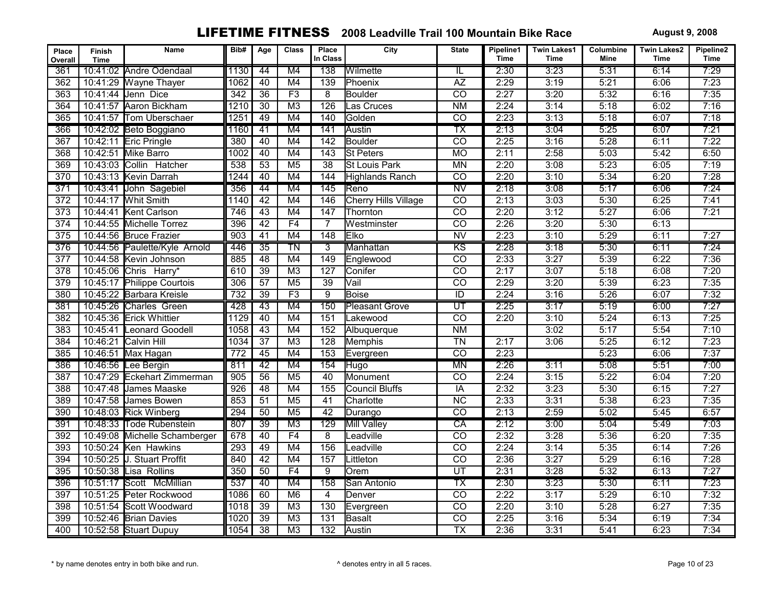# LIFETIME FITNESS 2008 Leadville Trail 100 Mountain Bike Race

**August 9, 2008**

| Place Overall | Finish Time | Name | Bib# | Age | Class | Place In Class | City | State | Pipeline1 Time | Twin Lakes1 Time | Columbine Mine | Twin Lakes2 Time | Pipeline2 Time |
|---|---|---|---|---|---|---|---|---|---|---|---|---|---|
| 361 | 10:41:02 | Andre Odendaal | 1130 | 44 | M4 | 138 | Wilmette | IL | 2:30 | 3:23 | 5:31 | 6:14 | 7:29 |
| 362 | 10:41:29 | Wayne Thayer | 1062 | 40 | M4 | 139 | Phoenix | AZ | 2:29 | 3:19 | 5:21 | 6:06 | 7:23 |
| 363 | 10:41:44 | Jenn Dice | 342 | 36 | F3 | 8 | Boulder | CO | 2:27 | 3:20 | 5:32 | 6:16 | 7:35 |
| 364 | 10:41:57 | Aaron Bickham | 1210 | 30 | M3 | 126 | Las Cruces | NM | 2:24 | 3:14 | 5:18 | 6:02 | 7:16 |
| 365 | 10:41:57 | Tom Uberschaer | 1251 | 49 | M4 | 140 | Golden | CO | 2:23 | 3:13 | 5:18 | 6:07 | 7:18 |
| 366 | 10:42:02 | Beto Boggiano | 1160 | 41 | M4 | 141 | Austin | TX | 2:13 | 3:04 | 5:25 | 6:07 | 7:21 |
| 367 | 10:42:11 | Eric Pringle | 380 | 40 | M4 | 142 | Boulder | CO | 2:25 | 3:16 | 5:28 | 6:11 | 7:22 |
| 368 | 10:42:51 | Mike Barro | 1002 | 40 | M4 | 143 | St Peters | MO | 2:11 | 2:58 | 5:03 | 5:42 | 6:50 |
| 369 | 10:43:03 | Collin Hatcher | 538 | 53 | M5 | 38 | St Louis Park | MN | 2:20 | 3:08 | 5:23 | 6:05 | 7:19 |
| 370 | 10:43:13 | Kevin Darrah | 1244 | 40 | M4 | 144 | Highlands Ranch | CO | 2:20 | 3:10 | 5:34 | 6:20 | 7:28 |
| 371 | 10:43:41 | John Sagebiel | 356 | 44 | M4 | 145 | Reno | NV | 2:18 | 3:08 | 5:17 | 6:06 | 7:24 |
| 372 | 10:44:17 | Whit Smith | 1140 | 42 | M4 | 146 | Cherry Hills Village | CO | 2:13 | 3:03 | 5:30 | 6:25 | 7:41 |
| 373 | 10:44:41 | Kent Carlson | 746 | 43 | M4 | 147 | Thornton | CO | 2:20 | 3:12 | 5:27 | 6:06 | 7:21 |
| 374 | 10:44:55 | Michelle Torrez | 396 | 42 | F4 | 7 | Westminster | CO | 2:26 | 3:20 | 5:30 | 6:13 | |
| 375 | 10:44:56 | Bruce Frazier | 903 | 41 | M4 | 148 | Elko | NV | 2:23 | 3:10 | 5:29 | 6:11 | 7:27 |
| 376 | 10:44:56 | Paulette/Kyle Arnold | 446 | 35 | TN | 3 | Manhattan | KS | 2:28 | 3:18 | 5:30 | 6:11 | 7:24 |
| 377 | 10:44:58 | Kevin Johnson | 885 | 48 | M4 | 149 | Englewood | CO | 2:33 | 3:27 | 5:39 | 6:22 | 7:36 |
| 378 | 10:45:06 | Chris Harry* | 610 | 39 | M3 | 127 | Conifer | CO | 2:17 | 3:07 | 5:18 | 6:08 | 7:20 |
| 379 | 10:45:17 | Philippe Courtois | 306 | 57 | M5 | 39 | Vail | CO | 2:29 | 3:20 | 5:39 | 6:23 | 7:35 |
| 380 | 10:45:22 | Barbara Kreisle | 732 | 39 | F3 | 9 | Boise | ID | 2:24 | 3:16 | 5:26 | 6:07 | 7:32 |
| 381 | 10:45:26 | Charles Green | 428 | 43 | M4 | 150 | Pleasant Grove | UT | 2:25 | 3:17 | 5:19 | 6:00 | 7:27 |
| 382 | 10:45:36 | Erick Whittier | 1129 | 40 | M4 | 151 | Lakewood | CO | 2:20 | 3:10 | 5:24 | 6:13 | 7:25 |
| 383 | 10:45:41 | Leonard Goodell | 1058 | 43 | M4 | 152 | Albuquerque | NM | | 3:02 | 5:17 | 5:54 | 7:10 |
| 384 | 10:46:21 | Calvin Hill | 1034 | 37 | M3 | 128 | Memphis | TN | 2:17 | 3:06 | 5:25 | 6:12 | 7:23 |
| 385 | 10:46:51 | Max Hagan | 772 | 45 | M4 | 153 | Evergreen | CO | 2:23 | | 5:23 | 6:06 | 7:37 |
| 386 | 10:46:56 | Lee Bergin | 811 | 42 | M4 | 154 | Hugo | MN | 2:26 | 3:11 | 5:08 | 5:51 | 7:00 |
| 387 | 10:47:29 | Eckehart Zimmerman | 905 | 56 | M5 | 40 | Monument | CO | 2:24 | 3:15 | 5:22 | 6:04 | 7:20 |
| 388 | 10:47:48 | James Maaske | 926 | 48 | M4 | 155 | Council Bluffs | IA | 2:32 | 3:23 | 5:30 | 6:15 | 7:27 |
| 389 | 10:47:58 | James Bowen | 853 | 51 | M5 | 41 | Charlotte | NC | 2:33 | 3:31 | 5:38 | 6:23 | 7:35 |
| 390 | 10:48:03 | Rick Winberg | 294 | 50 | M5 | 42 | Durango | CO | 2:13 | 2:59 | 5:02 | 5:45 | 6:57 |
| 391 | 10:48:33 | Tode Rubenstein | 807 | 39 | M3 | 129 | Mill Valley | CA | 2:12 | 3:00 | 5:04 | 5:49 | 7:03 |
| 392 | 10:49:08 | Michelle Schamberger | 678 | 40 | F4 | 8 | Leadville | CO | 2:32 | 3:28 | 5:36 | 6:20 | 7:35 |
| 393 | 10:50:24 | Ken Hawkins | 293 | 49 | M4 | 156 | Leadville | CO | 2:24 | 3:14 | 5:35 | 6:14 | 7:26 |
| 394 | 10:50:25 | J. Stuart Proffit | 840 | 42 | M4 | 157 | Littleton | CO | 2:36 | 3:27 | 5:29 | 6:16 | 7:28 |
| 395 | 10:50:38 | Lisa Rollins | 350 | 50 | F4 | 9 | Orem | UT | 2:31 | 3:28 | 5:32 | 6:13 | 7:27 |
| 396 | 10:51:17 | Scott McMillian | 537 | 40 | M4 | 158 | San Antonio | TX | 2:30 | 3:23 | 5:30 | 6:11 | 7:23 |
| 397 | 10:51:25 | Peter Rockwood | 1086 | 60 | M6 | 4 | Denver | CO | 2:22 | 3:17 | 5:29 | 6:10 | 7:32 |
| 398 | 10:51:54 | Scott Woodward | 1018 | 39 | M3 | 130 | Evergreen | CO | 2:20 | 3:10 | 5:28 | 6:27 | 7:35 |
| 399 | 10:52:46 | Brian Davies | 1020 | 39 | M3 | 131 | Basalt | CO | 2:25 | 3:16 | 5:34 | 6:19 | 7:34 |
| 400 | 10:52:58 | Stuart Dupuy | 1054 | 38 | M3 | 132 | Austin | TX | 2:36 | 3:31 | 5:41 | 6:23 | 7:34 |

\* by name denotes entry in both bike and run.

^ denotes entry in all 5 races.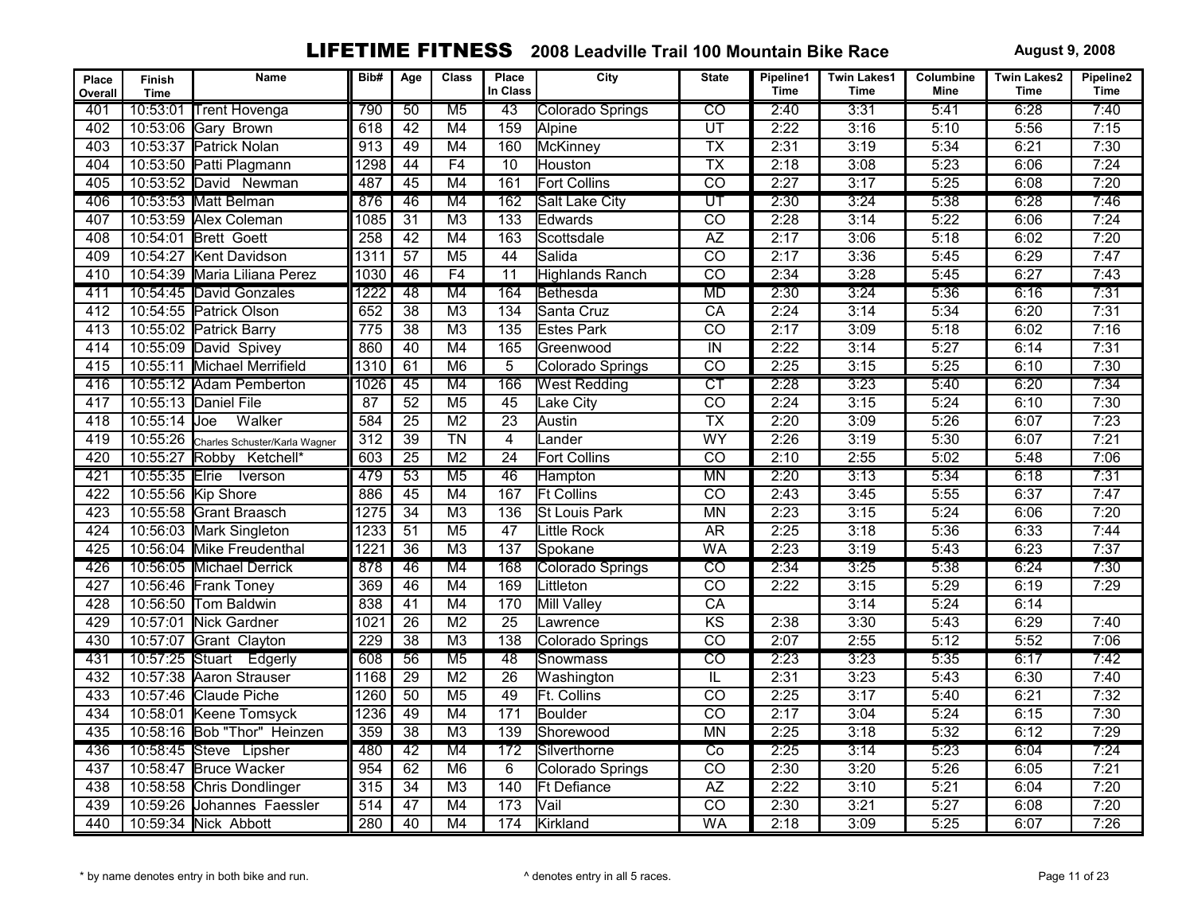# LIFETIME FITNESS 2008 Leadville Trail 100 Mountain Bike Race

August 9, 2008

| Place Overall | Finish Time | Name | Bib# | Age | Class | Place In Class | City | State | Pipeline1 Time | Twin Lakes1 Time | Columbine Mine | Twin Lakes2 Time | Pipeline2 Time |
|---|---|---|---|---|---|---|---|---|---|---|---|---|---|
| 401 | 10:53:01 | Trent Hovenga | 790 | 50 | M5 | 43 | Colorado Springs | CO | 2:40 | 3:31 | 5:41 | 6:28 | 7:40 |
| 402 | 10:53:06 | Gary Brown | 618 | 42 | M4 | 159 | Alpine | UT | 2:22 | 3:16 | 5:10 | 5:56 | 7:15 |
| 403 | 10:53:37 | Patrick Nolan | 913 | 49 | M4 | 160 | McKinney | TX | 2:31 | 3:19 | 5:34 | 6:21 | 7:30 |
| 404 | 10:53:50 | Patti Plagmann | 1298 | 44 | F4 | 10 | Houston | TX | 2:18 | 3:08 | 5:23 | 6:06 | 7:24 |
| 405 | 10:53:52 | David Newman | 487 | 45 | M4 | 161 | Fort Collins | CO | 2:27 | 3:17 | 5:25 | 6:08 | 7:20 |
| 406 | 10:53:53 | Matt Belman | 876 | 46 | M4 | 162 | Salt Lake City | UT | 2:30 | 3:24 | 5:38 | 6:28 | 7:46 |
| 407 | 10:53:59 | Alex Coleman | 1085 | 31 | M3 | 133 | Edwards | CO | 2:28 | 3:14 | 5:22 | 6:06 | 7:24 |
| 408 | 10:54:01 | Brett Goett | 258 | 42 | M4 | 163 | Scottsdale | AZ | 2:17 | 3:06 | 5:18 | 6:02 | 7:20 |
| 409 | 10:54:27 | Kent Davidson | 1311 | 57 | M5 | 44 | Salida | CO | 2:17 | 3:36 | 5:45 | 6:29 | 7:47 |
| 410 | 10:54:39 | Maria Liliana Perez | 1030 | 46 | F4 | 11 | Highlands Ranch | CO | 2:34 | 3:28 | 5:45 | 6:27 | 7:43 |
| 411 | 10:54:45 | David Gonzales | 1222 | 48 | M4 | 164 | Bethesda | MD | 2:30 | 3:24 | 5:36 | 6:16 | 7:31 |
| 412 | 10:54:55 | Patrick Olson | 652 | 38 | M3 | 134 | Santa Cruz | CA | 2:24 | 3:14 | 5:34 | 6:20 | 7:31 |
| 413 | 10:55:02 | Patrick Barry | 775 | 38 | M3 | 135 | Estes Park | CO | 2:17 | 3:09 | 5:18 | 6:02 | 7:16 |
| 414 | 10:55:09 | David Spivey | 860 | 40 | M4 | 165 | Greenwood | IN | 2:22 | 3:14 | 5:27 | 6:14 | 7:31 |
| 415 | 10:55:11 | Michael Merrifield | 1310 | 61 | M6 | 5 | Colorado Springs | CO | 2:25 | 3:15 | 5:25 | 6:10 | 7:30 |
| 416 | 10:55:12 | Adam Pemberton | 1026 | 45 | M4 | 166 | West Redding | CT | 2:28 | 3:23 | 5:40 | 6:20 | 7:34 |
| 417 | 10:55:13 | Daniel File | 87 | 52 | M5 | 45 | Lake City | CO | 2:24 | 3:15 | 5:24 | 6:10 | 7:30 |
| 418 | 10:55:14 | Joe Walker | 584 | 25 | M2 | 23 | Austin | TX | 2:20 | 3:09 | 5:26 | 6:07 | 7:23 |
| 419 | 10:55:26 | Charles Schuster/Karla Wagner | 312 | 39 | TN | 4 | Lander | WY | 2:26 | 3:19 | 5:30 | 6:07 | 7:21 |
| 420 | 10:55:27 | Robby Ketchell* | 603 | 25 | M2 | 24 | Fort Collins | CO | 2:10 | 2:55 | 5:02 | 5:48 | 7:06 |
| 421 | 10:55:35 | Elrie Iverson | 479 | 53 | M5 | 46 | Hampton | MN | 2:20 | 3:13 | 5:34 | 6:18 | 7:31 |
| 422 | 10:55:56 | Kip Shore | 886 | 45 | M4 | 167 | Ft Collins | CO | 2:43 | 3:45 | 5:55 | 6:37 | 7:47 |
| 423 | 10:55:58 | Grant Braasch | 1275 | 34 | M3 | 136 | St Louis Park | MN | 2:23 | 3:15 | 5:24 | 6:06 | 7:20 |
| 424 | 10:56:03 | Mark Singleton | 1233 | 51 | M5 | 47 | Little Rock | AR | 2:25 | 3:18 | 5:36 | 6:33 | 7:44 |
| 425 | 10:56:04 | Mike Freudenthal | 1221 | 36 | M3 | 137 | Spokane | WA | 2:23 | 3:19 | 5:43 | 6:23 | 7:37 |
| 426 | 10:56:05 | Michael Derrick | 878 | 46 | M4 | 168 | Colorado Springs | CO | 2:34 | 3:25 | 5:38 | 6:24 | 7:30 |
| 427 | 10:56:46 | Frank Toney | 369 | 46 | M4 | 169 | Littleton | CO | 2:22 | 3:15 | 5:29 | 6:19 | 7:29 |
| 428 | 10:56:50 | Tom Baldwin | 838 | 41 | M4 | 170 | Mill Valley | CA | | 3:14 | 5:24 | 6:14 | |
| 429 | 10:57:01 | Nick Gardner | 1021 | 26 | M2 | 25 | Lawrence | KS | 2:38 | 3:30 | 5:43 | 6:29 | 7:40 |
| 430 | 10:57:07 | Grant Clayton | 229 | 38 | M3 | 138 | Colorado Springs | CO | 2:07 | 2:55 | 5:12 | 5:52 | 7:06 |
| 431 | 10:57:25 | Stuart Edgerly | 608 | 56 | M5 | 48 | Snowmass | CO | 2:23 | 3:23 | 5:35 | 6:17 | 7:42 |
| 432 | 10:57:38 | Aaron Strauser | 1168 | 29 | M2 | 26 | Washington | IL | 2:31 | 3:23 | 5:43 | 6:30 | 7:40 |
| 433 | 10:57:46 | Claude Piche | 1260 | 50 | M5 | 49 | Ft. Collins | CO | 2:25 | 3:17 | 5:40 | 6:21 | 7:32 |
| 434 | 10:58:01 | Keene Tomsyck | 1236 | 49 | M4 | 171 | Boulder | CO | 2:17 | 3:04 | 5:24 | 6:15 | 7:30 |
| 435 | 10:58:16 | Bob "Thor" Heinzen | 359 | 38 | M3 | 139 | Shorewood | MN | 2:25 | 3:18 | 5:32 | 6:12 | 7:29 |
| 436 | 10:58:45 | Steve Lipsher | 480 | 42 | M4 | 172 | Silverthorne | Co | 2:25 | 3:14 | 5:23 | 6:04 | 7:24 |
| 437 | 10:58:47 | Bruce Wacker | 954 | 62 | M6 | 6 | Colorado Springs | CO | 2:30 | 3:20 | 5:26 | 6:05 | 7:21 |
| 438 | 10:58:58 | Chris Dondlinger | 315 | 34 | M3 | 140 | Ft Defiance | AZ | 2:22 | 3:10 | 5:21 | 6:04 | 7:20 |
| 439 | 10:59:26 | Johannes Faessler | 514 | 47 | M4 | 173 | Vail | CO | 2:30 | 3:21 | 5:27 | 6:08 | 7:20 |
| 440 | 10:59:34 | Nick Abbott | 280 | 40 | M4 | 174 | Kirkland | WA | 2:18 | 3:09 | 5:25 | 6:07 | 7:26 |

* by name denotes entry in both bike and run.

^ denotes entry in all 5 races.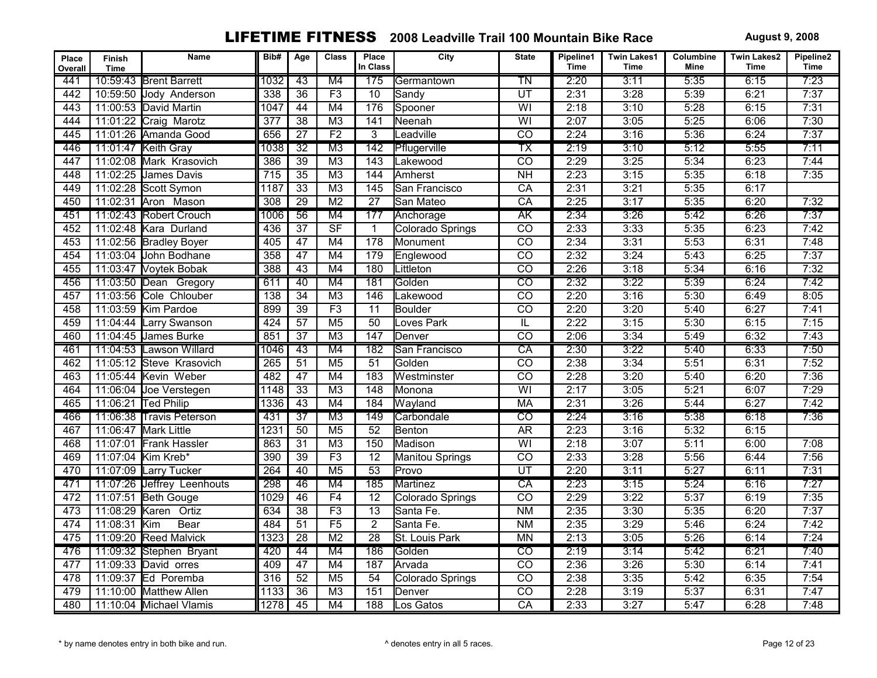# LIFETIME FITNESS 2008 Leadville Trail 100 Mountain Bike Race

**August 9, 2008**

| Place Overall | Finish Time | Name | Bib# | Age | Class | Place In Class | City | State | Pipeline1 Time | Twin Lakes1 Time | Columbine Mine | Twin Lakes2 Time | Pipeline2 Time |
|---|---|---|---|---|---|---|---|---|---|---|---|---|---|
| 441 | 10:59:43 | Brent Barrett | 1032 | 43 | M4 | 175 | Germantown | TN | 2:20 | 3:11 | 5:35 | 6:15 | 7:23 |
| 442 | 10:59:50 | Jody Anderson | 338 | 36 | F3 | 10 | Sandy | UT | 2:31 | 3:28 | 5:39 | 6:21 | 7:37 |
| 443 | 11:00:53 | David Martin | 1047 | 44 | M4 | 176 | Spooner | WI | 2:18 | 3:10 | 5:28 | 6:15 | 7:31 |
| 444 | 11:01:22 | Craig Marotz | 377 | 38 | M3 | 141 | Neenah | WI | 2:07 | 3:05 | 5:25 | 6:06 | 7:30 |
| 445 | 11:01:26 | Amanda Good | 656 | 27 | F2 | 3 | Leadville | CO | 2:24 | 3:16 | 5:36 | 6:24 | 7:37 |
| 446 | 11:01:47 | Keith Gray | 1038 | 32 | M3 | 142 | Pflugerville | TX | 2:19 | 3:10 | 5:12 | 5:55 | 7:11 |
| 447 | 11:02:08 | Mark Krasovich | 386 | 39 | M3 | 143 | Lakewood | CO | 2:29 | 3:25 | 5:34 | 6:23 | 7:44 |
| 448 | 11:02:25 | James Davis | 715 | 35 | M3 | 144 | Amherst | NH | 2:23 | 3:15 | 5:35 | 6:18 | 7:35 |
| 449 | 11:02:28 | Scott Symon | 1187 | 33 | M3 | 145 | San Francisco | CA | 2:31 | 3:21 | 5:35 | 6:17 | |
| 450 | 11:02:31 | Aron Mason | 308 | 29 | M2 | 27 | San Mateo | CA | 2:25 | 3:17 | 5:35 | 6:20 | 7:32 |
| 451 | 11:02:43 | Robert Crouch | 1006 | 56 | M4 | 177 | Anchorage | AK | 2:34 | 3:26 | 5:42 | 6:26 | 7:37 |
| 452 | 11:02:48 | Kara Durland | 436 | 37 | SF | 1 | Colorado Springs | CO | 2:33 | 3:33 | 5:35 | 6:23 | 7:42 |
| 453 | 11:02:56 | Bradley Boyer | 405 | 47 | M4 | 178 | Monument | CO | 2:34 | 3:31 | 5:53 | 6:31 | 7:48 |
| 454 | 11:03:04 | John Bodhane | 358 | 47 | M4 | 179 | Englewood | CO | 2:32 | 3:24 | 5:43 | 6:25 | 7:37 |
| 455 | 11:03:47 | Voytek Bobak | 388 | 43 | M4 | 180 | Littleton | CO | 2:26 | 3:18 | 5:34 | 6:16 | 7:32 |
| 456 | 11:03:50 | Dean Gregory | 611 | 40 | M4 | 181 | Golden | CO | 2:32 | 3:22 | 5:39 | 6:24 | 7:42 |
| 457 | 11:03:56 | Cole Chlouber | 138 | 34 | M3 | 146 | Lakewood | CO | 2:20 | 3:16 | 5:30 | 6:49 | 8:05 |
| 458 | 11:03:59 | Kim Pardoe | 899 | 39 | F3 | 11 | Boulder | CO | 2:20 | 3:20 | 5:40 | 6:27 | 7:41 |
| 459 | 11:04:44 | Larry Swanson | 424 | 57 | M5 | 50 | Loves Park | IL | 2:22 | 3:15 | 5:30 | 6:15 | 7:15 |
| 460 | 11:04:45 | James Burke | 851 | 37 | M3 | 147 | Denver | CO | 2:06 | 3:34 | 5:49 | 6:32 | 7:43 |
| 461 | 11:04:53 | Lawson Willard | 1046 | 43 | M4 | 182 | San Francisco | CA | 2:30 | 3:22 | 5:40 | 6:33 | 7:50 |
| 462 | 11:05:12 | Steve Krasovich | 265 | 51 | M5 | 51 | Golden | CO | 2:38 | 3:34 | 5:51 | 6:31 | 7:52 |
| 463 | 11:05:44 | Kevin Weber | 482 | 47 | M4 | 183 | Westminster | CO | 2:28 | 3:20 | 5:40 | 6:20 | 7:36 |
| 464 | 11:06:04 | Joe Verstegen | 1148 | 33 | M3 | 148 | Monona | WI | 2:17 | 3:05 | 5:21 | 6:07 | 7:29 |
| 465 | 11:06:21 | Ted Philip | 1336 | 43 | M4 | 184 | Wayland | MA | 2:31 | 3:26 | 5:44 | 6:27 | 7:42 |
| 466 | 11:06:38 | Travis Peterson | 431 | 37 | M3 | 149 | Carbondale | CO | 2:24 | 3:16 | 5:38 | 6:18 | 7:36 |
| 467 | 11:06:47 | Mark Little | 1231 | 50 | M5 | 52 | Benton | AR | 2:23 | 3:16 | 5:32 | 6:15 | |
| 468 | 11:07:01 | Frank Hassler | 863 | 31 | M3 | 150 | Madison | WI | 2:18 | 3:07 | 5:11 | 6:00 | 7:08 |
| 469 | 11:07:04 | Kim Kreb* | 390 | 39 | F3 | 12 | Manitou Springs | CO | 2:33 | 3:28 | 5:56 | 6:44 | 7:56 |
| 470 | 11:07:09 | Larry Tucker | 264 | 40 | M5 | 53 | Provo | UT | 2:20 | 3:11 | 5:27 | 6:11 | 7:31 |
| 471 | 11:07:26 | Jeffrey Leenhouts | 298 | 46 | M4 | 185 | Martinez | CA | 2:23 | 3:15 | 5:24 | 6:16 | 7:27 |
| 472 | 11:07:51 | Beth Gouge | 1029 | 46 | F4 | 12 | Colorado Springs | CO | 2:29 | 3:22 | 5:37 | 6:19 | 7:35 |
| 473 | 11:08:29 | Karen Ortiz | 634 | 38 | F3 | 13 | Santa Fe. | NM | 2:35 | 3:30 | 5:35 | 6:20 | 7:37 |
| 474 | 11:08:31 | Kim Bear | 484 | 51 | F5 | 2 | Santa Fe. | NM | 2:35 | 3:29 | 5:46 | 6:24 | 7:42 |
| 475 | 11:09:20 | Reed Malvick | 1323 | 28 | M2 | 28 | St. Louis Park | MN | 2:13 | 3:05 | 5:26 | 6:14 | 7:24 |
| 476 | 11:09:32 | Stephen Bryant | 420 | 44 | M4 | 186 | Golden | CO | 2:19 | 3:14 | 5:42 | 6:21 | 7:40 |
| 477 | 11:09:33 | David orres | 409 | 47 | M4 | 187 | Arvada | CO | 2:36 | 3:26 | 5:30 | 6:14 | 7:41 |
| 478 | 11:09:37 | Ed Poremba | 316 | 52 | M5 | 54 | Colorado Springs | CO | 2:38 | 3:35 | 5:42 | 6:35 | 7:54 |
| 479 | 11:10:00 | Matthew Allen | 1133 | 36 | M3 | 151 | Denver | CO | 2:28 | 3:19 | 5:37 | 6:31 | 7:47 |
| 480 | 11:10:04 | Michael Vlamis | 1278 | 45 | M4 | 188 | Los Gatos | CA | 2:33 | 3:27 | 5:47 | 6:28 | 7:48 |

* by name denotes entry in both bike and run.

^ denotes entry in all 5 races.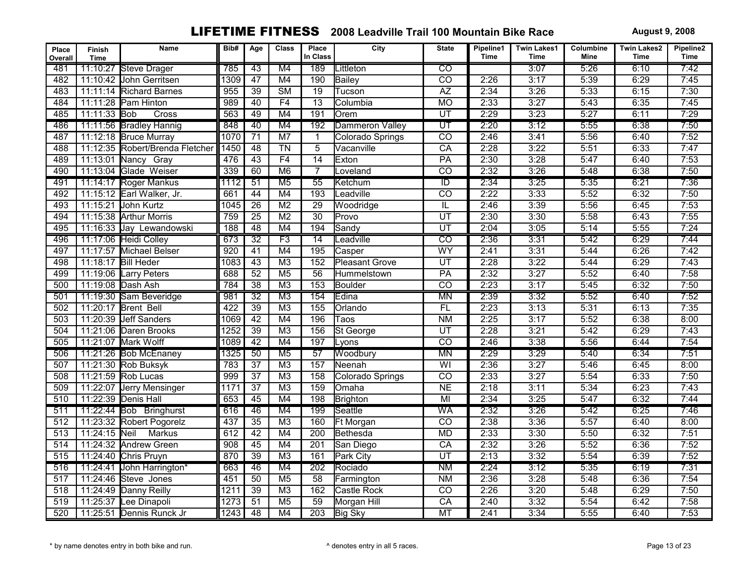# LIFETIME FITNESS 2008 Leadville Trail 100 Mountain Bike Race

August 9, 2008

| Place Overall | Finish Time | Name | Bib# | Age | Class | Place In Class | City | State | Pipeline1 Time | Twin Lakes1 Time | Columbine Mine | Twin Lakes2 Time | Pipeline2 Time |
|---|---|---|---|---|---|---|---|---|---|---|---|---|---|
| 481 | 11:10:27 | Steve Drager | 785 | 43 | M4 | 189 | Littleton | CO | | 3:07 | 5:26 | 6:10 | 7:42 |
| 482 | 11:10:42 | John Gerritsen | 1309 | 47 | M4 | 190 | Bailey | CO | 2:26 | 3:17 | 5:39 | 6:29 | 7:45 |
| 483 | 11:11:14 | Richard Barnes | 955 | 39 | SM | 19 | Tucson | AZ | 2:34 | 3:26 | 5:33 | 6:15 | 7:30 |
| 484 | 11:11:28 | Pam Hinton | 989 | 40 | F4 | 13 | Columbia | MO | 2:33 | 3:27 | 5:43 | 6:35 | 7:45 |
| 485 | 11:11:33 | Bob Cross | 563 | 49 | M4 | 191 | Orem | UT | 2:29 | 3:23 | 5:27 | 6:11 | 7:29 |
| 486 | 11:11:56 | Bradley Hannig | 848 | 40 | M4 | 192 | Dammeron Valley | UT | 2:20 | 3:12 | 5:55 | 6:38 | 7:50 |
| 487 | 11:12:18 | Bruce Murray | 1070 | 71 | M7 | 1 | Colorado Springs | CO | 2:46 | 3:41 | 5:56 | 6:40 | 7:52 |
| 488 | 11:12:35 | Robert/Brenda Fletcher | 1450 | 48 | TN | 5 | Vacanville | CA | 2:28 | 3:22 | 5:51 | 6:33 | 7:47 |
| 489 | 11:13:01 | Nancy Gray | 476 | 43 | F4 | 14 | Exton | PA | 2:30 | 3:28 | 5:47 | 6:40 | 7:53 |
| 490 | 11:13:04 | Glade Weiser | 339 | 60 | M6 | 7 | Loveland | CO | 2:32 | 3:26 | 5:48 | 6:38 | 7:50 |
| 491 | 11:14:17 | Roger Mankus | 1112 | 51 | M5 | 55 | Ketchum | ID | 2:34 | 3:25 | 5:35 | 6:21 | 7:36 |
| 492 | 11:15:12 | Earl Walker, Jr. | 661 | 44 | M4 | 193 | Leadville | CO | 2:22 | 3:33 | 5:52 | 6:32 | 7:50 |
| 493 | 11:15:21 | John Kurtz | 1045 | 26 | M2 | 29 | Woodridge | IL | 2:46 | 3:39 | 5:56 | 6:45 | 7:53 |
| 494 | 11:15:38 | Arthur Morris | 759 | 25 | M2 | 30 | Provo | UT | 2:30 | 3:30 | 5:58 | 6:43 | 7:55 |
| 495 | 11:16:33 | Jay Lewandowski | 188 | 48 | M4 | 194 | Sandy | UT | 2:04 | 3:05 | 5:14 | 5:55 | 7:24 |
| 496 | 11:17:06 | Heidi Colley | 673 | 32 | F3 | 14 | Leadville | CO | 2:36 | 3:31 | 5:42 | 6:29 | 7:44 |
| 497 | 11:17:57 | Michael Belser | 920 | 41 | M4 | 195 | Casper | WY | 2:41 | 3:31 | 5:44 | 6:26 | 7:42 |
| 498 | 11:18:17 | Bill Heder | 1083 | 43 | M3 | 152 | Pleasant Grove | UT | 2:28 | 3:22 | 5:44 | 6:29 | 7:43 |
| 499 | 11:19:06 | Larry Peters | 688 | 52 | M5 | 56 | Hummelstown | PA | 2:32 | 3:27 | 5:52 | 6:40 | 7:58 |
| 500 | 11:19:08 | Dash Ash | 784 | 38 | M3 | 153 | Boulder | CO | 2:23 | 3:17 | 5:45 | 6:32 | 7:50 |
| 501 | 11:19:30 | Sam Beveridge | 981 | 32 | M3 | 154 | Edina | MN | 2:39 | 3:32 | 5:52 | 6:40 | 7:52 |
| 502 | 11:20:17 | Brent Bell | 422 | 39 | M3 | 155 | Orlando | FL | 2:23 | 3:13 | 5:31 | 6:13 | 7:35 |
| 503 | 11:20:39 | Jeff Sanders | 1069 | 42 | M4 | 196 | Taos | NM | 2:25 | 3:17 | 5:52 | 6:38 | 8:00 |
| 504 | 11:21:06 | Daren Brooks | 1252 | 39 | M3 | 156 | St George | UT | 2:28 | 3:21 | 5:42 | 6:29 | 7:43 |
| 505 | 11:21:07 | Mark Wolff | 1089 | 42 | M4 | 197 | Lyons | CO | 2:46 | 3:38 | 5:56 | 6:44 | 7:54 |
| 506 | 11:21:26 | Bob McEnaney | 1325 | 50 | M5 | 57 | Woodbury | MN | 2:29 | 3:29 | 5:40 | 6:34 | 7:51 |
| 507 | 11:21:30 | Rob Buksyk | 783 | 37 | M3 | 157 | Neenah | WI | 2:36 | 3:27 | 5:46 | 6:45 | 8:00 |
| 508 | 11:21:59 | Rob Lucas | 999 | 37 | M3 | 158 | Colorado Springs | CO | 2:33 | 3:27 | 5:54 | 6:33 | 7:50 |
| 509 | 11:22:07 | Jerry Mensinger | 1171 | 37 | M3 | 159 | Omaha | NE | 2:18 | 3:11 | 5:34 | 6:23 | 7:43 |
| 510 | 11:22:39 | Denis Hall | 653 | 45 | M4 | 198 | Brighton | MI | 2:34 | 3:25 | 5:47 | 6:32 | 7:44 |
| 511 | 11:22:44 | Bob Bringhurst | 616 | 46 | M4 | 199 | Seattle | WA | 2:32 | 3:26 | 5:42 | 6:25 | 7:46 |
| 512 | 11:23:32 | Robert Pogorelz | 437 | 35 | M3 | 160 | Ft Morgan | CO | 2:38 | 3:36 | 5:57 | 6:40 | 8:00 |
| 513 | 11:24:15 | Neil Markus | 612 | 42 | M4 | 200 | Bethesda | MD | 2:33 | 3:30 | 5:50 | 6:32 | 7:51 |
| 514 | 11:24:32 | Andrew Green | 908 | 45 | M4 | 201 | San Diego | CA | 2:32 | 3:26 | 5:52 | 6:36 | 7:52 |
| 515 | 11:24:40 | Chris Pruyn | 870 | 39 | M3 | 161 | Park City | UT | 2:13 | 3:32 | 5:54 | 6:39 | 7:52 |
| 516 | 11:24:41 | John Harrington* | 663 | 46 | M4 | 202 | Rociado | NM | 2:24 | 3:12 | 5:35 | 6:19 | 7:31 |
| 517 | 11:24:46 | Steve Jones | 451 | 50 | M5 | 58 | Farmington | NM | 2:36 | 3:28 | 5:48 | 6:36 | 7:54 |
| 518 | 11:24:49 | Danny Reilly | 1211 | 39 | M3 | 162 | Castle Rock | CO | 2:26 | 3:20 | 5:48 | 6:29 | 7:50 |
| 519 | 11:25:37 | Lee Dinapoli | 1273 | 51 | M5 | 59 | Morgan Hill | CA | 2:40 | 3:32 | 5:54 | 6:42 | 7:58 |
| 520 | 11:25:51 | Dennis Runck Jr | 1243 | 48 | M4 | 203 | Big Sky | MT | 2:41 | 3:34 | 5:55 | 6:40 | 7:53 |

\* by name denotes entry in both bike and run.

^ denotes entry in all 5 races.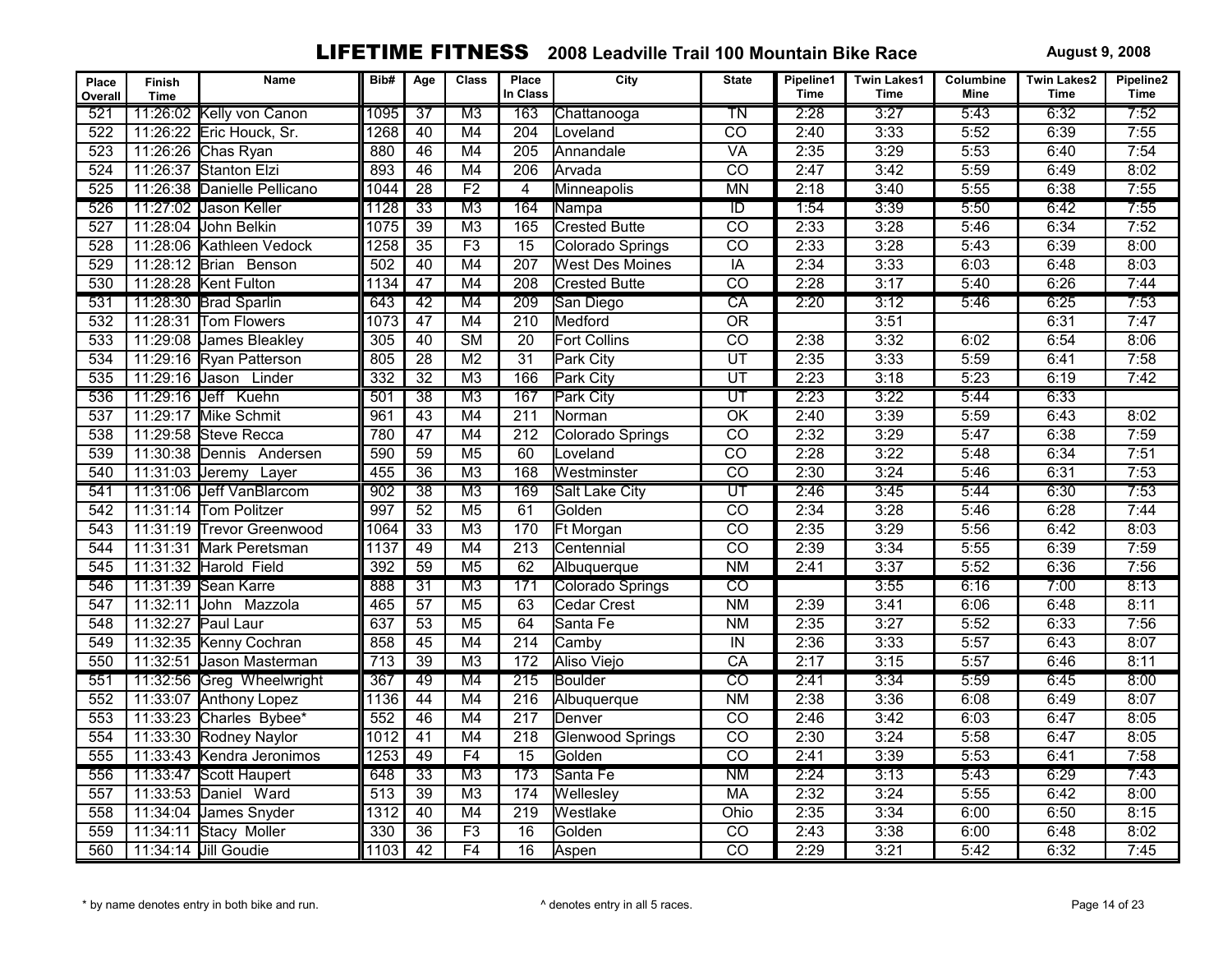# LIFETIME FITNESS 2008 Leadville Trail 100 Mountain Bike Race

**August 9, 2008**

| Place Overall | Finish Time | Name | Bib# | Age | Class | Place In Class | City | State | Pipeline1 Time | Twin Lakes1 Time | Columbine Mine | Twin Lakes2 Time | Pipeline2 Time |
|---|---|---|---|---|---|---|---|---|---|---|---|---|---|
| 521 | 11:26:02 | Kelly von Canon | 1095 | 37 | M3 | 163 | Chattanooga | TN | 2:28 | 3:27 | 5:43 | 6:32 | 7:52 |
| 522 | 11:26:22 | Eric Houck, Sr. | 1268 | 40 | M4 | 204 | Loveland | CO | 2:40 | 3:33 | 5:52 | 6:39 | 7:55 |
| 523 | 11:26:26 | Chas Ryan | 880 | 46 | M4 | 205 | Annandale | VA | 2:35 | 3:29 | 5:53 | 6:40 | 7:54 |
| 524 | 11:26:37 | Stanton Elzi | 893 | 46 | M4 | 206 | Arvada | CO | 2:47 | 3:42 | 5:59 | 6:49 | 8:02 |
| 525 | 11:26:38 | Danielle Pellicano | 1044 | 28 | F2 | 4 | Minneapolis | MN | 2:18 | 3:40 | 5:55 | 6:38 | 7:55 |
| 526 | 11:27:02 | Jason Keller | 1128 | 33 | M3 | 164 | Nampa | ID | 1:54 | 3:39 | 5:50 | 6:42 | 7:55 |
| 527 | 11:28:04 | John Belkin | 1075 | 39 | M3 | 165 | Crested Butte | CO | 2:33 | 3:28 | 5:46 | 6:34 | 7:52 |
| 528 | 11:28:06 | Kathleen Vedock | 1258 | 35 | F3 | 15 | Colorado Springs | CO | 2:33 | 3:28 | 5:43 | 6:39 | 8:00 |
| 529 | 11:28:12 | Brian Benson | 502 | 40 | M4 | 207 | West Des Moines | IA | 2:34 | 3:33 | 6:03 | 6:48 | 8:03 |
| 530 | 11:28:28 | Kent Fulton | 1134 | 47 | M4 | 208 | Crested Butte | CO | 2:28 | 3:17 | 5:40 | 6:26 | 7:44 |
| 531 | 11:28:30 | Brad Sparlin | 643 | 42 | M4 | 209 | San Diego | CA | 2:20 | 3:12 | 5:46 | 6:25 | 7:53 |
| 532 | 11:28:31 | Tom Flowers | 1073 | 47 | M4 | 210 | Medford | OR | | 3:51 | | 6:31 | 7:47 |
| 533 | 11:29:08 | James Bleakley | 305 | 40 | SM | 20 | Fort Collins | CO | 2:38 | 3:32 | 6:02 | 6:54 | 8:06 |
| 534 | 11:29:16 | Ryan Patterson | 805 | 28 | M2 | 31 | Park City | UT | 2:35 | 3:33 | 5:59 | 6:41 | 7:58 |
| 535 | 11:29:16 | Jason Linder | 332 | 32 | M3 | 166 | Park City | UT | 2:23 | 3:18 | 5:23 | 6:19 | 7:42 |
| 536 | 11:29:16 | Jeff Kuehn | 501 | 38 | M3 | 167 | Park City | UT | 2:23 | 3:22 | 5:44 | 6:33 | |
| 537 | 11:29:17 | Mike Schmit | 961 | 43 | M4 | 211 | Norman | OK | 2:40 | 3:39 | 5:59 | 6:43 | 8:02 |
| 538 | 11:29:58 | Steve Recca | 780 | 47 | M4 | 212 | Colorado Springs | CO | 2:32 | 3:29 | 5:47 | 6:38 | 7:59 |
| 539 | 11:30:38 | Dennis Andersen | 590 | 59 | M5 | 60 | Loveland | CO | 2:28 | 3:22 | 5:48 | 6:34 | 7:51 |
| 540 | 11:31:03 | Jeremy Layer | 455 | 36 | M3 | 168 | Westminster | CO | 2:30 | 3:24 | 5:46 | 6:31 | 7:53 |
| 541 | 11:31:06 | Jeff VanBlarcom | 902 | 38 | M3 | 169 | Salt Lake City | UT | 2:46 | 3:45 | 5:44 | 6:30 | 7:53 |
| 542 | 11:31:14 | Tom Politzer | 997 | 52 | M5 | 61 | Golden | CO | 2:34 | 3:28 | 5:46 | 6:28 | 7:44 |
| 543 | 11:31:19 | Trevor Greenwood | 1064 | 33 | M3 | 170 | Ft Morgan | CO | 2:35 | 3:29 | 5:56 | 6:42 | 8:03 |
| 544 | 11:31:31 | Mark Peretsman | 1137 | 49 | M4 | 213 | Centennial | CO | 2:39 | 3:34 | 5:55 | 6:39 | 7:59 |
| 545 | 11:31:32 | Harold Field | 392 | 59 | M5 | 62 | Albuquerque | NM | 2:41 | 3:37 | 5:52 | 6:36 | 7:56 |
| 546 | 11:31:39 | Sean Karre | 888 | 31 | M3 | 171 | Colorado Springs | CO | | 3:55 | 6:16 | 7:00 | 8:13 |
| 547 | 11:32:11 | John Mazzola | 465 | 57 | M5 | 63 | Cedar Crest | NM | 2:39 | 3:41 | 6:06 | 6:48 | 8:11 |
| 548 | 11:32:27 | Paul Laur | 637 | 53 | M5 | 64 | Santa Fe | NM | 2:35 | 3:27 | 5:52 | 6:33 | 7:56 |
| 549 | 11:32:35 | Kenny Cochran | 858 | 45 | M4 | 214 | Camby | IN | 2:36 | 3:33 | 5:57 | 6:43 | 8:07 |
| 550 | 11:32:51 | Jason Masterman | 713 | 39 | M3 | 172 | Aliso Viejo | CA | 2:17 | 3:15 | 5:57 | 6:46 | 8:11 |
| 551 | 11:32:56 | Greg Wheelwright | 367 | 49 | M4 | 215 | Boulder | CO | 2:41 | 3:34 | 5:59 | 6:45 | 8:00 |
| 552 | 11:33:07 | Anthony Lopez | 1136 | 44 | M4 | 216 | Albuquerque | NM | 2:38 | 3:36 | 6:08 | 6:49 | 8:07 |
| 553 | 11:33:23 | Charles Bybee* | 552 | 46 | M4 | 217 | Denver | CO | 2:46 | 3:42 | 6:03 | 6:47 | 8:05 |
| 554 | 11:33:30 | Rodney Naylor | 1012 | 41 | M4 | 218 | Glenwood Springs | CO | 2:30 | 3:24 | 5:58 | 6:47 | 8:05 |
| 555 | 11:33:43 | Kendra Jeronimos | 1253 | 49 | F4 | 15 | Golden | CO | 2:41 | 3:39 | 5:53 | 6:41 | 7:58 |
| 556 | 11:33:47 | Scott Haupert | 648 | 33 | M3 | 173 | Santa Fe | NM | 2:24 | 3:13 | 5:43 | 6:29 | 7:43 |
| 557 | 11:33:53 | Daniel Ward | 513 | 39 | M3 | 174 | Wellesley | MA | 2:32 | 3:24 | 5:55 | 6:42 | 8:00 |
| 558 | 11:34:04 | James Snyder | 1312 | 40 | M4 | 219 | Westlake | Ohio | 2:35 | 3:34 | 6:00 | 6:50 | 8:15 |
| 559 | 11:34:11 | Stacy Moller | 330 | 36 | F3 | 16 | Golden | CO | 2:43 | 3:38 | 6:00 | 6:48 | 8:02 |
| 560 | 11:34:14 | Jill Goudie | 1103 | 42 | F4 | 16 | Aspen | CO | 2:29 | 3:21 | 5:42 | 6:32 | 7:45 |

\* by name denotes entry in both bike and run.

^ denotes entry in all 5 races.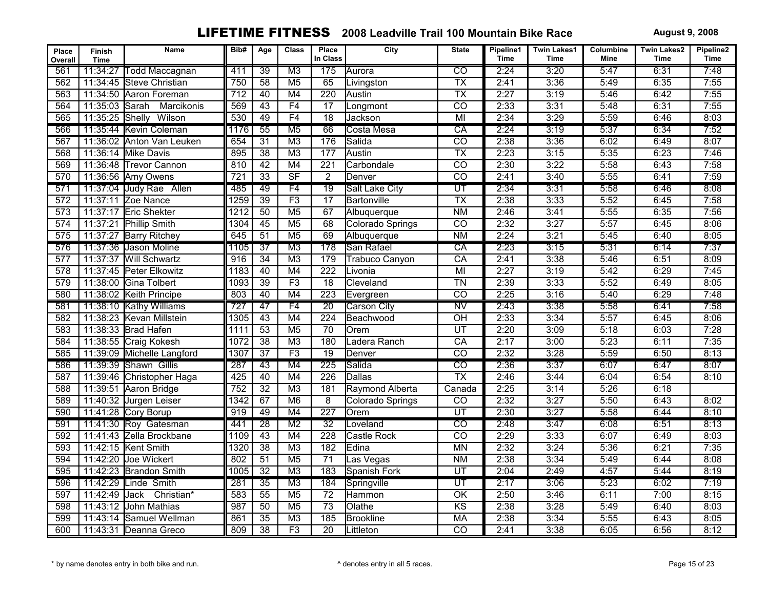# LIFETIME FITNESS 2008 Leadville Trail 100 Mountain Bike Race

August 9, 2008

| Place Overall | Finish Time | Name | Bib# | Age | Class | Place In Class | City | State | Pipeline1 Time | Twin Lakes1 Time | Columbine Mine | Twin Lakes2 Time | Pipeline2 Time |
|---|---|---|---|---|---|---|---|---|---|---|---|---|---|
| 561 | 11:34:27 | Todd Maccagnan | 411 | 39 | M3 | 175 | Aurora | CO | 2:24 | 3:20 | 5:47 | 6:31 | 7:48 |
| 562 | 11:34:45 | Steve Christian | 750 | 58 | M5 | 65 | Livingston | TX | 2:41 | 3:36 | 5:49 | 6:35 | 7:55 |
| 563 | 11:34:50 | Aaron Foreman | 712 | 40 | M4 | 220 | Austin | TX | 2:27 | 3:19 | 5:46 | 6:42 | 7:55 |
| 564 | 11:35:03 | Sarah Marcikonis | 569 | 43 | F4 | 17 | Longmont | CO | 2:33 | 3:31 | 5:48 | 6:31 | 7:55 |
| 565 | 11:35:25 | Shelly Wilson | 530 | 49 | F4 | 18 | Jackson | MI | 2:34 | 3:29 | 5:59 | 6:46 | 8:03 |
| 566 | 11:35:44 | Kevin Coleman | 1176 | 55 | M5 | 66 | Costa Mesa | CA | 2:24 | 3:19 | 5:37 | 6:34 | 7:52 |
| 567 | 11:36:02 | Anton Van Leuken | 654 | 31 | M3 | 176 | Salida | CO | 2:38 | 3:36 | 6:02 | 6:49 | 8:07 |
| 568 | 11:36:14 | Mike Davis | 895 | 38 | M3 | 177 | Austin | TX | 2:23 | 3:15 | 5:35 | 6:23 | 7:46 |
| 569 | 11:36:48 | Trevor Cannon | 810 | 42 | M4 | 221 | Carbondale | CO | 2:30 | 3:22 | 5:58 | 6:43 | 7:58 |
| 570 | 11:36:56 | Amy Owens | 721 | 33 | SF | 2 | Denver | CO | 2:41 | 3:40 | 5:55 | 6:41 | 7:59 |
| 571 | 11:37:04 | Judy Rae Allen | 485 | 49 | F4 | 19 | Salt Lake City | UT | 2:34 | 3:31 | 5:58 | 6:46 | 8:08 |
| 572 | 11:37:11 | Zoe Nance | 1259 | 39 | F3 | 17 | Bartonville | TX | 2:38 | 3:33 | 5:52 | 6:45 | 7:58 |
| 573 | 11:37:17 | Eric Shekter | 1212 | 50 | M5 | 67 | Albuquerque | NM | 2:46 | 3:41 | 5:55 | 6:35 | 7:56 |
| 574 | 11:37:21 | Phillip Smith | 1304 | 45 | M5 | 68 | Colorado Springs | CO | 2:32 | 3:27 | 5:57 | 6:45 | 8:06 |
| 575 | 11:37:27 | Barry Ritchey | 645 | 51 | M5 | 69 | Albuquerque | NM | 2:24 | 3:21 | 5:45 | 6:40 | 8:05 |
| 576 | 11:37:36 | Jason Moline | 1105 | 37 | M3 | 178 | San Rafael | CA | 2:23 | 3:15 | 5:31 | 6:14 | 7:37 |
| 577 | 11:37:37 | Will Schwartz | 916 | 34 | M3 | 179 | Trabuco Canyon | CA | 2:41 | 3:38 | 5:46 | 6:51 | 8:09 |
| 578 | 11:37:45 | Peter Elkowitz | 1183 | 40 | M4 | 222 | Livonia | MI | 2:27 | 3:19 | 5:42 | 6:29 | 7:45 |
| 579 | 11:38:00 | Gina Tolbert | 1093 | 39 | F3 | 18 | Cleveland | TN | 2:39 | 3:33 | 5:52 | 6:49 | 8:05 |
| 580 | 11:38:02 | Keith Principe | 803 | 40 | M4 | 223 | Evergreen | CO | 2:25 | 3:16 | 5:40 | 6:29 | 7:48 |
| 581 | 11:38:10 | Kathy Williams | 727 | 47 | F4 | 20 | Carson City | NV | 2:43 | 3:38 | 5:58 | 6:41 | 7:58 |
| 582 | 11:38:23 | Kevan Millstein | 1305 | 43 | M4 | 224 | Beachwood | OH | 2:33 | 3:34 | 5:57 | 6:45 | 8:06 |
| 583 | 11:38:33 | Brad Hafen | 1111 | 53 | M5 | 70 | Orem | UT | 2:20 | 3:09 | 5:18 | 6:03 | 7:28 |
| 584 | 11:38:55 | Craig Kokesh | 1072 | 38 | M3 | 180 | Ladera Ranch | CA | 2:17 | 3:00 | 5:23 | 6:11 | 7:35 |
| 585 | 11:39:09 | Michelle Langford | 1307 | 37 | F3 | 19 | Denver | CO | 2:32 | 3:28 | 5:59 | 6:50 | 8:13 |
| 586 | 11:39:39 | Shawn Gillis | 287 | 43 | M4 | 225 | Salida | CO | 2:36 | 3:37 | 6:07 | 6:47 | 8:07 |
| 587 | 11:39:46 | Christopher Haga | 425 | 40 | M4 | 226 | Dallas | TX | 2:46 | 3:44 | 6:04 | 6:54 | 8:10 |
| 588 | 11:39:51 | Aaron Bridge | 752 | 32 | M3 | 181 | Raymond Alberta | Canada | 2:25 | 3:14 | 5:26 | 6:18 | |
| 589 | 11:40:32 | Jurgen Leiser | 1342 | 67 | M6 | 8 | Colorado Springs | CO | 2:32 | 3:27 | 5:50 | 6:43 | 8:02 |
| 590 | 11:41:28 | Cory Borup | 919 | 49 | M4 | 227 | Orem | UT | 2:30 | 3:27 | 5:58 | 6:44 | 8:10 |
| 591 | 11:41:30 | Roy Gatesman | 441 | 28 | M2 | 32 | Loveland | CO | 2:48 | 3:47 | 6:08 | 6:51 | 8:13 |
| 592 | 11:41:43 | Zella Brockbane | 1109 | 43 | M4 | 228 | Castle Rock | CO | 2:29 | 3:33 | 6:07 | 6:49 | 8:03 |
| 593 | 11:42:15 | Kent Smith | 1320 | 38 | M3 | 182 | Edina | MN | 2:32 | 3:24 | 5:36 | 6:21 | 7:35 |
| 594 | 11:42:20 | Joe Wickert | 802 | 51 | M5 | 71 | Las Vegas | NM | 2:38 | 3:34 | 5:49 | 6:44 | 8:08 |
| 595 | 11:42:23 | Brandon Smith | 1005 | 32 | M3 | 183 | Spanish Fork | UT | 2:04 | 2:49 | 4:57 | 5:44 | 8:19 |
| 596 | 11:42:29 | Linde Smith | 281 | 35 | M3 | 184 | Springville | UT | 2:17 | 3:06 | 5:23 | 6:02 | 7:19 |
| 597 | 11:42:49 | Jack Christian* | 583 | 55 | M5 | 72 | Hammon | OK | 2:50 | 3:46 | 6:11 | 7:00 | 8:15 |
| 598 | 11:43:12 | John Mathias | 987 | 50 | M5 | 73 | Olathe | KS | 2:38 | 3:28 | 5:49 | 6:40 | 8:03 |
| 599 | 11:43:14 | Samuel Wellman | 861 | 35 | M3 | 185 | Brookline | MA | 2:38 | 3:34 | 5:55 | 6:43 | 8:05 |
| 600 | 11:43:31 | Deanna Greco | 809 | 38 | F3 | 20 | Littleton | CO | 2:41 | 3:38 | 6:05 | 6:56 | 8:12 |

* by name denotes entry in both bike and run.

^ denotes entry in all 5 races.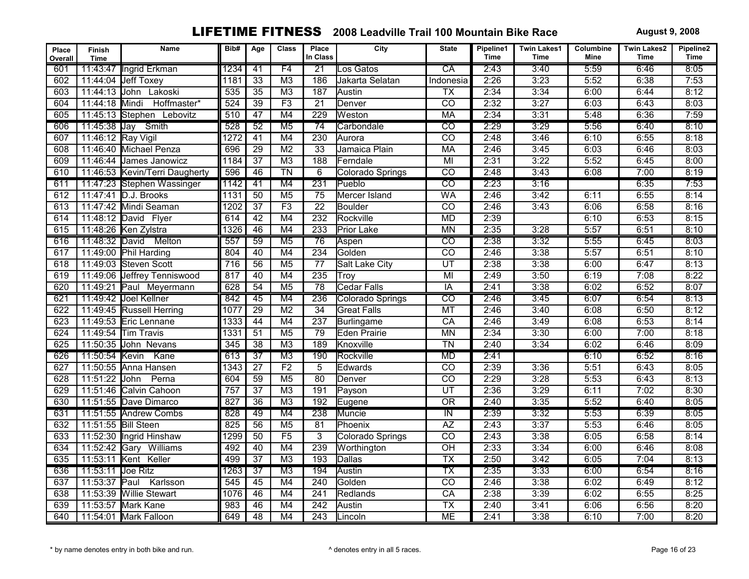# LIFETIME FITNESS 2008 Leadville Trail 100 Mountain Bike Race

August 9, 2008

| Place Overall | Finish Time | Name | Bib# | Age | Class | Place In Class | City | State | Pipeline1 Time | Twin Lakes1 Time | Columbine Mine | Twin Lakes2 Time | Pipeline2 Time |
|---|---|---|---|---|---|---|---|---|---|---|---|---|---|
| 601 | 11:43:47 | Ingrid Erkman | 1234 | 41 | F4 | 21 | Los Gatos | CA | 2:43 | 3:40 | 5:59 | 6:46 | 8:05 |
| 602 | 11:44:04 | Jeff Toxey | 1181 | 33 | M3 | 186 | Jakarta Selatan | Indonesia | 2:26 | 3:23 | 5:52 | 6:38 | 7:53 |
| 603 | 11:44:13 | John Lakoski | 535 | 35 | M3 | 187 | Austin | TX | 2:34 | 3:34 | 6:00 | 6:44 | 8:12 |
| 604 | 11:44:18 | Mindi Hoffmaster* | 524 | 39 | F3 | 21 | Denver | CO | 2:32 | 3:27 | 6:03 | 6:43 | 8:03 |
| 605 | 11:45:13 | Stephen Lebovitz | 510 | 47 | M4 | 229 | Weston | MA | 2:34 | 3:31 | 5:48 | 6:36 | 7:59 |
| 606 | 11:45:38 | Jay Smith | 528 | 52 | M5 | 74 | Carbondale | CO | 2:29 | 3:29 | 5:56 | 6:40 | 8:10 |
| 607 | 11:46:12 | Ray Vigil | 1272 | 41 | M4 | 230 | Aurora | CO | 2:48 | 3:46 | 6:10 | 6:55 | 8:18 |
| 608 | 11:46:40 | Michael Penza | 696 | 29 | M2 | 33 | Jamaica Plain | MA | 2:46 | 3:45 | 6:03 | 6:46 | 8:03 |
| 609 | 11:46:44 | James Janowicz | 1184 | 37 | M3 | 188 | Ferndale | MI | 2:31 | 3:22 | 5:52 | 6:45 | 8:00 |
| 610 | 11:46:53 | Kevin/Terri Daugherty | 596 | 46 | TN | 6 | Colorado Springs | CO | 2:48 | 3:43 | 6:08 | 7:00 | 8:19 |
| 611 | 11:47:23 | Stephen Wassinger | 1142 | 41 | M4 | 231 | Pueblo | CO | 2:23 | 3:16 | | 6:35 | 7:53 |
| 612 | 11:47:41 | D.J. Brooks | 1131 | 50 | M5 | 75 | Mercer Island | WA | 2:46 | 3:42 | 6:11 | 6:55 | 8:14 |
| 613 | 11:47:42 | Mindi Seaman | 1202 | 37 | F3 | 22 | Boulder | CO | 2:46 | 3:43 | 6:06 | 6:58 | 8:16 |
| 614 | 11:48:12 | David Flyer | 614 | 42 | M4 | 232 | Rockville | MD | 2:39 | | 6:10 | 6:53 | 8:15 |
| 615 | 11:48:26 | Ken Zylstra | 1326 | 46 | M4 | 233 | Prior Lake | MN | 2:35 | 3:28 | 5:57 | 6:51 | 8:10 |
| 616 | 11:48:32 | David Melton | 557 | 59 | M5 | 76 | Aspen | CO | 2:38 | 3:32 | 5:55 | 6:45 | 8:03 |
| 617 | 11:49:00 | Phil Harding | 804 | 40 | M4 | 234 | Golden | CO | 2:46 | 3:38 | 5:57 | 6:51 | 8:10 |
| 618 | 11:49:03 | Steven Scott | 716 | 56 | M5 | 77 | Salt Lake City | UT | 2:38 | 3:38 | 6:00 | 6:47 | 8:13 |
| 619 | 11:49:06 | Jeffrey Tenniswood | 817 | 40 | M4 | 235 | Troy | MI | 2:49 | 3:50 | 6:19 | 7:08 | 8:22 |
| 620 | 11:49:21 | Paul Meyermann | 628 | 54 | M5 | 78 | Cedar Falls | IA | 2:41 | 3:38 | 6:02 | 6:52 | 8:07 |
| 621 | 11:49:42 | Joel Kellner | 842 | 45 | M4 | 236 | Colorado Springs | CO | 2:46 | 3:45 | 6:07 | 6:54 | 8:13 |
| 622 | 11:49:45 | Russell Herring | 1077 | 29 | M2 | 34 | Great Falls | MT | 2:46 | 3:40 | 6:08 | 6:50 | 8:12 |
| 623 | 11:49:53 | Eric Lennane | 1333 | 44 | M4 | 237 | Burlingame | CA | 2:46 | 3:49 | 6:08 | 6:53 | 8:14 |
| 624 | 11:49:54 | Tim Travis | 1331 | 51 | M5 | 79 | Eden Prairie | MN | 2:34 | 3:30 | 6:00 | 7:00 | 8:18 |
| 625 | 11:50:35 | John Nevans | 345 | 38 | M3 | 189 | Knoxville | TN | 2:40 | 3:34 | 6:02 | 6:46 | 8:09 |
| 626 | 11:50:54 | Kevin Kane | 613 | 37 | M3 | 190 | Rockville | MD | 2:41 | | 6:10 | 6:52 | 8:16 |
| 627 | 11:50:55 | Anna Hansen | 1343 | 27 | F2 | 5 | Edwards | CO | 2:39 | 3:36 | 5:51 | 6:43 | 8:05 |
| 628 | 11:51:22 | John Perna | 604 | 59 | M5 | 80 | Denver | CO | 2:29 | 3:28 | 5:53 | 6:43 | 8:13 |
| 629 | 11:51:46 | Calvin Cahoon | 757 | 37 | M3 | 191 | Payson | UT | 2:36 | 3:29 | 6:11 | 7:02 | 8:30 |
| 630 | 11:51:55 | Dave Dimarco | 827 | 36 | M3 | 192 | Eugene | OR | 2:40 | 3:35 | 5:52 | 6:40 | 8:05 |
| 631 | 11:51:55 | Andrew Combs | 828 | 49 | M4 | 238 | Muncie | IN | 2:39 | 3:32 | 5:53 | 6:39 | 8:05 |
| 632 | 11:51:55 | Bill Steen | 825 | 56 | M5 | 81 | Phoenix | AZ | 2:43 | 3:37 | 5:53 | 6:46 | 8:05 |
| 633 | 11:52:30 | Ingrid Hinshaw | 1299 | 50 | F5 | 3 | Colorado Springs | CO | 2:43 | 3:38 | 6:05 | 6:58 | 8:14 |
| 634 | 11:52:42 | Gary Williams | 492 | 40 | M4 | 239 | Worthington | OH | 2:33 | 3:34 | 6:00 | 6:46 | 8:08 |
| 635 | 11:53:11 | Kent Keller | 499 | 37 | M3 | 193 | Dallas | TX | 2:50 | 3:42 | 6:05 | 7:04 | 8:13 |
| 636 | 11:53:11 | Joe Ritz | 1263 | 37 | M3 | 194 | Austin | TX | 2:35 | 3:33 | 6:00 | 6:54 | 8:16 |
| 637 | 11:53:37 | Paul Karlsson | 545 | 45 | M4 | 240 | Golden | CO | 2:46 | 3:38 | 6:02 | 6:49 | 8:12 |
| 638 | 11:53:39 | Willie Stewart | 1076 | 46 | M4 | 241 | Redlands | CA | 2:38 | 3:39 | 6:02 | 6:55 | 8:25 |
| 639 | 11:53:57 | Mark Kane | 983 | 46 | M4 | 242 | Austin | TX | 2:40 | 3:41 | 6:06 | 6:56 | 8:20 |
| 640 | 11:54:01 | Mark Falloon | 649 | 48 | M4 | 243 | Lincoln | ME | 2:41 | 3:38 | 6:10 | 7:00 | 8:20 |

* by name denotes entry in both bike and run.

^ denotes entry in all 5 races.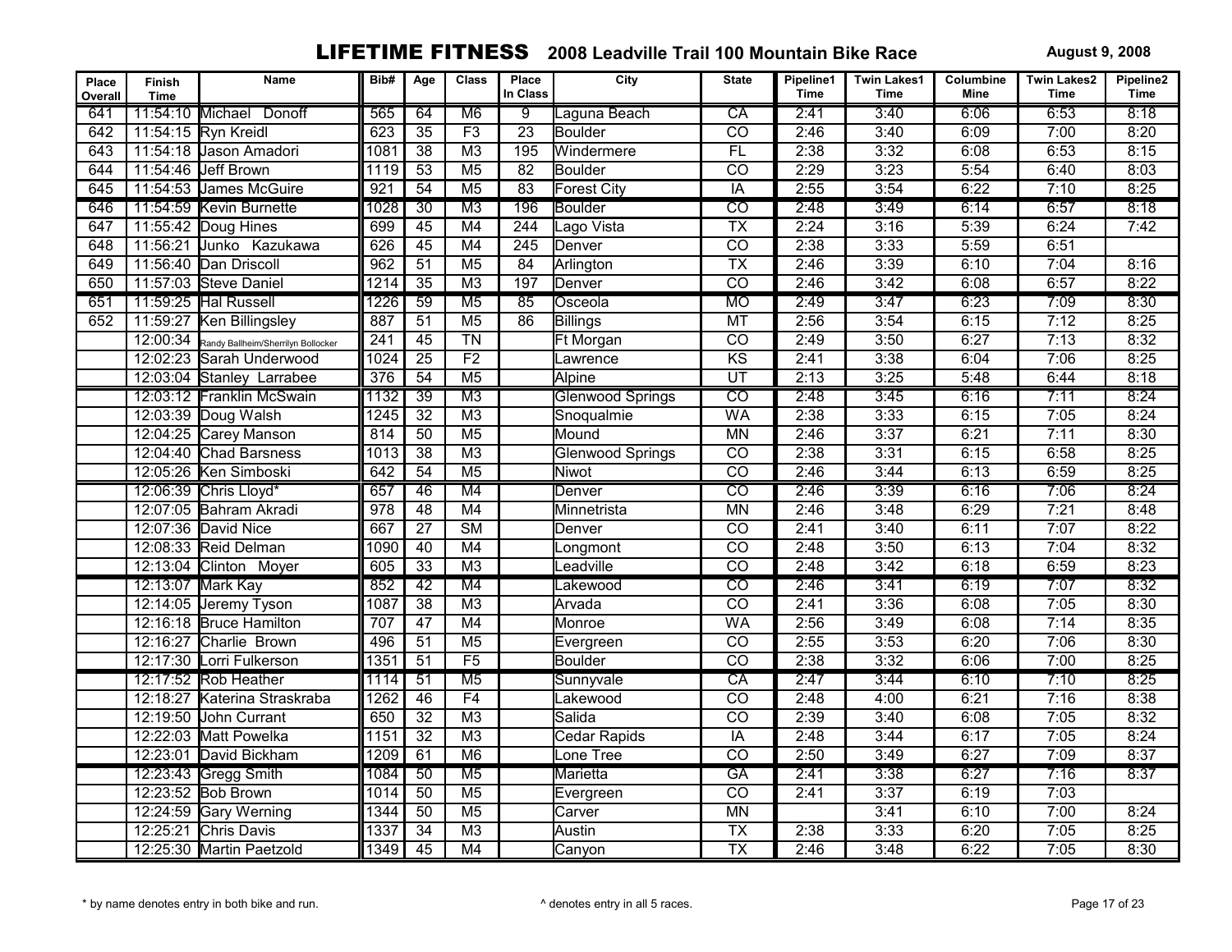# LIFETIME FITNESS 2008 Leadville Trail 100 Mountain Bike Race

August 9, 2008

| Place Overall | Finish Time | Name | Bib# | Age | Class | Place In Class | City | State | Pipeline1 Time | Twin Lakes1 Time | Columbine Mine | Twin Lakes2 Time | Pipeline2 Time |
|---|---|---|---|---|---|---|---|---|---|---|---|---|---|
| 641 | 11:54:10 | Michael Donoff | 565 | 64 | M6 | 9 | Laguna Beach | CA | 2:41 | 3:40 | 6:06 | 6:53 | 8:18 |
| 642 | 11:54:15 | Ryn Kreidl | 623 | 35 | F3 | 23 | Boulder | CO | 2:46 | 3:40 | 6:09 | 7:00 | 8:20 |
| 643 | 11:54:18 | Jason Amadori | 1081 | 38 | M3 | 195 | Windermere | FL | 2:38 | 3:32 | 6:08 | 6:53 | 8:15 |
| 644 | 11:54:46 | Jeff Brown | 1119 | 53 | M5 | 82 | Boulder | CO | 2:29 | 3:23 | 5:54 | 6:40 | 8:03 |
| 645 | 11:54:53 | James McGuire | 921 | 54 | M5 | 83 | Forest City | IA | 2:55 | 3:54 | 6:22 | 7:10 | 8:25 |
| 646 | 11:54:59 | Kevin Burnette | 1028 | 30 | M3 | 196 | Boulder | CO | 2:48 | 3:49 | 6:14 | 6:57 | 8:18 |
| 647 | 11:55:42 | Doug Hines | 699 | 45 | M4 | 244 | Lago Vista | TX | 2:24 | 3:16 | 5:39 | 6:24 | 7:42 |
| 648 | 11:56:21 | Junko Kazukawa | 626 | 45 | M4 | 245 | Denver | CO | 2:38 | 3:33 | 5:59 | 6:51 | |
| 649 | 11:56:40 | Dan Driscoll | 962 | 51 | M5 | 84 | Arlington | TX | 2:46 | 3:39 | 6:10 | 7:04 | 8:16 |
| 650 | 11:57:03 | Steve Daniel | 1214 | 35 | M3 | 197 | Denver | CO | 2:46 | 3:42 | 6:08 | 6:57 | 8:22 |
| 651 | 11:59:25 | Hal Russell | 1226 | 59 | M5 | 85 | Osceola | MO | 2:49 | 3:47 | 6:23 | 7:09 | 8:30 |
| 652 | 11:59:27 | Ken Billingsley | 887 | 51 | M5 | 86 | Billings | MT | 2:56 | 3:54 | 6:15 | 7:12 | 8:25 |
| | 12:00:34 | Randy Ballheim/Sherrilyn Bollocker | 241 | 45 | TN | | Ft Morgan | CO | 2:49 | 3:50 | 6:27 | 7:13 | 8:32 |
| | 12:02:23 | Sarah Underwood | 1024 | 25 | F2 | | Lawrence | KS | 2:41 | 3:38 | 6:04 | 7:06 | 8:25 |
| | 12:03:04 | Stanley Larrabee | 376 | 54 | M5 | | Alpine | UT | 2:13 | 3:25 | 5:48 | 6:44 | 8:18 |
| | 12:03:12 | Franklin McSwain | 1132 | 39 | M3 | | Glenwood Springs | CO | 2:48 | 3:45 | 6:16 | 7:11 | 8:24 |
| | 12:03:39 | Doug Walsh | 1245 | 32 | M3 | | Snoqualmie | WA | 2:38 | 3:33 | 6:15 | 7:05 | 8:24 |
| | 12:04:25 | Carey Manson | 814 | 50 | M5 | | Mound | MN | 2:46 | 3:37 | 6:21 | 7:11 | 8:30 |
| | 12:04:40 | Chad Barsness | 1013 | 38 | M3 | | Glenwood Springs | CO | 2:38 | 3:31 | 6:15 | 6:58 | 8:25 |
| | 12:05:26 | Ken Simboski | 642 | 54 | M5 | | Niwot | CO | 2:46 | 3:44 | 6:13 | 6:59 | 8:25 |
| | 12:06:39 | Chris Lloyd* | 657 | 46 | M4 | | Denver | CO | 2:46 | 3:39 | 6:16 | 7:06 | 8:24 |
| | 12:07:05 | Bahram Akradi | 978 | 48 | M4 | | Minnetrista | MN | 2:46 | 3:48 | 6:29 | 7:21 | 8:48 |
| | 12:07:36 | David Nice | 667 | 27 | SM | | Denver | CO | 2:41 | 3:40 | 6:11 | 7:07 | 8:22 |
| | 12:08:33 | Reid Delman | 1090 | 40 | M4 | | Longmont | CO | 2:48 | 3:50 | 6:13 | 7:04 | 8:32 |
| | 12:13:04 | Clinton Moyer | 605 | 33 | M3 | | Leadville | CO | 2:48 | 3:42 | 6:18 | 6:59 | 8:23 |
| | 12:13:07 | Mark Kay | 852 | 42 | M4 | | Lakewood | CO | 2:46 | 3:41 | 6:19 | 7:07 | 8:32 |
| | 12:14:05 | Jeremy Tyson | 1087 | 38 | M3 | | Arvada | CO | 2:41 | 3:36 | 6:08 | 7:05 | 8:30 |
| | 12:16:18 | Bruce Hamilton | 707 | 47 | M4 | | Monroe | WA | 2:56 | 3:49 | 6:08 | 7:14 | 8:35 |
| | 12:16:27 | Charlie Brown | 496 | 51 | M5 | | Evergreen | CO | 2:55 | 3:53 | 6:20 | 7:06 | 8:30 |
| | 12:17:30 | Lorri Fulkerson | 1351 | 51 | F5 | | Boulder | CO | 2:38 | 3:32 | 6:06 | 7:00 | 8:25 |
| | 12:17:52 | Rob Heather | 1114 | 51 | M5 | | Sunnyvale | CA | 2:47 | 3:44 | 6:10 | 7:10 | 8:25 |
| | 12:18:27 | Katerina Straskraba | 1262 | 46 | F4 | | Lakewood | CO | 2:48 | 4:00 | 6:21 | 7:16 | 8:38 |
| | 12:19:50 | John Currant | 650 | 32 | M3 | | Salida | CO | 2:39 | 3:40 | 6:08 | 7:05 | 8:32 |
| | 12:22:03 | Matt Powelka | 1151 | 32 | M3 | | Cedar Rapids | IA | 2:48 | 3:44 | 6:17 | 7:05 | 8:24 |
| | 12:23:01 | David Bickham | 1209 | 61 | M6 | | Lone Tree | CO | 2:50 | 3:49 | 6:27 | 7:09 | 8:37 |
| | 12:23:43 | Gregg Smith | 1084 | 50 | M5 | | Marietta | GA | 2:41 | 3:38 | 6:27 | 7:16 | 8:37 |
| | 12:23:52 | Bob Brown | 1014 | 50 | M5 | | Evergreen | CO | 2:41 | 3:37 | 6:19 | 7:03 | |
| | 12:24:59 | Gary Werning | 1344 | 50 | M5 | | Carver | MN | | 3:41 | 6:10 | 7:00 | 8:24 |
| | 12:25:21 | Chris Davis | 1337 | 34 | M3 | | Austin | TX | 2:38 | 3:33 | 6:20 | 7:05 | 8:25 |
| | 12:25:30 | Martin Paetzold | 1349 | 45 | M4 | | Canyon | TX | 2:46 | 3:48 | 6:22 | 7:05 | 8:30 |

* by name denotes entry in both bike and run.

^ denotes entry in all 5 races.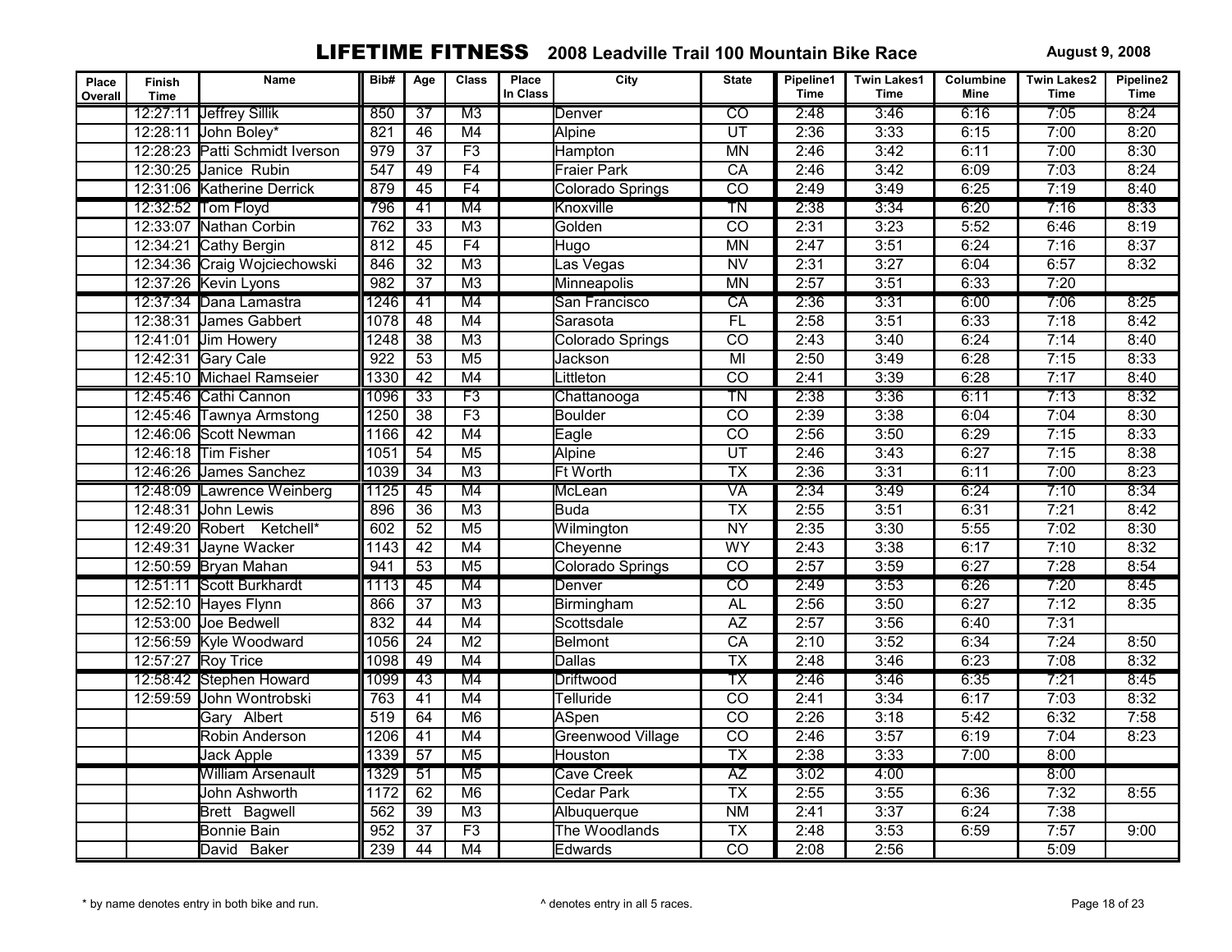## LIFETIME FITNESS 2008 Leadville Trail 100 Mountain Bike Race

August 9, 2008

| Place Overall | Finish Time | Name | Bib# | Age | Class | Place In Class | City | State | Pipeline1 Time | Twin Lakes1 Time | Columbine Mine | Twin Lakes2 Time | Pipeline2 Time |
|---|---|---|---|---|---|---|---|---|---|---|---|---|---|
| | 12:27:11 | Jeffrey Sillik | 850 | 37 | M3 | | Denver | CO | 2:48 | 3:46 | 6:16 | 7:05 | 8:24 |
| | 12:28:11 | John Boley* | 821 | 46 | M4 | | Alpine | UT | 2:36 | 3:33 | 6:15 | 7:00 | 8:20 |
| | 12:28:23 | Patti Schmidt Iverson | 979 | 37 | F3 | | Hampton | MN | 2:46 | 3:42 | 6:11 | 7:00 | 8:30 |
| | 12:30:25 | Janice Rubin | 547 | 49 | F4 | | Fraier Park | CA | 2:46 | 3:42 | 6:09 | 7:03 | 8:24 |
| | 12:31:06 | Katherine Derrick | 879 | 45 | F4 | | Colorado Springs | CO | 2:49 | 3:49 | 6:25 | 7:19 | 8:40 |
| | 12:32:52 | Tom Floyd | 796 | 41 | M4 | | Knoxville | TN | 2:38 | 3:34 | 6:20 | 7:16 | 8:33 |
| | 12:33:07 | Nathan Corbin | 762 | 33 | M3 | | Golden | CO | 2:31 | 3:23 | 5:52 | 6:46 | 8:19 |
| | 12:34:21 | Cathy Bergin | 812 | 45 | F4 | | Hugo | MN | 2:47 | 3:51 | 6:24 | 7:16 | 8:37 |
| | 12:34:36 | Craig Wojciechowski | 846 | 32 | M3 | | Las Vegas | NV | 2:31 | 3:27 | 6:04 | 6:57 | 8:32 |
| | 12:37:26 | Kevin Lyons | 982 | 37 | M3 | | Minneapolis | MN | 2:57 | 3:51 | 6:33 | 7:20 | |
| | 12:37:34 | Dana Lamastra | 1246 | 41 | M4 | | San Francisco | CA | 2:36 | 3:31 | 6:00 | 7:06 | 8:25 |
| | 12:38:31 | James Gabbert | 1078 | 48 | M4 | | Sarasota | FL | 2:58 | 3:51 | 6:33 | 7:18 | 8:42 |
| | 12:41:01 | Jim Howery | 1248 | 38 | M3 | | Colorado Springs | CO | 2:43 | 3:40 | 6:24 | 7:14 | 8:40 |
| | 12:42:31 | Gary Cale | 922 | 53 | M5 | | Jackson | MI | 2:50 | 3:49 | 6:28 | 7:15 | 8:33 |
| | 12:45:10 | Michael Ramseier | 1330 | 42 | M4 | | Littleton | CO | 2:41 | 3:39 | 6:28 | 7:17 | 8:40 |
| | 12:45:46 | Cathi Cannon | 1096 | 33 | F3 | | Chattanooga | TN | 2:38 | 3:36 | 6:11 | 7:13 | 8:32 |
| | 12:45:46 | Tawnya Armstong | 1250 | 38 | F3 | | Boulder | CO | 2:39 | 3:38 | 6:04 | 7:04 | 8:30 |
| | 12:46:06 | Scott Newman | 1166 | 42 | M4 | | Eagle | CO | 2:56 | 3:50 | 6:29 | 7:15 | 8:33 |
| | 12:46:18 | Tim Fisher | 1051 | 54 | M5 | | Alpine | UT | 2:46 | 3:43 | 6:27 | 7:15 | 8:38 |
| | 12:46:26 | James Sanchez | 1039 | 34 | M3 | | Ft Worth | TX | 2:36 | 3:31 | 6:11 | 7:00 | 8:23 |
| | 12:48:09 | Lawrence Weinberg | 1125 | 45 | M4 | | McLean | VA | 2:34 | 3:49 | 6:24 | 7:10 | 8:34 |
| | 12:48:31 | John Lewis | 896 | 36 | M3 | | Buda | TX | 2:55 | 3:51 | 6:31 | 7:21 | 8:42 |
| | 12:49:20 | Robert Ketchell* | 602 | 52 | M5 | | Wilmington | NY | 2:35 | 3:30 | 5:55 | 7:02 | 8:30 |
| | 12:49:31 | Jayne Wacker | 1143 | 42 | M4 | | Cheyenne | WY | 2:43 | 3:38 | 6:17 | 7:10 | 8:32 |
| | 12:50:59 | Bryan Mahan | 941 | 53 | M5 | | Colorado Springs | CO | 2:57 | 3:59 | 6:27 | 7:28 | 8:54 |
| | 12:51:11 | Scott Burkhardt | 1113 | 45 | M4 | | Denver | CO | 2:49 | 3:53 | 6:26 | 7:20 | 8:45 |
| | 12:52:10 | Hayes Flynn | 866 | 37 | M3 | | Birmingham | AL | 2:56 | 3:50 | 6:27 | 7:12 | 8:35 |
| | 12:53:00 | Joe Bedwell | 832 | 44 | M4 | | Scottsdale | AZ | 2:57 | 3:56 | 6:40 | 7:31 | |
| | 12:56:59 | Kyle Woodward | 1056 | 24 | M2 | | Belmont | CA | 2:10 | 3:52 | 6:34 | 7:24 | 8:50 |
| | 12:57:27 | Roy Trice | 1098 | 49 | M4 | | Dallas | TX | 2:48 | 3:46 | 6:23 | 7:08 | 8:32 |
| | 12:58:42 | Stephen Howard | 1099 | 43 | M4 | | Driftwood | TX | 2:46 | 3:46 | 6:35 | 7:21 | 8:45 |
| | 12:59:59 | John Wontrobski | 763 | 41 | M4 | | Telluride | CO | 2:41 | 3:34 | 6:17 | 7:03 | 8:32 |
| | | Gary Albert | 519 | 64 | M6 | | ASpen | CO | 2:26 | 3:18 | 5:42 | 6:32 | 7:58 |
| | | Robin Anderson | 1206 | 41 | M4 | | Greenwood Village | CO | 2:46 | 3:57 | 6:19 | 7:04 | 8:23 |
| | | Jack Apple | 1339 | 57 | M5 | | Houston | TX | 2:38 | 3:33 | 7:00 | 8:00 | |
| | | William Arsenault | 1329 | 51 | M5 | | Cave Creek | AZ | 3:02 | 4:00 | | 8:00 | |
| | | John Ashworth | 1172 | 62 | M6 | | Cedar Park | TX | 2:55 | 3:55 | 6:36 | 7:32 | 8:55 |
| | | Brett Bagwell | 562 | 39 | M3 | | Albuquerque | NM | 2:41 | 3:37 | 6:24 | 7:38 | |
| | | Bonnie Bain | 952 | 37 | F3 | | The Woodlands | TX | 2:48 | 3:53 | 6:59 | 7:57 | 9:00 |
| | | David Baker | 239 | 44 | M4 | | Edwards | CO | 2:08 | 2:56 | | 5:09 | |

\* by name denotes entry in both bike and run.

^ denotes entry in all 5 races.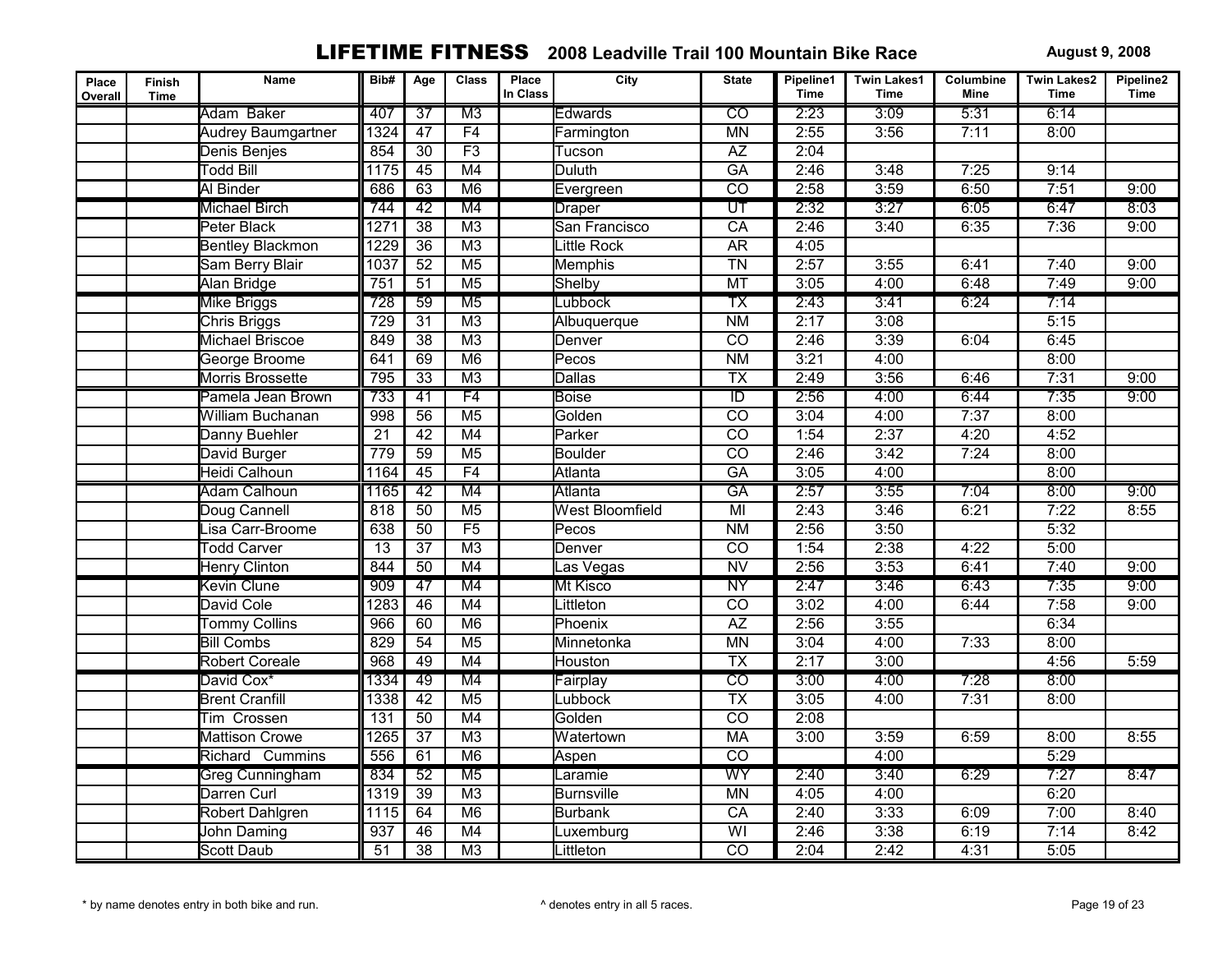# LIFETIME FITNESS 2008 Leadville Trail 100 Mountain Bike Race

August 9, 2008

| Place Overall | Finish Time | Name | Bib# | Age | Class | Place In Class | City | State | Pipeline1 Time | Twin Lakes1 Time | Columbine Mine | Twin Lakes2 Time | Pipeline2 Time |
|---|---|---|---|---|---|---|---|---|---|---|---|---|---|
| | | Adam Baker | 407 | 37 | M3 | | Edwards | CO | 2:23 | 3:09 | 5:31 | 6:14 | |
| | | Audrey Baumgartner | 1324 | 47 | F4 | | Farmington | MN | 2:55 | 3:56 | 7:11 | 8:00 | |
| | | Denis Benjes | 854 | 30 | F3 | | Tucson | AZ | 2:04 | | | | |
| | | Todd Bill | 1175 | 45 | M4 | | Duluth | GA | 2:46 | 3:48 | 7:25 | 9:14 | |
| | | Al Binder | 686 | 63 | M6 | | Evergreen | CO | 2:58 | 3:59 | 6:50 | 7:51 | 9:00 |
| | | Michael Birch | 744 | 42 | M4 | | Draper | UT | 2:32 | 3:27 | 6:05 | 6:47 | 8:03 |
| | | Peter Black | 1271 | 38 | M3 | | San Francisco | CA | 2:46 | 3:40 | 6:35 | 7:36 | 9:00 |
| | | Bentley Blackmon | 1229 | 36 | M3 | | Little Rock | AR | 4:05 | | | | |
| | | Sam Berry Blair | 1037 | 52 | M5 | | Memphis | TN | 2:57 | 3:55 | 6:41 | 7:40 | 9:00 |
| | | Alan Bridge | 751 | 51 | M5 | | Shelby | MT | 3:05 | 4:00 | 6:48 | 7:49 | 9:00 |
| | | Mike Briggs | 728 | 59 | M5 | | Lubbock | TX | 2:43 | 3:41 | 6:24 | 7:14 | |
| | | Chris Briggs | 729 | 31 | M3 | | Albuquerque | NM | 2:17 | 3:08 | | 5:15 | |
| | | Michael Briscoe | 849 | 38 | M3 | | Denver | CO | 2:46 | 3:39 | 6:04 | 6:45 | |
| | | George Broome | 641 | 69 | M6 | | Pecos | NM | 3:21 | 4:00 | | 8:00 | |
| | | Morris Brossette | 795 | 33 | M3 | | Dallas | TX | 2:49 | 3:56 | 6:46 | 7:31 | 9:00 |
| | | Pamela Jean Brown | 733 | 41 | F4 | | Boise | ID | 2:56 | 4:00 | 6:44 | 7:35 | 9:00 |
| | | William Buchanan | 998 | 56 | M5 | | Golden | CO | 3:04 | 4:00 | 7:37 | 8:00 | |
| | | Danny Buehler | 21 | 42 | M4 | | Parker | CO | 1:54 | 2:37 | 4:20 | 4:52 | |
| | | David Burger | 779 | 59 | M5 | | Boulder | CO | 2:46 | 3:42 | 7:24 | 8:00 | |
| | | Heidi Calhoun | 1164 | 45 | F4 | | Atlanta | GA | 3:05 | 4:00 | | 8:00 | |
| | | Adam Calhoun | 1165 | 42 | M4 | | Atlanta | GA | 2:57 | 3:55 | 7:04 | 8:00 | 9:00 |
| | | Doug Cannell | 818 | 50 | M5 | | West Bloomfield | MI | 2:43 | 3:46 | 6:21 | 7:22 | 8:55 |
| | | Lisa Carr-Broome | 638 | 50 | F5 | | Pecos | NM | 2:56 | 3:50 | | 5:32 | |
| | | Todd Carver | 13 | 37 | M3 | | Denver | CO | 1:54 | 2:38 | 4:22 | 5:00 | |
| | | Henry Clinton | 844 | 50 | M4 | | Las Vegas | NV | 2:56 | 3:53 | 6:41 | 7:40 | 9:00 |
| | | Kevin Clune | 909 | 47 | M4 | | Mt Kisco | NY | 2:47 | 3:46 | 6:43 | 7:35 | 9:00 |
| | | David Cole | 1283 | 46 | M4 | | Littleton | CO | 3:02 | 4:00 | 6:44 | 7:58 | 9:00 |
| | | Tommy Collins | 966 | 60 | M6 | | Phoenix | AZ | 2:56 | 3:55 | | 6:34 | |
| | | Bill Combs | 829 | 54 | M5 | | Minnetonka | MN | 3:04 | 4:00 | 7:33 | 8:00 | |
| | | Robert Coreale | 968 | 49 | M4 | | Houston | TX | 2:17 | 3:00 | | 4:56 | 5:59 |
| | | David Cox* | 1334 | 49 | M4 | | Fairplay | CO | 3:00 | 4:00 | 7:28 | 8:00 | |
| | | Brent Cranfill | 1338 | 42 | M5 | | Lubbock | TX | 3:05 | 4:00 | 7:31 | 8:00 | |
| | | Tim Crossen | 131 | 50 | M4 | | Golden | CO | 2:08 | | | | |
| | | Mattison Crowe | 1265 | 37 | M3 | | Watertown | MA | 3:00 | 3:59 | 6:59 | 8:00 | 8:55 |
| | | Richard Cummins | 556 | 61 | M6 | | Aspen | CO | | 4:00 | | 5:29 | |
| | | Greg Cunningham | 834 | 52 | M5 | | Laramie | WY | 2:40 | 3:40 | 6:29 | 7:27 | 8:47 |
| | | Darren Curl | 1319 | 39 | M3 | | Burnsville | MN | 4:05 | 4:00 | | 6:20 | |
| | | Robert Dahlgren | 1115 | 64 | M6 | | Burbank | CA | 2:40 | 3:33 | 6:09 | 7:00 | 8:40 |
| | | John Daming | 937 | 46 | M4 | | Luxemburg | WI | 2:46 | 3:38 | 6:19 | 7:14 | 8:42 |
| | | Scott Daub | 51 | 38 | M3 | | Littleton | CO | 2:04 | 2:42 | 4:31 | 5:05 | |

* by name denotes entry in both bike and run.

^ denotes entry in all 5 races.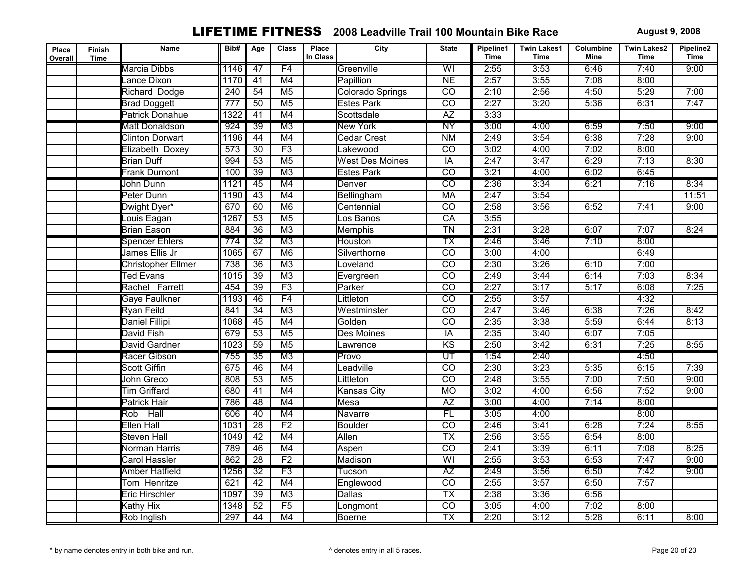# LIFETIME FITNESS 2008 Leadville Trail 100 Mountain Bike Race

**August 9, 2008**

| Place Overall | Finish Time | Name | Bib# | Age | Class | Place In Class | City | State | Pipeline1 Time | Twin Lakes1 Time | Columbine Mine | Twin Lakes2 Time | Pipeline2 Time |
|---|---|---|---|---|---|---|---|---|---|---|---|---|---|
| | | Marcia Dibbs | 1146 | 47 | F4 | | Greenville | WI | 2:55 | 3:53 | 6:46 | 7:40 | 9:00 |
| | | Lance Dixon | 1170 | 41 | M4 | | Papillion | NE | 2:57 | 3:55 | 7:08 | 8:00 | |
| | | Richard Dodge | 240 | 54 | M5 | | Colorado Springs | CO | 2:10 | 2:56 | 4:50 | 5:29 | 7:00 |
| | | Brad Doggett | 777 | 50 | M5 | | Estes Park | CO | 2:27 | 3:20 | 5:36 | 6:31 | 7:47 |
| | | Patrick Donahue | 1322 | 41 | M4 | | Scottsdale | AZ | 3:33 | | | | |
| | | Matt Donaldson | 924 | 39 | M3 | | New York | NY | 3:00 | 4:00 | 6:59 | 7:50 | 9:00 |
| | | Clinton Dorwart | 1196 | 44 | M4 | | Cedar Crest | NM | 2:49 | 3:54 | 6:38 | 7:28 | 9:00 |
| | | Elizabeth Doxey | 573 | 30 | F3 | | Lakewood | CO | 3:02 | 4:00 | 7:02 | 8:00 | |
| | | Brian Duff | 994 | 53 | M5 | | West Des Moines | IA | 2:47 | 3:47 | 6:29 | 7:13 | 8:30 |
| | | Frank Dumont | 100 | 39 | M3 | | Estes Park | CO | 3:21 | 4:00 | 6:02 | 6:45 | |
| | | John Dunn | 1121 | 45 | M4 | | Denver | CO | 2:36 | 3:34 | 6:21 | 7:16 | 8:34 |
| | | Peter Dunn | 1190 | 43 | M4 | | Bellingham | MA | 2:47 | 3:54 | | | 11:51 |
| | | Dwight Dyer* | 670 | 60 | M6 | | Centennial | CO | 2:58 | 3:56 | 6:52 | 7:41 | 9:00 |
| | | Louis Eagan | 1267 | 53 | M5 | | Los Banos | CA | 3:55 | | | | |
| | | Brian Eason | 884 | 36 | M3 | | Memphis | TN | 2:31 | 3:28 | 6:07 | 7:07 | 8:24 |
| | | Spencer Ehlers | 774 | 32 | M3 | | Houston | TX | 2:46 | 3:46 | 7:10 | 8:00 | |
| | | James Ellis Jr | 1065 | 67 | M6 | | Silverthorne | CO | 3:00 | 4:00 | | 6:49 | |
| | | Christopher Ellmer | 738 | 36 | M3 | | Loveland | CO | 2:30 | 3:26 | 6:10 | 7:00 | |
| | | Ted Evans | 1015 | 39 | M3 | | Evergreen | CO | 2:49 | 3:44 | 6:14 | 7:03 | 8:34 |
| | | Rachel Farrett | 454 | 39 | F3 | | Parker | CO | 2:27 | 3:17 | 5:17 | 6:08 | 7:25 |
| | | Gaye Faulkner | 1193 | 46 | F4 | | Littleton | CO | 2:55 | 3:57 | | 4:32 | |
| | | Ryan Feild | 841 | 34 | M3 | | Westminster | CO | 2:47 | 3:46 | 6:38 | 7:26 | 8:42 |
| | | Daniel Fillipi | 1068 | 45 | M4 | | Golden | CO | 2:35 | 3:38 | 5:59 | 6:44 | 8:13 |
| | | David Fish | 679 | 53 | M5 | | Des Moines | IA | 2:35 | 3:40 | 6:07 | 7:05 | |
| | | David Gardner | 1023 | 59 | M5 | | Lawrence | KS | 2:50 | 3:42 | 6:31 | 7:25 | 8:55 |
| | | Racer Gibson | 755 | 35 | M3 | | Provo | UT | 1:54 | 2:40 | | 4:50 | |
| | | Scott Giffin | 675 | 46 | M4 | | Leadville | CO | 2:30 | 3:23 | 5:35 | 6:15 | 7:39 |
| | | John Greco | 808 | 53 | M5 | | Littleton | CO | 2:48 | 3:55 | 7:00 | 7:50 | 9:00 |
| | | Tim Griffard | 680 | 41 | M4 | | Kansas City | MO | 3:02 | 4:00 | 6:56 | 7:52 | 9:00 |
| | | Patrick Hair | 786 | 48 | M4 | | Mesa | AZ | 3:00 | 4:00 | 7:14 | 8:00 | |
| | | Rob Hall | 606 | 40 | M4 | | Navarre | FL | 3:05 | 4:00 | | 8:00 | |
| | | Ellen Hall | 1031 | 28 | F2 | | Boulder | CO | 2:46 | 3:41 | 6:28 | 7:24 | 8:55 |
| | | Steven Hall | 1049 | 42 | M4 | | Allen | TX | 2:56 | 3:55 | 6:54 | 8:00 | |
| | | Norman Harris | 789 | 46 | M4 | | Aspen | CO | 2:41 | 3:39 | 6:11 | 7:08 | 8:25 |
| | | Carol Hassler | 862 | 28 | F2 | | Madison | WI | 2:55 | 3:53 | 6:53 | 7:47 | 9:00 |
| | | Amber Hatfield | 1256 | 32 | F3 | | Tucson | AZ | 2:49 | 3:56 | 6:50 | 7:42 | 9:00 |
| | | Tom Henritze | 621 | 42 | M4 | | Englewood | CO | 2:55 | 3:57 | 6:50 | 7:57 | |
| | | Eric Hirschler | 1097 | 39 | M3 | | Dallas | TX | 2:38 | 3:36 | 6:56 | | |
| | | Kathy Hix | 1348 | 52 | F5 | | Longmont | CO | 3:05 | 4:00 | 7:02 | 8:00 | |
| | | Rob Inglish | 297 | 44 | M4 | | Boerne | TX | 2:20 | 3:12 | 5:28 | 6:11 | 8:00 |

\* by name denotes entry in both bike and run.

^ denotes entry in all 5 races.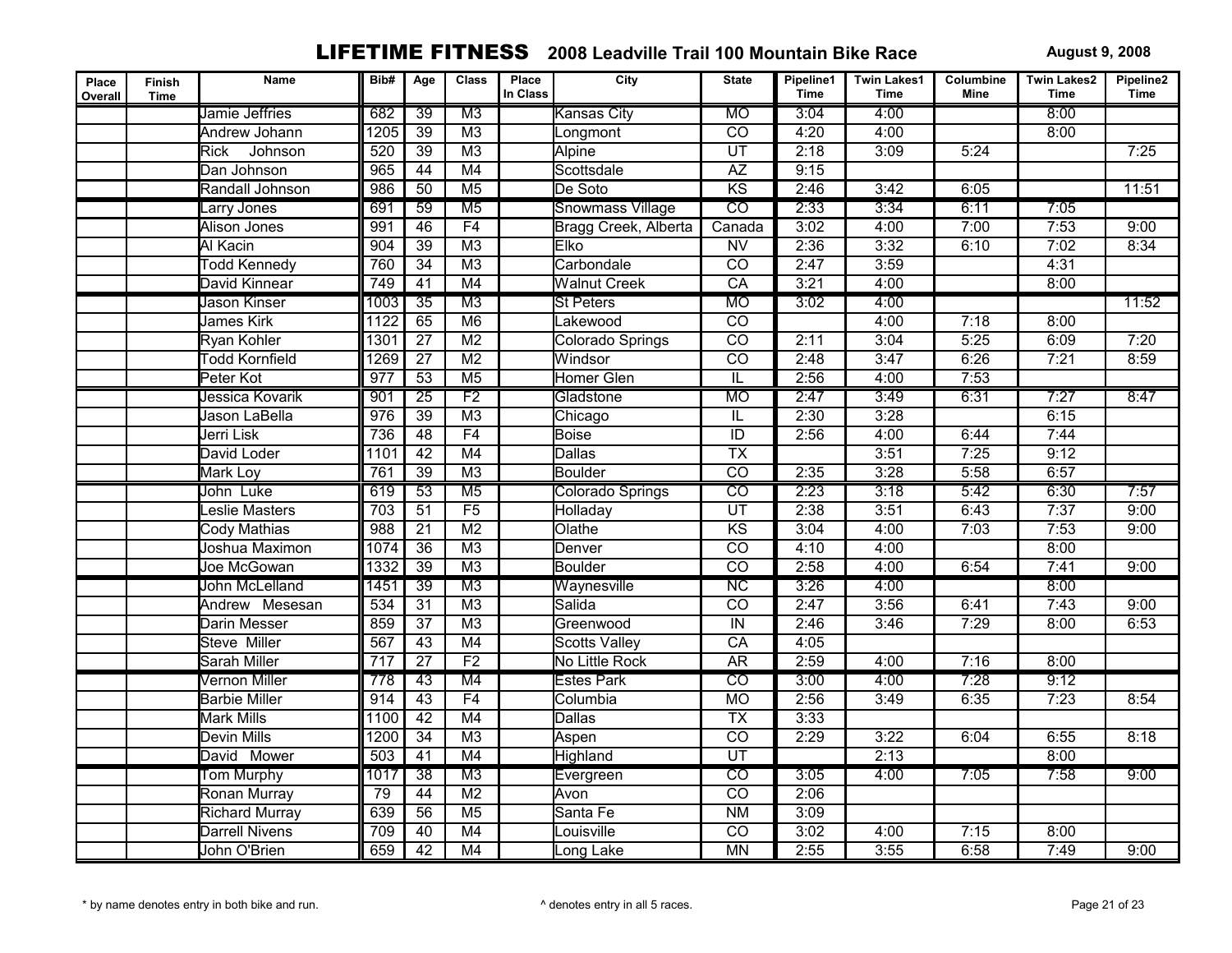# LIFETIME FITNESS 2008 Leadville Trail 100 Mountain Bike Race

August 9, 2008

| Place Overall | Finish Time | Name | Bib# | Age | Class | Place In Class | City | State | Pipeline1 Time | Twin Lakes1 Time | Columbine Mine | Twin Lakes2 Time | Pipeline2 Time |
|---|---|---|---|---|---|---|---|---|---|---|---|---|---|
| | | Jamie Jeffries | 682 | 39 | M3 | | Kansas City | MO | 3:04 | 4:00 | | 8:00 | |
| | | Andrew Johann | 1205 | 39 | M3 | | Longmont | CO | 4:20 | 4:00 | | 8:00 | |
| | | Rick Johnson | 520 | 39 | M3 | | Alpine | UT | 2:18 | 3:09 | 5:24 | | 7:25 |
| | | Dan Johnson | 965 | 44 | M4 | | Scottsdale | AZ | 9:15 | | | | |
| | | Randall Johnson | 986 | 50 | M5 | | De Soto | KS | 2:46 | 3:42 | 6:05 | | 11:51 |
| | | Larry Jones | 691 | 59 | M5 | | Snowmass Village | CO | 2:33 | 3:34 | 6:11 | 7:05 | |
| | | Alison Jones | 991 | 46 | F4 | | Bragg Creek, Alberta | Canada | 3:02 | 4:00 | 7:00 | 7:53 | 9:00 |
| | | Al Kacin | 904 | 39 | M3 | | Elko | NV | 2:36 | 3:32 | 6:10 | 7:02 | 8:34 |
| | | Todd Kennedy | 760 | 34 | M3 | | Carbondale | CO | 2:47 | 3:59 | | 4:31 | |
| | | David Kinnear | 749 | 41 | M4 | | Walnut Creek | CA | 3:21 | 4:00 | | 8:00 | |
| | | Jason Kinser | 1003 | 35 | M3 | | St Peters | MO | 3:02 | 4:00 | | | 11:52 |
| | | James Kirk | 1122 | 65 | M6 | | Lakewood | CO | | 4:00 | 7:18 | 8:00 | |
| | | Ryan Kohler | 1301 | 27 | M2 | | Colorado Springs | CO | 2:11 | 3:04 | 5:25 | 6:09 | 7:20 |
| | | Todd Kornfield | 1269 | 27 | M2 | | Windsor | CO | 2:48 | 3:47 | 6:26 | 7:21 | 8:59 |
| | | Peter Kot | 977 | 53 | M5 | | Homer Glen | IL | 2:56 | 4:00 | 7:53 | | |
| | | Jessica Kovarik | 901 | 25 | F2 | | Gladstone | MO | 2:47 | 3:49 | 6:31 | 7:27 | 8:47 |
| | | Jason LaBella | 976 | 39 | M3 | | Chicago | IL | 2:30 | 3:28 | | 6:15 | |
| | | Jerri Lisk | 736 | 48 | F4 | | Boise | ID | 2:56 | 4:00 | 6:44 | 7:44 | |
| | | David Loder | 1101 | 42 | M4 | | Dallas | TX | | 3:51 | 7:25 | 9:12 | |
| | | Mark Loy | 761 | 39 | M3 | | Boulder | CO | 2:35 | 3:28 | 5:58 | 6:57 | |
| | | John Luke | 619 | 53 | M5 | | Colorado Springs | CO | 2:23 | 3:18 | 5:42 | 6:30 | 7:57 |
| | | Leslie Masters | 703 | 51 | F5 | | Holladay | UT | 2:38 | 3:51 | 6:43 | 7:37 | 9:00 |
| | | Cody Mathias | 988 | 21 | M2 | | Olathe | KS | 3:04 | 4:00 | 7:03 | 7:53 | 9:00 |
| | | Joshua Maximon | 1074 | 36 | M3 | | Denver | CO | 4:10 | 4:00 | | 8:00 | |
| | | Joe McGowan | 1332 | 39 | M3 | | Boulder | CO | 2:58 | 4:00 | 6:54 | 7:41 | 9:00 |
| | | John McLelland | 1451 | 39 | M3 | | Waynesville | NC | 3:26 | 4:00 | | 8:00 | |
| | | Andrew Mesesan | 534 | 31 | M3 | | Salida | CO | 2:47 | 3:56 | 6:41 | 7:43 | 9:00 |
| | | Darin Messer | 859 | 37 | M3 | | Greenwood | IN | 2:46 | 3:46 | 7:29 | 8:00 | 6:53 |
| | | Steve Miller | 567 | 43 | M4 | | Scotts Valley | CA | 4:05 | | | | |
| | | Sarah Miller | 717 | 27 | F2 | | No Little Rock | AR | 2:59 | 4:00 | 7:16 | 8:00 | |
| | | Vernon Miller | 778 | 43 | M4 | | Estes Park | CO | 3:00 | 4:00 | 7:28 | 9:12 | |
| | | Barbie Miller | 914 | 43 | F4 | | Columbia | MO | 2:56 | 3:49 | 6:35 | 7:23 | 8:54 |
| | | Mark Mills | 1100 | 42 | M4 | | Dallas | TX | 3:33 | | | | |
| | | Devin Mills | 1200 | 34 | M3 | | Aspen | CO | 2:29 | 3:22 | 6:04 | 6:55 | 8:18 |
| | | David Mower | 503 | 41 | M4 | | Highland | UT | | 2:13 | | 8:00 | |
| | | Tom Murphy | 1017 | 38 | M3 | | Evergreen | CO | 3:05 | 4:00 | 7:05 | 7:58 | 9:00 |
| | | Ronan Murray | 79 | 44 | M2 | | Avon | CO | 2:06 | | | | |
| | | Richard Murray | 639 | 56 | M5 | | Santa Fe | NM | 3:09 | | | | |
| | | Darrell Nivens | 709 | 40 | M4 | | Louisville | CO | 3:02 | 4:00 | 7:15 | 8:00 | |
| | | John O'Brien | 659 | 42 | M4 | | Long Lake | MN | 2:55 | 3:55 | 6:58 | 7:49 | 9:00 |

* by name denotes entry in both bike and run.

^ denotes entry in all 5 races.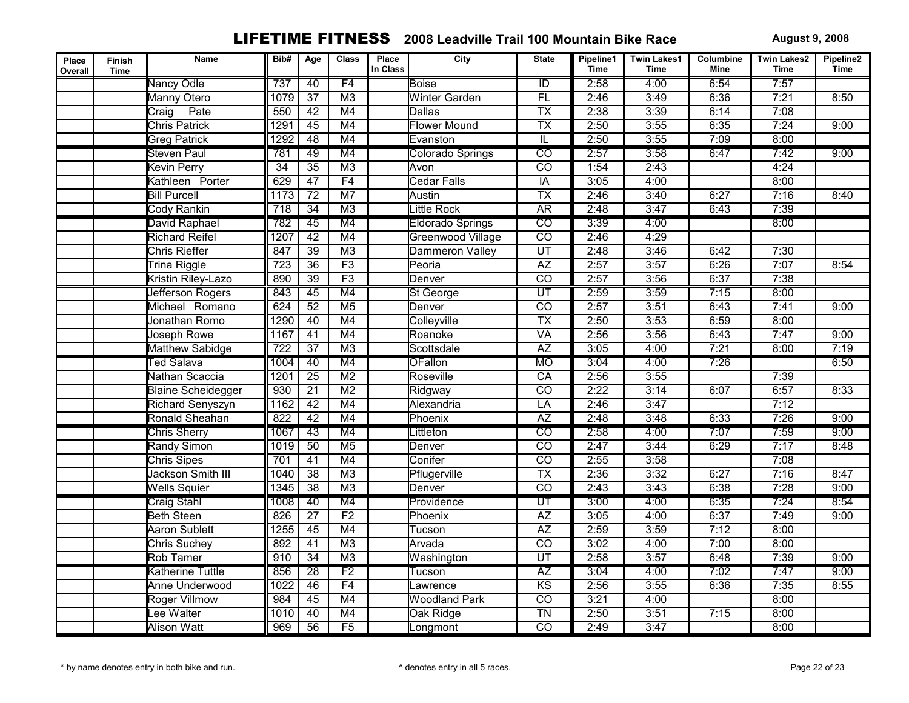# LIFETIME FITNESS 2008 Leadville Trail 100 Mountain Bike Race

**August 9, 2008**

| Place Overall | Finish Time | Name | Bib# | Age | Class | Place In Class | City | State | Pipeline1 Time | Twin Lakes1 Time | Columbine Mine | Twin Lakes2 Time | Pipeline2 Time |
|---|---|---|---|---|---|---|---|---|---|---|---|---|---|
| | | Nancy Odle | 737 | 40 | F4 | | Boise | ID | 2:58 | 4:00 | 6:54 | 7:57 | |
| | | Manny Otero | 1079 | 37 | M3 | | Winter Garden | FL | 2:46 | 3:49 | 6:36 | 7:21 | 8:50 |
| | | Craig Pate | 550 | 42 | M4 | | Dallas | TX | 2:38 | 3:39 | 6:14 | 7:08 | |
| | | Chris Patrick | 1291 | 45 | M4 | | Flower Mound | TX | 2:50 | 3:55 | 6:35 | 7:24 | 9:00 |
| | | Greg Patrick | 1292 | 48 | M4 | | Evanston | IL | 2:50 | 3:55 | 7:09 | 8:00 | |
| | | Steven Paul | 781 | 49 | M4 | | Colorado Springs | CO | 2:57 | 3:58 | 6:47 | 7:42 | 9:00 |
| | | Kevin Perry | 34 | 35 | M3 | | Avon | CO | 1:54 | 2:43 | | 4:24 | |
| | | Kathleen Porter | 629 | 47 | F4 | | Cedar Falls | IA | 3:05 | 4:00 | | 8:00 | |
| | | Bill Purcell | 1173 | 72 | M7 | | Austin | TX | 2:46 | 3:40 | 6:27 | 7:16 | 8:40 |
| | | Cody Rankin | 718 | 34 | M3 | | Little Rock | AR | 2:48 | 3:47 | 6:43 | 7:39 | |
| | | David Raphael | 782 | 45 | M4 | | Eldorado Springs | CO | 3:39 | 4:00 | | 8:00 | |
| | | Richard Reifel | 1207 | 42 | M4 | | Greenwood Village | CO | 2:46 | 4:29 | | | |
| | | Chris Rieffer | 847 | 39 | M3 | | Dammeron Valley | UT | 2:48 | 3:46 | 6:42 | 7:30 | |
| | | Trina Riggle | 723 | 36 | F3 | | Peoria | AZ | 2:57 | 3:57 | 6:26 | 7:07 | 8:54 |
| | | Kristin Riley-Lazo | 890 | 39 | F3 | | Denver | CO | 2:57 | 3:56 | 6:37 | 7:38 | |
| | | Jefferson Rogers | 843 | 45 | M4 | | St George | UT | 2:59 | 3:59 | 7:15 | 8:00 | |
| | | Michael Romano | 624 | 52 | M5 | | Denver | CO | 2:57 | 3:51 | 6:43 | 7:41 | 9:00 |
| | | Jonathan Romo | 1290 | 40 | M4 | | Colleyville | TX | 2:50 | 3:53 | 6:59 | 8:00 | |
| | | Joseph Rowe | 1167 | 41 | M4 | | Roanoke | VA | 2:56 | 3:56 | 6:43 | 7:47 | 9:00 |
| | | Matthew Sabidge | 722 | 37 | M3 | | Scottsdale | AZ | 3:05 | 4:00 | 7:21 | 8:00 | 7:19 |
| | | Ted Salava | 1004 | 40 | M4 | | OFallon | MO | 3:04 | 4:00 | 7:26 | | 6:50 |
| | | Nathan Scaccia | 1201 | 25 | M2 | | Roseville | CA | 2:56 | 3:55 | | 7:39 | |
| | | Blaine Scheidegger | 930 | 21 | M2 | | Ridgway | CO | 2:22 | 3:14 | 6:07 | 6:57 | 8:33 |
| | | Richard Senyszyn | 1162 | 42 | M4 | | Alexandria | LA | 2:46 | 3:47 | | 7:12 | |
| | | Ronald Sheahan | 822 | 42 | M4 | | Phoenix | AZ | 2:48 | 3:48 | 6:33 | 7:26 | 9:00 |
| | | Chris Sherry | 1067 | 43 | M4 | | Littleton | CO | 2:58 | 4:00 | 7:07 | 7:59 | 9:00 |
| | | Randy Simon | 1019 | 50 | M5 | | Denver | CO | 2:47 | 3:44 | 6:29 | 7:17 | 8:48 |
| | | Chris Sipes | 701 | 41 | M4 | | Conifer | CO | 2:55 | 3:58 | | 7:08 | |
| | | Jackson Smith III | 1040 | 38 | M3 | | Pflugerville | TX | 2:36 | 3:32 | 6:27 | 7:16 | 8:47 |
| | | Wells Squier | 1345 | 38 | M3 | | Denver | CO | 2:43 | 3:43 | 6:38 | 7:28 | 9:00 |
| | | Craig Stahl | 1008 | 40 | M4 | | Providence | UT | 3:00 | 4:00 | 6:35 | 7:24 | 8:54 |
| | | Beth Steen | 826 | 27 | F2 | | Phoenix | AZ | 3:05 | 4:00 | 6:37 | 7:49 | 9:00 |
| | | Aaron Sublett | 1255 | 45 | M4 | | Tucson | AZ | 2:59 | 3:59 | 7:12 | 8:00 | |
| | | Chris Suchey | 892 | 41 | M3 | | Arvada | CO | 3:02 | 4:00 | 7:00 | 8:00 | |
| | | Rob Tamer | 910 | 34 | M3 | | Washington | UT | 2:58 | 3:57 | 6:48 | 7:39 | 9:00 |
| | | Katherine Tuttle | 856 | 28 | F2 | | Tucson | AZ | 3:04 | 4:00 | 7:02 | 7:47 | 9:00 |
| | | Anne Underwood | 1022 | 46 | F4 | | Lawrence | KS | 2:56 | 3:55 | 6:36 | 7:35 | 8:55 |
| | | Roger Villmow | 984 | 45 | M4 | | Woodland Park | CO | 3:21 | 4:00 | | 8:00 | |
| | | Lee Walter | 1010 | 40 | M4 | | Oak Ridge | TN | 2:50 | 3:51 | 7:15 | 8:00 | |
| | | Alison Watt | 969 | 56 | F5 | | Longmont | CO | 2:49 | 3:47 | | 8:00 | |

* by name denotes entry in both bike and run. ^ denotes entry in all 5 races.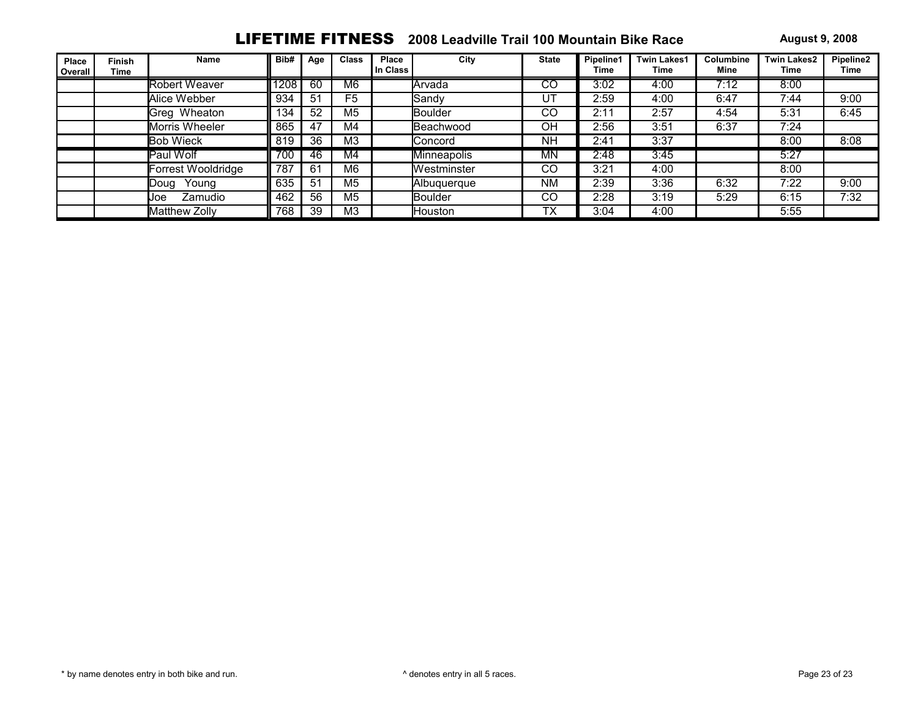# LIFETIME FITNESS 2008 Leadville Trail 100 Mountain Bike Race

**August 9, 2008**

| Place Overall | Finish Time | Name | Bib# | Age | Class | Place In Class | City | State | Pipeline1 Time | Twin Lakes1 Time | Columbine Mine | Twin Lakes2 Time | Pipeline2 Time |
|---|---|---|---|---|---|---|---|---|---|---|---|---|---|
| | | Robert Weaver | 1208 | 60 | M6 | | Arvada | CO | 3:02 | 4:00 | 7:12 | 8:00 | |
| | | Alice Webber | 934 | 51 | F5 | | Sandy | UT | 2:59 | 4:00 | 6:47 | 7:44 | 9:00 |
| | | Greg Wheaton | 134 | 52 | M5 | | Boulder | CO | 2:11 | 2:57 | 4:54 | 5:31 | 6:45 |
| | | Morris Wheeler | 865 | 47 | M4 | | Beachwood | OH | 2:56 | 3:51 | 6:37 | 7:24 | |
| | | Bob Wieck | 819 | 36 | M3 | | Concord | NH | 2:41 | 3:37 | | 8:00 | 8:08 |
| | | Paul Wolf | 700 | 46 | M4 | | Minneapolis | MN | 2:48 | 3:45 | | 5:27 | |
| | | Forrest Wooldridge | 787 | 61 | M6 | | Westminster | CO | 3:21 | 4:00 | | 8:00 | |
| | | Doug Young | 635 | 51 | M5 | | Albuquerque | NM | 2:39 | 3:36 | 6:32 | 7:22 | 9:00 |
| | | Joe Zamudio | 462 | 56 | M5 | | Boulder | CO | 2:28 | 3:19 | 5:29 | 6:15 | 7:32 |
| | | Matthew Zolly | 768 | 39 | M3 | | Houston | TX | 3:04 | 4:00 | | 5:55 | |

* by name denotes entry in both bike and run.

^ denotes entry in all 5 races.